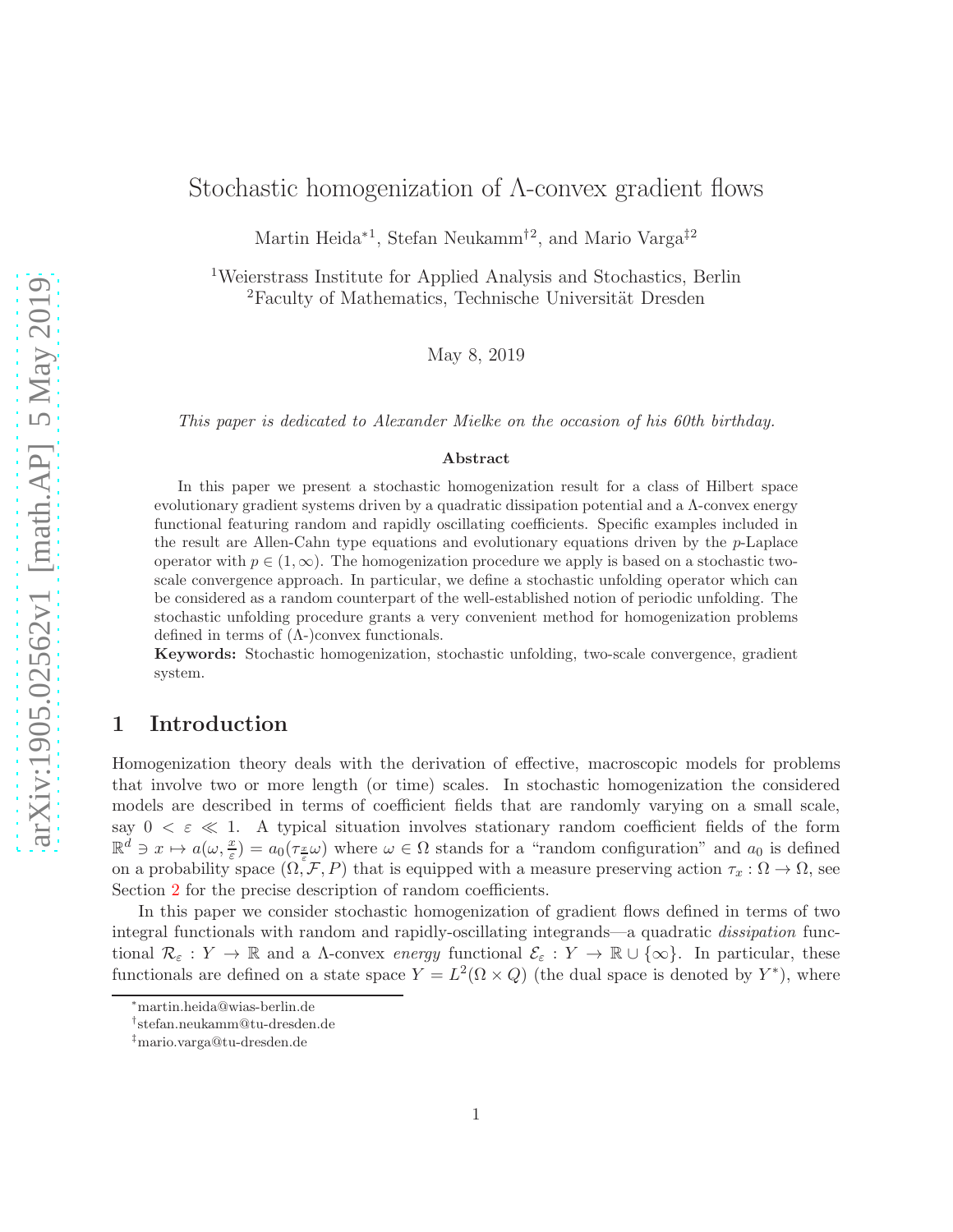# Stochastic homogenization of Λ-convex gradient flows

Martin Heida*[1], Stefan Neukamm†[2], and Mario Varga‡[2]

[1]Weierstrass Institute for Applied Analysis and Stochastics, Berlin
[2]Faculty of Mathematics, Technische Universität Dresden

May 8, 2019

*This paper is dedicated to Alexander Mielke on the occasion of his 60th birthday.*

### Abstract

In this paper we present a stochastic homogenization result for a class of Hilbert space evolutionary gradient systems driven by a quadratic dissipation potential and a Λ-convex energy functional featuring random and rapidly oscillating coefficients. Specific examples included in the result are Allen-Cahn type equations and evolutionary equations driven by the $p$-Laplace operator with $p \in (1, \infty)$. The homogenization procedure we apply is based on a stochastic two-scale convergence approach. In particular, we define a stochastic unfolding operator which can be considered as a random counterpart of the well-established notion of periodic unfolding. The stochastic unfolding procedure grants a very convenient method for homogenization problems defined in terms of (Λ-)convex functionals.

**Keywords:** Stochastic homogenization, stochastic unfolding, two-scale convergence, gradient system.

## 1 Introduction

Homogenization theory deals with the derivation of effective, macroscopic models for problems that involve two or more length (or time) scales. In stochastic homogenization the considered models are described in terms of coefficient fields that are randomly varying on a small scale, say $0 < \varepsilon \ll 1$. A typical situation involves stationary random coefficient fields of the form $\mathbb{R}^d \ni x \mapsto a(\omega, \frac{x}{\varepsilon}) = a_0(\tau_{\frac{x}{\varepsilon}}\omega)$ where $\omega \in \Omega$ stands for a "random configuration" and $a_0$ is defined on a probability space $(\Omega, \mathcal{F}, P)$ that is equipped with a measure preserving action $\tau_x : \Omega \to \Omega$, see Section 2 for the precise description of random coefficients.

In this paper we consider stochastic homogenization of gradient flows defined in terms of two integral functionals with random and rapidly-oscillating integrands—a quadratic *dissipation* functional $\mathcal{R}_\varepsilon : Y \to \mathbb{R}$ and a Λ-convex *energy* functional $\mathcal{E}_\varepsilon : Y \to \mathbb{R} \cup \{\infty\}$. In particular, these functionals are defined on a state space $Y = L^2(\Omega \times Q)$ (the dual space is denoted by $Y^*$), where

*martin.heida@wias-berlin.de
†stefan.neukamm@tu-dresden.de
‡mario.varga@tu-dresden.de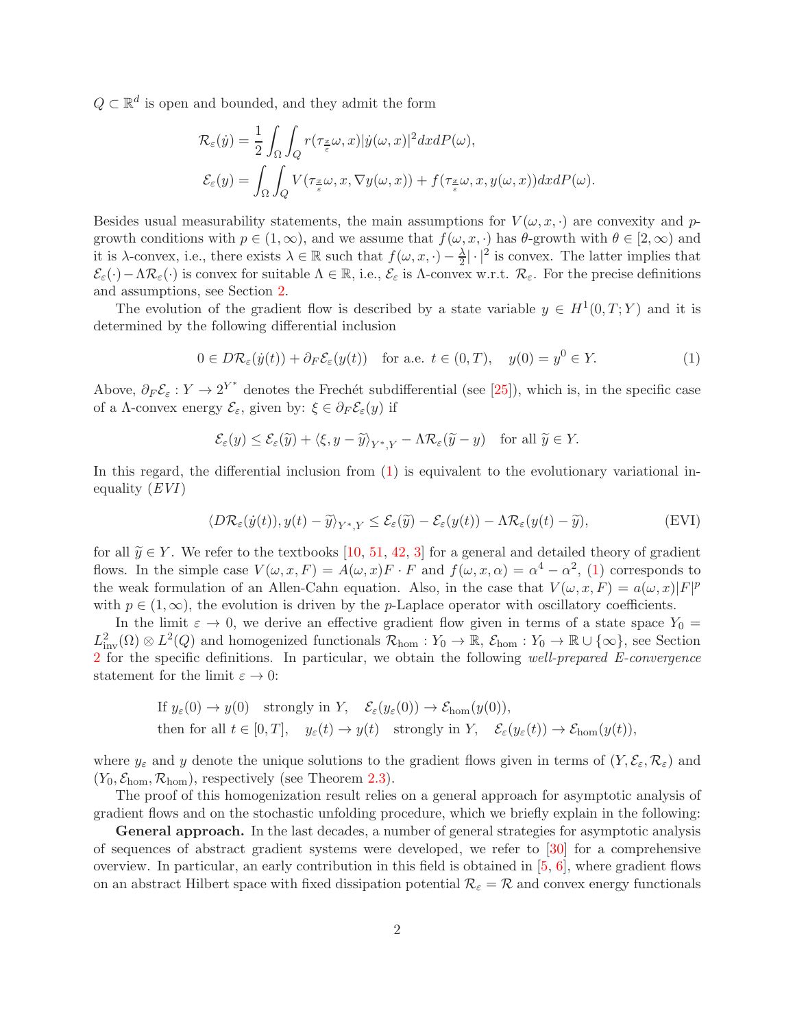$Q \subset \mathbb{R}^d$ is open and bounded, and they admit the form

$$\mathcal{R}_\varepsilon(\dot{y}) = \frac{1}{2}\int_\Omega \int_Q r(\tau_{\frac{x}{\varepsilon}}\omega, x)|\dot{y}(\omega,x)|^2 dx dP(\omega),$$
$$\mathcal{E}_\varepsilon(y) = \int_\Omega \int_Q V(\tau_{\frac{x}{\varepsilon}}\omega, x, \nabla y(\omega,x)) + f(\tau_{\frac{x}{\varepsilon}}\omega, x, y(\omega,x)) dx dP(\omega).$$

Besides usual measurability statements, the main assumptions for $V(\omega, x, \cdot)$ are convexity and $p$-growth conditions with $p \in (1,\infty)$, and we assume that $f(\omega, x, \cdot)$ has $\theta$-growth with $\theta \in [2,\infty)$ and it is $\lambda$-convex, i.e., there exists $\lambda \in \mathbb{R}$ such that $f(\omega,x,\cdot) - \frac{\lambda}{2}|\cdot|^2$ is convex. The latter implies that $\mathcal{E}_\varepsilon(\cdot) - \Lambda \mathcal{R}_\varepsilon(\cdot)$ is convex for suitable $\Lambda \in \mathbb{R}$, i.e., $\mathcal{E}_\varepsilon$ is $\Lambda$-convex w.r.t. $\mathcal{R}_\varepsilon$. For the precise definitions and assumptions, see Section 2.

The evolution of the gradient flow is described by a state variable $y \in H^1(0,T;Y)$ and it is determined by the following differential inclusion

$$0 \in D\mathcal{R}_\varepsilon(\dot{y}(t)) + \partial_F \mathcal{E}_\varepsilon(y(t)) \quad \text{for a.e. } t \in (0,T), \quad y(0) = y^0 \in Y. \tag{1}$$

Above, $\partial_F \mathcal{E}_\varepsilon : Y \to 2^{Y^*}$ denotes the Frechét subdifferential (see [25]), which is, in the specific case of a $\Lambda$-convex energy $\mathcal{E}_\varepsilon$, given by: $\xi \in \partial_F \mathcal{E}_\varepsilon(y)$ if

$$\mathcal{E}_\varepsilon(y) \leq \mathcal{E}_\varepsilon(\widetilde{y}) + \langle \xi, y - \widetilde{y}\rangle_{Y^*,Y} - \Lambda \mathcal{R}_\varepsilon(\widetilde{y} - y) \quad \text{for all } \widetilde{y} \in Y.$$

In this regard, the differential inclusion from (1) is equivalent to the evolutionary variational inequality $(EVI)$

$$\langle D\mathcal{R}_\varepsilon(\dot{y}(t)), y(t) - \widetilde{y}\rangle_{Y^*,Y} \leq \mathcal{E}_\varepsilon(\widetilde{y}) - \mathcal{E}_\varepsilon(y(t)) - \Lambda \mathcal{R}_\varepsilon(y(t) - \widetilde{y}), \tag{EVI}$$

for all $\widetilde{y} \in Y$. We refer to the textbooks [10, 51, 42, 3] for a general and detailed theory of gradient flows. In the simple case $V(\omega, x, F) = A(\omega, x)F \cdot F$ and $f(\omega, x, \alpha) = \alpha^4 - \alpha^2$, (1) corresponds to the weak formulation of an Allen-Cahn equation. Also, in the case that $V(\omega, x, F) = a(\omega, x)|F|^p$ with $p \in (1,\infty)$, the evolution is driven by the $p$-Laplace operator with oscillatory coefficients.

In the limit $\varepsilon \to 0$, we derive an effective gradient flow given in terms of a state space $Y_0 = L^2_{\text{inv}}(\Omega) \otimes L^2(Q)$ and homogenized functionals $\mathcal{R}_{\text{hom}} : Y_0 \to \mathbb{R}$, $\mathcal{E}_{\text{hom}} : Y_0 \to \mathbb{R} \cup \{\infty\}$, see Section 2 for the specific definitions. In particular, we obtain the following *well-prepared E-convergence* statement for the limit $\varepsilon \to 0$:

$$\begin{aligned}
&\text{If } y_\varepsilon(0) \to y(0) \quad \text{strongly in } Y, \quad \mathcal{E}_\varepsilon(y_\varepsilon(0)) \to \mathcal{E}_{\text{hom}}(y(0)),\\
&\text{then for all } t \in [0,T], \quad y_\varepsilon(t) \to y(t) \quad \text{strongly in } Y, \quad \mathcal{E}_\varepsilon(y_\varepsilon(t)) \to \mathcal{E}_{\text{hom}}(y(t)),
\end{aligned}$$

where $y_\varepsilon$ and $y$ denote the unique solutions to the gradient flows given in terms of $(Y, \mathcal{E}_\varepsilon, \mathcal{R}_\varepsilon)$ and $(Y_0, \mathcal{E}_{\text{hom}}, \mathcal{R}_{\text{hom}})$, respectively (see Theorem 2.3).

The proof of this homogenization result relies on a general approach for asymptotic analysis of gradient flows and on the stochastic unfolding procedure, which we briefly explain in the following:

**General approach.** In the last decades, a number of general strategies for asymptotic analysis of sequences of abstract gradient systems were developed, we refer to [30] for a comprehensive overview. In particular, an early contribution in this field is obtained in [5, 6], where gradient flows on an abstract Hilbert space with fixed dissipation potential $\mathcal{R}_\varepsilon = \mathcal{R}$ and convex energy functionals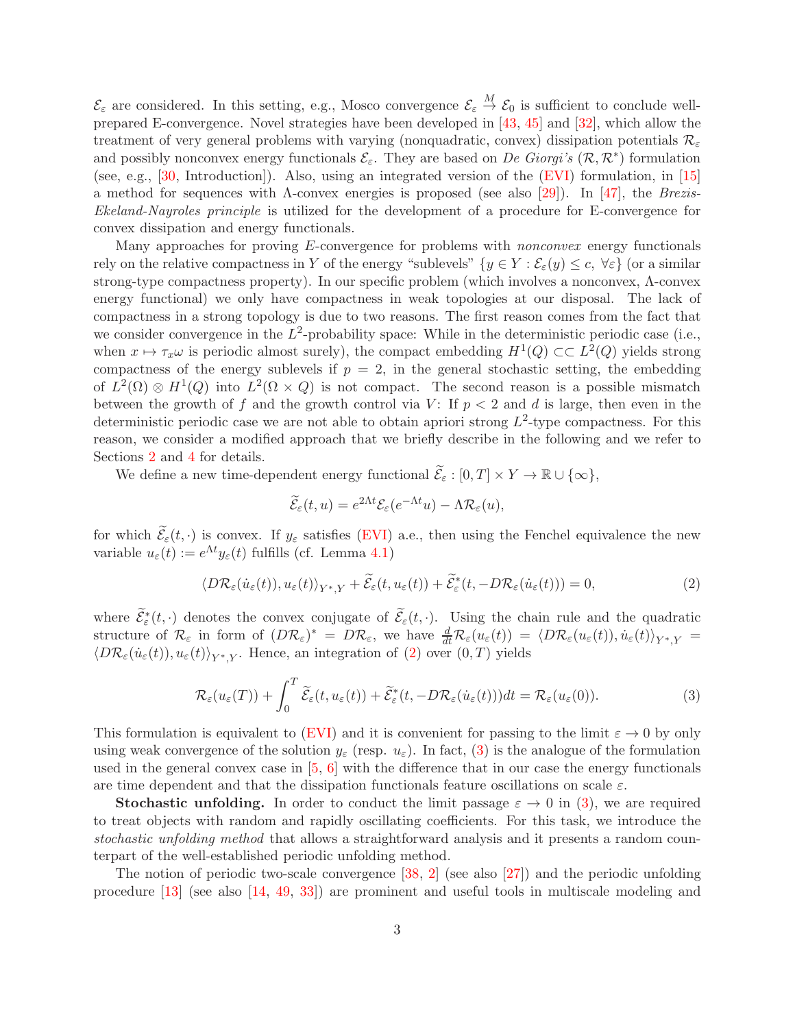$\mathcal{E}_\varepsilon$ are considered. In this setting, e.g., Mosco convergence $\mathcal{E}_\varepsilon \overset{M}{\to} \mathcal{E}_0$ is sufficient to conclude well-prepared E-convergence. Novel strategies have been developed in [43, 45] and [32], which allow the treatment of very general problems with varying (nonquadratic, convex) dissipation potentials $\mathcal{R}_\varepsilon$ and possibly nonconvex energy functionals $\mathcal{E}_\varepsilon$. They are based on *De Giorgi's* $(\mathcal{R}, \mathcal{R}^*)$ formulation (see, e.g., [30, Introduction]). Also, using an integrated version of the (EVI) formulation, in [15] a method for sequences with $\Lambda$-convex energies is proposed (see also [29]). In [47], the *Brezis-Ekeland-Nayroles principle* is utilized for the development of a procedure for E-convergence for convex dissipation and energy functionals.

Many approaches for proving $E$-convergence for problems with *nonconvex* energy functionals rely on the relative compactness in $Y$ of the energy "sublevels" $\{y \in Y : \mathcal{E}_\varepsilon(y) \leq c, \ \forall \varepsilon\}$ (or a similar strong-type compactness property). In our specific problem (which involves a nonconvex, $\Lambda$-convex energy functional) we only have compactness in weak topologies at our disposal. The lack of compactness in a strong topology is due to two reasons. The first reason comes from the fact that we consider convergence in the $L^2$-probability space: While in the deterministic periodic case (i.e., when $x \mapsto \tau_x \omega$ is periodic almost surely), the compact embedding $H^1(Q) \subset\subset L^2(Q)$ yields strong compactness of the energy sublevels if $p = 2$, in the general stochastic setting, the embedding of $L^2(\Omega) \otimes H^1(Q)$ into $L^2(\Omega \times Q)$ is not compact. The second reason is a possible mismatch between the growth of $f$ and the growth control via $V$: If $p < 2$ and $d$ is large, then even in the deterministic periodic case we are not able to obtain apriori strong $L^2$-type compactness. For this reason, we consider a modified approach that we briefly describe in the following and we refer to Sections 2 and 4 for details.

We define a new time-dependent energy functional $\widetilde{\mathcal{E}}_\varepsilon : [0, T] \times Y \to \mathbb{R} \cup \{\infty\}$,

$$\widetilde{\mathcal{E}}_\varepsilon(t, u) = e^{2\Lambda t} \mathcal{E}_\varepsilon(e^{-\Lambda t} u) - \Lambda \mathcal{R}_\varepsilon(u),$$

for which $\widetilde{\mathcal{E}}_\varepsilon(t, \cdot)$ is convex. If $y_\varepsilon$ satisfies (EVI) a.e., then using the Fenchel equivalence the new variable $u_\varepsilon(t) := e^{\Lambda t} y_\varepsilon(t)$ fulfills (cf. Lemma 4.1)

$$\langle D\mathcal{R}_\varepsilon(\dot{u}_\varepsilon(t)), u_\varepsilon(t) \rangle_{Y^*, Y} + \widetilde{\mathcal{E}}_\varepsilon(t, u_\varepsilon(t)) + \widetilde{\mathcal{E}}^*_\varepsilon(t, -D\mathcal{R}_\varepsilon(\dot{u}_\varepsilon(t))) = 0, \tag{2}$$

where $\widetilde{\mathcal{E}}^*_\varepsilon(t, \cdot)$ denotes the convex conjugate of $\widetilde{\mathcal{E}}_\varepsilon(t, \cdot)$. Using the chain rule and the quadratic structure of $\mathcal{R}_\varepsilon$ in form of $(D\mathcal{R}_\varepsilon)^* = D\mathcal{R}_\varepsilon$, we have $\frac{d}{dt}\mathcal{R}_\varepsilon(u_\varepsilon(t)) = \langle D\mathcal{R}_\varepsilon(u_\varepsilon(t)), \dot{u}_\varepsilon(t) \rangle_{Y^*, Y} = \langle D\mathcal{R}_\varepsilon(\dot{u}_\varepsilon(t)), u_\varepsilon(t) \rangle_{Y^*, Y}$. Hence, an integration of (2) over $(0, T)$ yields

$$\mathcal{R}_\varepsilon(u_\varepsilon(T)) + \int_0^T \widetilde{\mathcal{E}}_\varepsilon(t, u_\varepsilon(t)) + \widetilde{\mathcal{E}}^*_\varepsilon(t, -D\mathcal{R}_\varepsilon(\dot{u}_\varepsilon(t))) dt = \mathcal{R}_\varepsilon(u_\varepsilon(0)). \tag{3}$$

This formulation is equivalent to (EVI) and it is convenient for passing to the limit $\varepsilon \to 0$ by only using weak convergence of the solution $y_\varepsilon$ (resp. $u_\varepsilon$). In fact, (3) is the analogue of the formulation used in the general convex case in [5, 6] with the difference that in our case the energy functionals are time dependent and that the dissipation functionals feature oscillations on scale $\varepsilon$.

**Stochastic unfolding.** In order to conduct the limit passage $\varepsilon \to 0$ in (3), we are required to treat objects with random and rapidly oscillating coefficients. For this task, we introduce the *stochastic unfolding method* that allows a straightforward analysis and it presents a random counterpart of the well-established periodic unfolding method.

The notion of periodic two-scale convergence [38, 2] (see also [27]) and the periodic unfolding procedure [13] (see also [14, 49, 33]) are prominent and useful tools in multiscale modeling and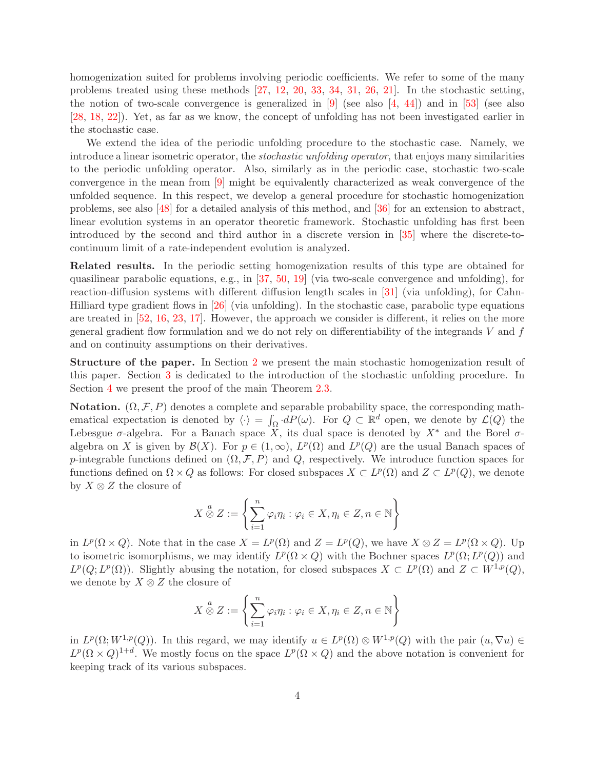homogenization suited for problems involving periodic coefficients. We refer to some of the many problems treated using these methods [27, 12, 20, 33, 34, 31, 26, 21]. In the stochastic setting, the notion of two-scale convergence is generalized in [9] (see also [4, 44]) and in [53] (see also [28, 18, 22]). Yet, as far as we know, the concept of unfolding has not been investigated earlier in the stochastic case.

We extend the idea of the periodic unfolding procedure to the stochastic case. Namely, we introduce a linear isometric operator, the *stochastic unfolding operator*, that enjoys many similarities to the periodic unfolding operator. Also, similarly as in the periodic case, stochastic two-scale convergence in the mean from [9] might be equivalently characterized as weak convergence of the unfolded sequence. In this respect, we develop a general procedure for stochastic homogenization problems, see also [48] for a detailed analysis of this method, and [36] for an extension to abstract, linear evolution systems in an operator theoretic framework. Stochastic unfolding has first been introduced by the second and third author in a discrete version in [35] where the discrete-to-continuum limit of a rate-independent evolution is analyzed.

**Related results.** In the periodic setting homogenization results of this type are obtained for quasilinear parabolic equations, e.g., in [37, 50, 19] (via two-scale convergence and unfolding), for reaction-diffusion systems with different diffusion length scales in [31] (via unfolding), for Cahn-Hilliard type gradient flows in [26] (via unfolding). In the stochastic case, parabolic type equations are treated in [52, 16, 23, 17]. However, the approach we consider is different, it relies on the more general gradient flow formulation and we do not rely on differentiability of the integrands $V$ and $f$ and on continuity assumptions on their derivatives.

**Structure of the paper.** In Section 2 we present the main stochastic homogenization result of this paper. Section 3 is dedicated to the introduction of the stochastic unfolding procedure. In Section 4 we present the proof of the main Theorem 2.3.

**Notation.** $(\Omega, \mathcal{F}, P)$ denotes a complete and separable probability space, the corresponding mathematical expectation is denoted by $\langle \cdot \rangle = \int_{\Omega} \cdot dP(\omega)$. For $Q \subset \mathbb{R}^d$ open, we denote by $\mathcal{L}(Q)$ the Lebesgue $\sigma$-algebra. For a Banach space $X$, its dual space is denoted by $X^*$ and the Borel $\sigma$-algebra on $X$ is given by $\mathcal{B}(X)$. For $p \in (1,\infty)$, $L^p(\Omega)$ and $L^p(Q)$ are the usual Banach spaces of $p$-integrable functions defined on $(\Omega, \mathcal{F}, P)$ and $Q$, respectively. We introduce function spaces for functions defined on $\Omega \times Q$ as follows: For closed subspaces $X \subset L^p(\Omega)$ and $Z \subset L^p(Q)$, we denote by $X \otimes Z$ the closure of

$$X \overset{a}{\otimes} Z := \left\{ \sum_{i=1}^{n} \varphi_i \eta_i : \varphi_i \in X, \eta_i \in Z, n \in \mathbb{N} \right\}$$

in $L^p(\Omega \times Q)$. Note that in the case $X = L^p(\Omega)$ and $Z = L^p(Q)$, we have $X \otimes Z = L^p(\Omega \times Q)$. Up to isometric isomorphisms, we may identify $L^p(\Omega \times Q)$ with the Bochner spaces $L^p(\Omega; L^p(Q))$ and $L^p(Q; L^p(\Omega))$. Slightly abusing the notation, for closed subspaces $X \subset L^p(\Omega)$ and $Z \subset W^{1,p}(Q)$, we denote by $X \otimes Z$ the closure of

$$X \overset{a}{\otimes} Z := \left\{ \sum_{i=1}^{n} \varphi_i \eta_i : \varphi_i \in X, \eta_i \in Z, n \in \mathbb{N} \right\}$$

in $L^p(\Omega; W^{1,p}(Q))$. In this regard, we may identify $u \in L^p(\Omega) \otimes W^{1,p}(Q)$ with the pair $(u, \nabla u) \in L^p(\Omega \times Q)^{1+d}$. We mostly focus on the space $L^p(\Omega \times Q)$ and the above notation is convenient for keeping track of its various subspaces.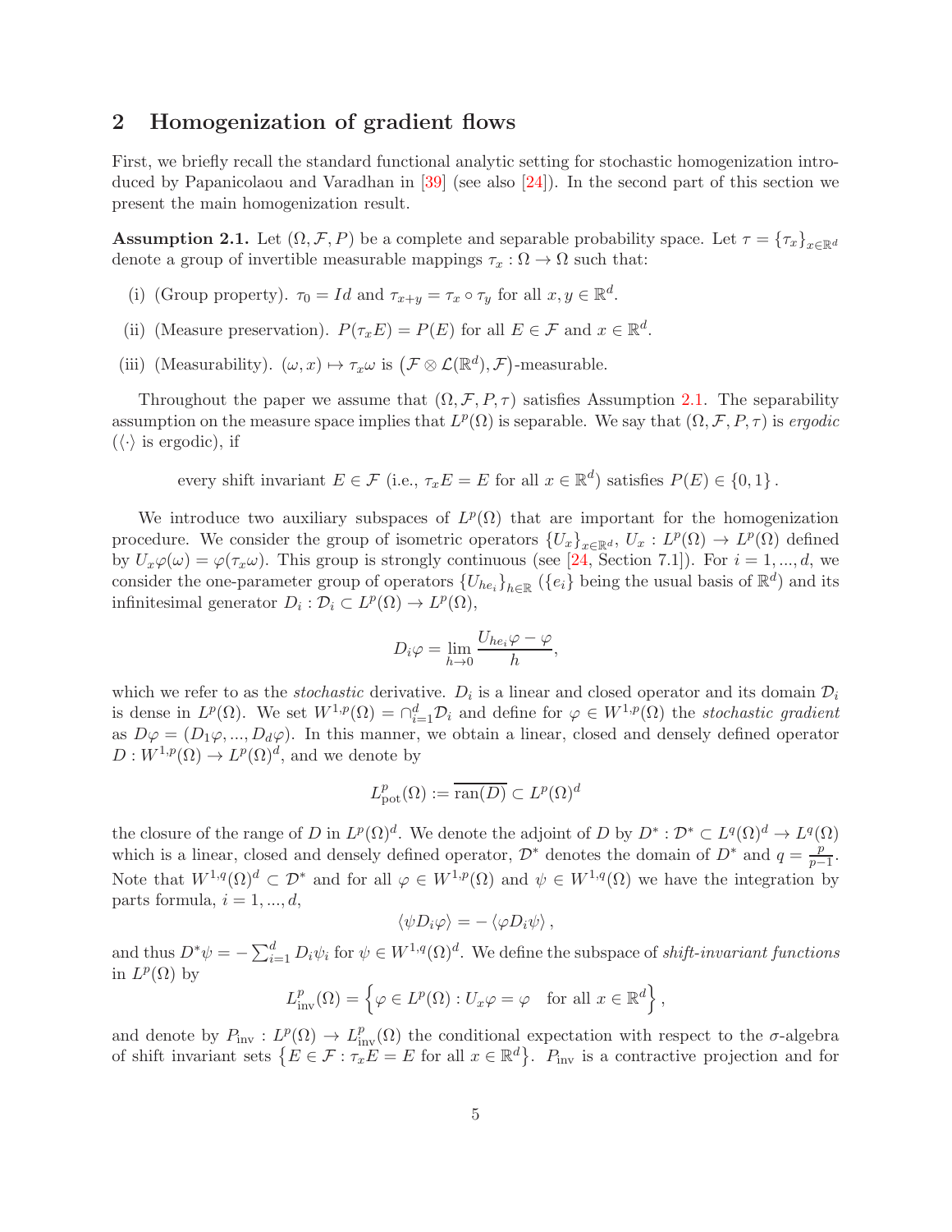## 2 Homogenization of gradient flows

First, we briefly recall the standard functional analytic setting for stochastic homogenization introduced by Papanicolaou and Varadhan in [39] (see also [24]). In the second part of this section we present the main homogenization result.

**Assumption 2.1.** Let $(\Omega, \mathcal{F}, P)$ be a complete and separable probability space. Let $\tau = \{\tau_x\}_{x\in\mathbb{R}^d}$ denote a group of invertible measurable mappings $\tau_x : \Omega \to \Omega$ such that:

(i) (Group property). $\tau_0 = Id$ and $\tau_{x+y} = \tau_x \circ \tau_y$ for all $x, y \in \mathbb{R}^d$.

(ii) (Measure preservation). $P(\tau_x E) = P(E)$ for all $E \in \mathcal{F}$ and $x \in \mathbb{R}^d$.

(iii) (Measurability). $(\omega, x) \mapsto \tau_x \omega$ is $\big(\mathcal{F} \otimes \mathcal{L}(\mathbb{R}^d), \mathcal{F}\big)$-measurable.

Throughout the paper we assume that $(\Omega, \mathcal{F}, P, \tau)$ satisfies Assumption 2.1. The separability assumption on the measure space implies that $L^p(\Omega)$ is separable. We say that $(\Omega, \mathcal{F}, P, \tau)$ is *ergodic* ($\langle\cdot\rangle$ is ergodic), if

$$\text{every shift invariant } E \in \mathcal{F} \text{ (i.e., } \tau_x E = E \text{ for all } x \in \mathbb{R}^d\text{) satisfies } P(E) \in \{0, 1\}.$$

We introduce two auxiliary subspaces of $L^p(\Omega)$ that are important for the homogenization procedure. We consider the group of isometric operators $\{U_x\}_{x\in\mathbb{R}^d}$, $U_x : L^p(\Omega) \to L^p(\Omega)$ defined by $U_x\varphi(\omega) = \varphi(\tau_x\omega)$. This group is strongly continuous (see [24, Section 7.1]). For $i = 1, ..., d$, we consider the one-parameter group of operators $\{U_{he_i}\}_{h\in\mathbb{R}}$ ($\{e_i\}$ being the usual basis of $\mathbb{R}^d$) and its infinitesimal generator $D_i : \mathcal{D}_i \subset L^p(\Omega) \to L^p(\Omega)$,

$$D_i\varphi = \lim_{h\to 0} \frac{U_{he_i}\varphi - \varphi}{h},$$

which we refer to as the *stochastic* derivative. $D_i$ is a linear and closed operator and its domain $\mathcal{D}_i$ is dense in $L^p(\Omega)$. We set $W^{1,p}(\Omega) = \cap_{i=1}^d \mathcal{D}_i$ and define for $\varphi \in W^{1,p}(\Omega)$ the *stochastic gradient* as $D\varphi = (D_1\varphi, ..., D_d\varphi)$. In this manner, we obtain a linear, closed and densely defined operator $D : W^{1,p}(\Omega) \to L^p(\Omega)^d$, and we denote by

$$L^p_{\text{pot}}(\Omega) := \overline{\text{ran}(D)} \subset L^p(\Omega)^d$$

the closure of the range of $D$ in $L^p(\Omega)^d$. We denote the adjoint of $D$ by $D^* : \mathcal{D}^* \subset L^q(\Omega)^d \to L^q(\Omega)$ which is a linear, closed and densely defined operator, $\mathcal{D}^*$ denotes the domain of $D^*$ and $q = \frac{p}{p-1}$. Note that $W^{1,q}(\Omega)^d \subset \mathcal{D}^*$ and for all $\varphi \in W^{1,p}(\Omega)$ and $\psi \in W^{1,q}(\Omega)$ we have the integration by parts formula, $i = 1, ..., d$,

$$\langle \psi D_i\varphi \rangle = -\langle \varphi D_i\psi \rangle,$$

and thus $D^*\psi = -\sum_{i=1}^d D_i\psi_i$ for $\psi \in W^{1,q}(\Omega)^d$. We define the subspace of *shift-invariant functions* in $L^p(\Omega)$ by

$$L^p_{\text{inv}}(\Omega) = \left\{ \varphi \in L^p(\Omega) : U_x\varphi = \varphi \quad \text{for all } x \in \mathbb{R}^d \right\},$$

and denote by $P_{\text{inv}} : L^p(\Omega) \to L^p_{\text{inv}}(\Omega)$ the conditional expectation with respect to the $\sigma$-algebra of shift invariant sets $\left\{E \in \mathcal{F} : \tau_x E = E \text{ for all } x \in \mathbb{R}^d\right\}$. $P_{\text{inv}}$ is a contractive projection and for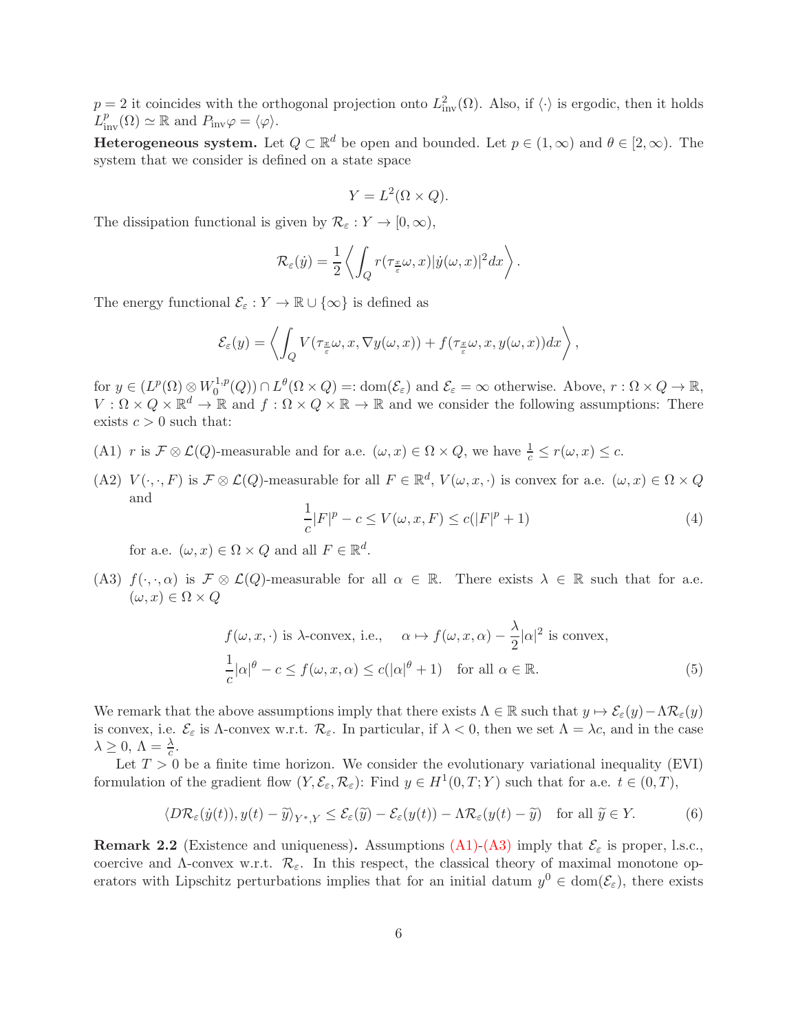$p = 2$ it coincides with the orthogonal projection onto $L^2_{\text{inv}}(\Omega)$. Also, if $\langle\cdot\rangle$ is ergodic, then it holds $L^p_{\text{inv}}(\Omega) \simeq \mathbb{R}$ and $P_{\text{inv}}\varphi = \langle\varphi\rangle$.

**Heterogeneous system.** Let $Q \subset \mathbb{R}^d$ be open and bounded. Let $p \in (1,\infty)$ and $\theta \in [2,\infty)$. The system that we consider is defined on a state space

$$Y = L^2(\Omega \times Q).$$

The dissipation functional is given by $\mathcal{R}_\varepsilon : Y \to [0,\infty)$,

$$\mathcal{R}_\varepsilon(\dot{y}) = \frac{1}{2}\left\langle \int_Q r(\tau_{\frac{x}{\varepsilon}}\omega, x)|\dot{y}(\omega,x)|^2 dx \right\rangle.$$

The energy functional $\mathcal{E}_\varepsilon : Y \to \mathbb{R}\cup\{\infty\}$ is defined as

$$\mathcal{E}_\varepsilon(y) = \left\langle \int_Q V(\tau_{\frac{x}{\varepsilon}}\omega, x, \nabla y(\omega,x)) + f(\tau_{\frac{x}{\varepsilon}}\omega, x, y(\omega,x))dx \right\rangle,$$

for $y \in (L^p(\Omega)\otimes W^{1,p}_0(Q)) \cap L^\theta(\Omega\times Q) =: \text{dom}(\mathcal{E}_\varepsilon)$ and $\mathcal{E}_\varepsilon = \infty$ otherwise. Above, $r : \Omega\times Q \to \mathbb{R}$, $V : \Omega \times Q \times \mathbb{R}^d \to \mathbb{R}$ and $f : \Omega\times Q\times\mathbb{R} \to \mathbb{R}$ and we consider the following assumptions: There exists $c > 0$ such that:

(A1) $r$ is $\mathcal{F}\otimes\mathcal{L}(Q)$-measurable and for a.e. $(\omega,x) \in \Omega\times Q$, we have $\frac{1}{c} \le r(\omega,x) \le c$.

(A2) $V(\cdot,\cdot,F)$ is $\mathcal{F}\otimes\mathcal{L}(Q)$-measurable for all $F \in \mathbb{R}^d$, $V(\omega,x,\cdot)$ is convex for a.e. $(\omega,x)\in\Omega\times Q$ and

$$\frac{1}{c}|F|^p - c \le V(\omega,x,F) \le c(|F|^p + 1) \tag{4}$$

for a.e. $(\omega,x) \in \Omega\times Q$ and all $F \in \mathbb{R}^d$.

(A3) $f(\cdot,\cdot,\alpha)$ is $\mathcal{F}\otimes\mathcal{L}(Q)$-measurable for all $\alpha \in \mathbb{R}$. There exists $\lambda \in \mathbb{R}$ such that for a.e. $(\omega,x) \in \Omega\times Q$

$$f(\omega,x,\cdot) \text{ is } \lambda\text{-convex, i.e.,} \quad \alpha \mapsto f(\omega,x,\alpha) - \frac{\lambda}{2}|\alpha|^2 \text{ is convex,}$$
$$\frac{1}{c}|\alpha|^\theta - c \le f(\omega,x,\alpha) \le c(|\alpha|^\theta + 1) \quad \text{for all } \alpha\in\mathbb{R}. \tag{5}$$

We remark that the above assumptions imply that there exists $\Lambda \in \mathbb{R}$ such that $y \mapsto \mathcal{E}_\varepsilon(y) - \Lambda\mathcal{R}_\varepsilon(y)$ is convex, i.e. $\mathcal{E}_\varepsilon$ is $\Lambda$-convex w.r.t. $\mathcal{R}_\varepsilon$. In particular, if $\lambda < 0$, then we set $\Lambda = \lambda c$, and in the case $\lambda \ge 0$, $\Lambda = \frac{\lambda}{c}$.

Let $T > 0$ be a finite time horizon. We consider the evolutionary variational inequality (EVI) formulation of the gradient flow $(Y, \mathcal{E}_\varepsilon, \mathcal{R}_\varepsilon)$: Find $y \in H^1(0,T;Y)$ such that for a.e. $t \in (0,T)$,

$$\langle D\mathcal{R}_\varepsilon(\dot{y}(t)), y(t) - \widetilde{y}\rangle_{Y^*,Y} \le \mathcal{E}_\varepsilon(\widetilde{y}) - \mathcal{E}_\varepsilon(y(t)) - \Lambda\mathcal{R}_\varepsilon(y(t)-\widetilde{y}) \quad \text{for all } \widetilde{y}\in Y. \tag{6}$$

**Remark 2.2** (Existence and uniqueness)**.** Assumptions (A1)-(A3) imply that $\mathcal{E}_\varepsilon$ is proper, l.s.c., coercive and $\Lambda$-convex w.r.t. $\mathcal{R}_\varepsilon$. In this respect, the classical theory of maximal monotone operators with Lipschitz perturbations implies that for an initial datum $y^0 \in \text{dom}(\mathcal{E}_\varepsilon)$, there exists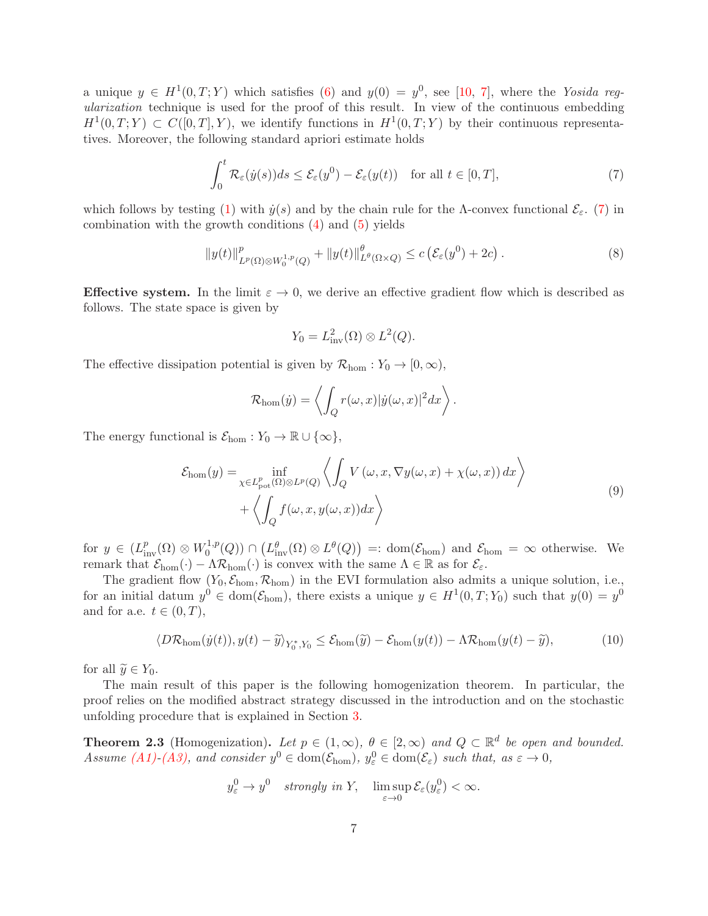a unique $y \in H^1(0,T;Y)$ which satisfies (6) and $y(0) = y^0$, see [10, 7], where the *Yosida regularization* technique is used for the proof of this result. In view of the continuous embedding $H^1(0,T;Y) \subset C([0,T],Y)$, we identify functions in $H^1(0,T;Y)$ by their continuous representatives. Moreover, the following standard apriori estimate holds

$$\int_0^t \mathcal{R}_\varepsilon(\dot{y}(s))ds \leq \mathcal{E}_\varepsilon(y^0) - \mathcal{E}_\varepsilon(y(t)) \quad \text{for all } t \in [0,T], \tag{7}$$

which follows by testing (1) with $\dot{y}(s)$ and by the chain rule for the $\Lambda$-convex functional $\mathcal{E}_\varepsilon$. (7) in combination with the growth conditions (4) and (5) yields

$$\|y(t)\|^p_{L^p(\Omega)\otimes W^{1,p}_0(Q)} + \|y(t)\|^\theta_{L^\theta(\Omega\times Q)} \leq c\left(\mathcal{E}_\varepsilon(y^0) + 2c\right). \tag{8}$$

**Effective system.** In the limit $\varepsilon \to 0$, we derive an effective gradient flow which is described as follows. The state space is given by

$$Y_0 = L^2_{\text{inv}}(\Omega) \otimes L^2(Q).$$

The effective dissipation potential is given by $\mathcal{R}_{\text{hom}} : Y_0 \to [0,\infty)$,

$$\mathcal{R}_{\text{hom}}(\dot{y}) = \left\langle \int_Q r(\omega,x)|\dot{y}(\omega,x)|^2 dx \right\rangle.$$

The energy functional is $\mathcal{E}_{\text{hom}} : Y_0 \to \mathbb{R}\cup\{\infty\}$,

$$\begin{aligned}\mathcal{E}_{\text{hom}}(y) = &\inf_{\chi \in L^p_{\text{pot}}(\Omega)\otimes L^p(Q)} \left\langle \int_Q V\left(\omega, x, \nabla y(\omega,x) + \chi(\omega,x)\right)dx \right\rangle \\ &+ \left\langle \int_Q f(\omega,x,y(\omega,x))dx \right\rangle\end{aligned} \tag{9}$$

for $y \in (L^p_{\text{inv}}(\Omega)\otimes W^{1,p}_0(Q)) \cap \left(L^\theta_{\text{inv}}(\Omega)\otimes L^\theta(Q)\right) =: \text{dom}(\mathcal{E}_{\text{hom}})$ and $\mathcal{E}_{\text{hom}} = \infty$ otherwise. We remark that $\mathcal{E}_{\text{hom}}(\cdot) - \Lambda\mathcal{R}_{\text{hom}}(\cdot)$ is convex with the same $\Lambda \in \mathbb{R}$ as for $\mathcal{E}_\varepsilon$.

The gradient flow $(Y_0, \mathcal{E}_{\text{hom}}, \mathcal{R}_{\text{hom}})$ in the EVI formulation also admits a unique solution, i.e., for an initial datum $y^0 \in \text{dom}(\mathcal{E}_{\text{hom}})$, there exists a unique $y \in H^1(0,T;Y_0)$ such that $y(0) = y^0$ and for a.e. $t \in (0,T)$,

$$\langle D\mathcal{R}_{\text{hom}}(\dot{y}(t)), y(t) - \widetilde{y}\rangle_{Y_0^*,Y_0} \leq \mathcal{E}_{\text{hom}}(\widetilde{y}) - \mathcal{E}_{\text{hom}}(y(t)) - \Lambda\mathcal{R}_{\text{hom}}(y(t) - \widetilde{y}), \tag{10}$$

for all $\widetilde{y} \in Y_0$.

The main result of this paper is the following homogenization theorem. In particular, the proof relies on the modified abstract strategy discussed in the introduction and on the stochastic unfolding procedure that is explained in Section 3.

**Theorem 2.3** (Homogenization). *Let $p \in (1,\infty)$, $\theta \in [2,\infty)$ and $Q \subset \mathbb{R}^d$ be open and bounded. Assume (A1)-(A3), and consider $y^0 \in \text{dom}(\mathcal{E}_{\text{hom}})$, $y^0_\varepsilon \in \text{dom}(\mathcal{E}_\varepsilon)$ such that, as $\varepsilon \to 0$,*

$$y^0_\varepsilon \to y^0 \quad \textit{strongly in } Y, \quad \limsup_{\varepsilon\to 0} \mathcal{E}_\varepsilon(y^0_\varepsilon) < \infty.$$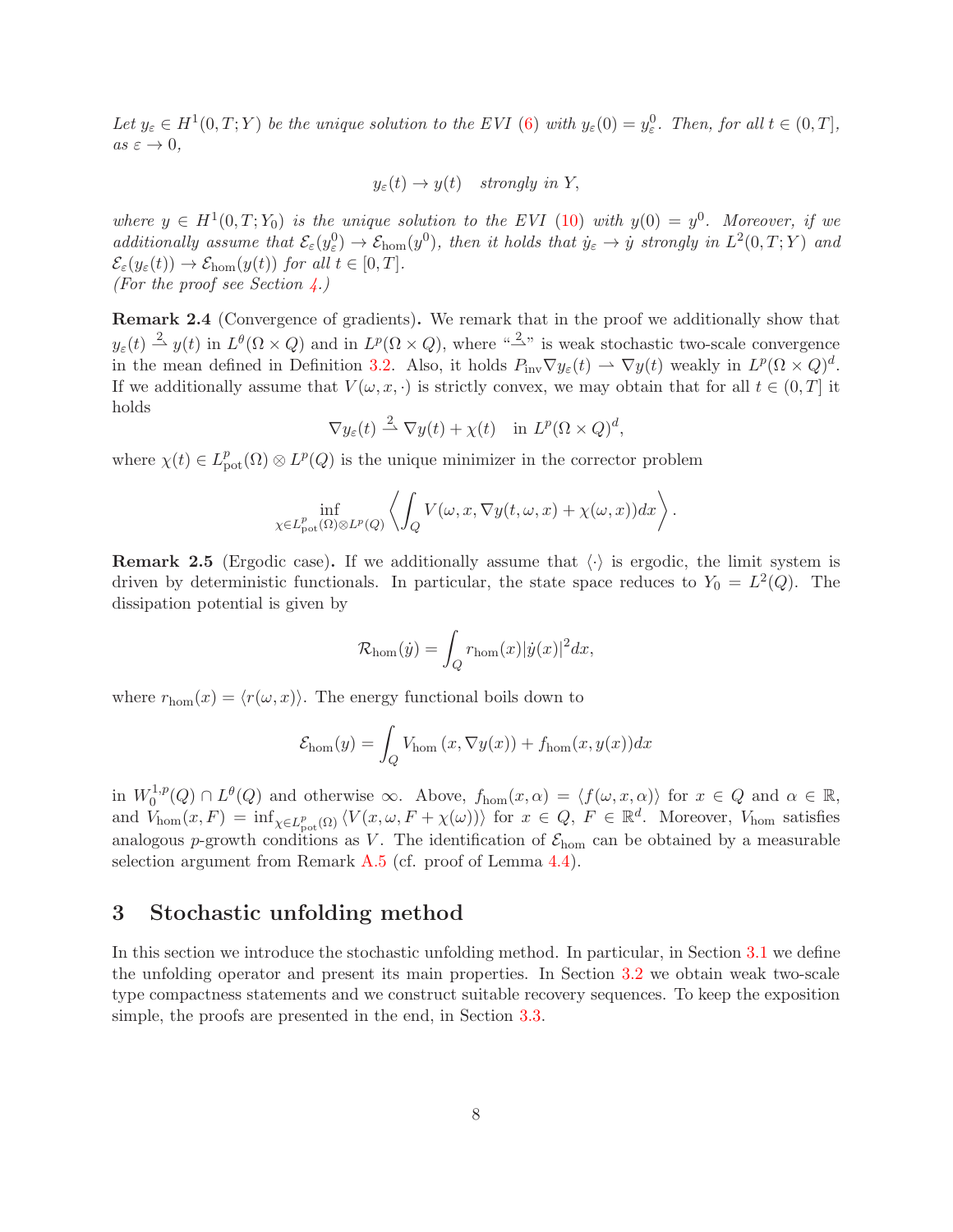*Let $y_\varepsilon \in H^1(0,T;Y)$ be the unique solution to the EVI (6) with $y_\varepsilon(0) = y^0_\varepsilon$. Then, for all $t \in (0,T]$, as $\varepsilon \to 0$,*

$$y_\varepsilon(t) \to y(t) \quad \textit{strongly in } Y,$$

*where $y \in H^1(0,T;Y_0)$ is the unique solution to the EVI (10) with $y(0) = y^0$. Moreover, if we additionally assume that $\mathcal{E}_\varepsilon(y^0_\varepsilon) \to \mathcal{E}_{\text{hom}}(y^0)$, then it holds that $\dot{y}_\varepsilon \to \dot{y}$ strongly in $L^2(0,T;Y)$ and $\mathcal{E}_\varepsilon(y_\varepsilon(t)) \to \mathcal{E}_{\text{hom}}(y(t))$ for all $t \in [0,T]$.*
*(For the proof see Section 4.)*

**Remark 2.4** (Convergence of gradients)**.** We remark that in the proof we additionally show that $y_\varepsilon(t) \overset{2}{\rightharpoonup} y(t)$ in $L^\theta(\Omega \times Q)$ and in $L^p(\Omega \times Q)$, where "$\overset{2}{\rightharpoonup}$" is weak stochastic two-scale convergence in the mean defined in Definition 3.2. Also, it holds $P_{\text{inv}} \nabla y_\varepsilon(t) \rightharpoonup \nabla y(t)$ weakly in $L^p(\Omega \times Q)^d$. If we additionally assume that $V(\omega, x, \cdot)$ is strictly convex, we may obtain that for all $t \in (0,T]$ it holds

$$\nabla y_\varepsilon(t) \overset{2}{\rightharpoonup} \nabla y(t) + \chi(t) \quad \text{in } L^p(\Omega \times Q)^d,$$

where $\chi(t) \in L^p_{\text{pot}}(\Omega) \otimes L^p(Q)$ is the unique minimizer in the corrector problem

$$\inf_{\chi \in L^p_{\text{pot}}(\Omega) \otimes L^p(Q)} \left\langle \int_Q V(\omega, x, \nabla y(t, \omega, x) + \chi(\omega, x)) dx \right\rangle.$$

**Remark 2.5** (Ergodic case)**.** If we additionally assume that $\langle \cdot \rangle$ is ergodic, the limit system is driven by deterministic functionals. In particular, the state space reduces to $Y_0 = L^2(Q)$. The dissipation potential is given by

$$\mathcal{R}_{\text{hom}}(\dot{y}) = \int_Q r_{\text{hom}}(x) |\dot{y}(x)|^2 dx,$$

where $r_{\text{hom}}(x) = \langle r(\omega, x) \rangle$. The energy functional boils down to

$$\mathcal{E}_{\text{hom}}(y) = \int_Q V_{\text{hom}}(x, \nabla y(x)) + f_{\text{hom}}(x, y(x)) dx$$

in $W^{1,p}_0(Q) \cap L^\theta(Q)$ and otherwise $\infty$. Above, $f_{\text{hom}}(x, \alpha) = \langle f(\omega, x, \alpha) \rangle$ for $x \in Q$ and $\alpha \in \mathbb{R}$, and $V_{\text{hom}}(x, F) = \inf_{\chi \in L^p_{\text{pot}}(\Omega)} \langle V(x, \omega, F + \chi(\omega)) \rangle$ for $x \in Q$, $F \in \mathbb{R}^d$. Moreover, $V_{\text{hom}}$ satisfies analogous $p$-growth conditions as $V$. The identification of $\mathcal{E}_{\text{hom}}$ can be obtained by a measurable selection argument from Remark A.5 (cf. proof of Lemma 4.4).

## 3 Stochastic unfolding method

In this section we introduce the stochastic unfolding method. In particular, in Section 3.1 we define the unfolding operator and present its main properties. In Section 3.2 we obtain weak two-scale type compactness statements and we construct suitable recovery sequences. To keep the exposition simple, the proofs are presented in the end, in Section 3.3.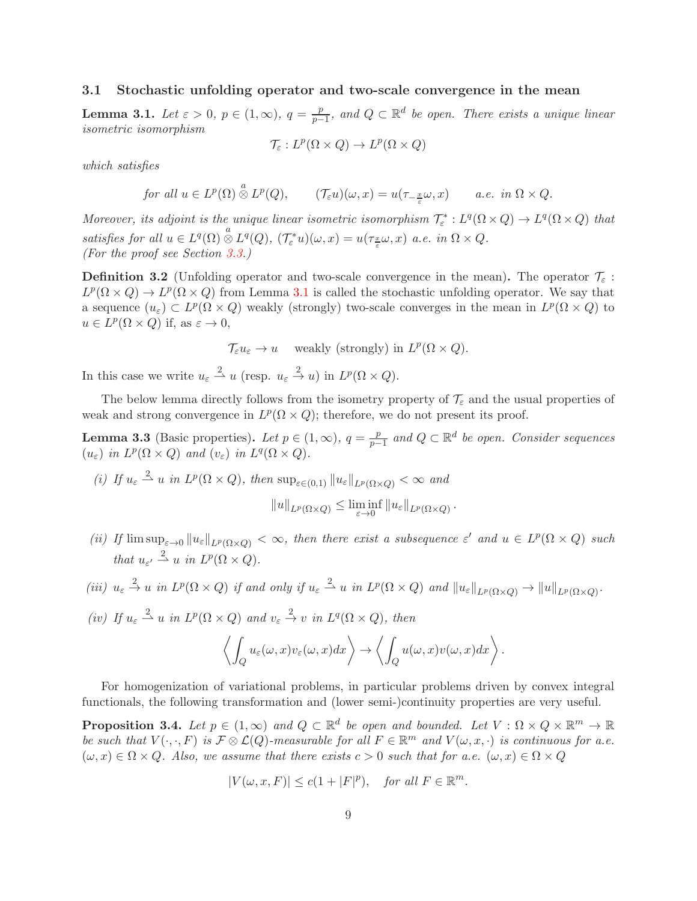### 3.1 Stochastic unfolding operator and two-scale convergence in the mean

**Lemma 3.1.** *Let $\varepsilon > 0$, $p \in (1, \infty)$, $q = \frac{p}{p-1}$, and $Q \subset \mathbb{R}^d$ be open. There exists a unique linear isometric isomorphism*

$$\mathcal{T}_\varepsilon : L^p(\Omega \times Q) \to L^p(\Omega \times Q)$$

*which satisfies*

$$\text{for all } u \in L^p(\Omega) \overset{a}{\otimes} L^p(Q), \qquad (\mathcal{T}_\varepsilon u)(\omega, x) = u(\tau_{-\frac{x}{\varepsilon}}\omega, x) \qquad \text{a.e. in } \Omega \times Q.$$

*Moreover, its adjoint is the unique linear isometric isomorphism $\mathcal{T}_\varepsilon^* : L^q(\Omega \times Q) \to L^q(\Omega \times Q)$ that satisfies for all $u \in L^q(\Omega) \overset{a}{\otimes} L^q(Q)$, $(\mathcal{T}_\varepsilon^* u)(\omega, x) = u(\tau_{\frac{x}{\varepsilon}}\omega, x)$ a.e. in $\Omega \times Q$.*
*(For the proof see Section 3.3.)*

**Definition 3.2** (Unfolding operator and two-scale convergence in the mean)**.** The operator $\mathcal{T}_\varepsilon : L^p(\Omega \times Q) \to L^p(\Omega \times Q)$ from Lemma 3.1 is called the stochastic unfolding operator. We say that a sequence $(u_\varepsilon) \subset L^p(\Omega \times Q)$ weakly (strongly) two-scale converges in the mean in $L^p(\Omega \times Q)$ to $u \in L^p(\Omega \times Q)$ if, as $\varepsilon \to 0$,

$$\mathcal{T}_\varepsilon u_\varepsilon \to u \quad \text{ weakly (strongly) in } L^p(\Omega \times Q).$$

In this case we write $u_\varepsilon \overset{2}{\rightharpoonup} u$ (resp. $u_\varepsilon \overset{2}{\to} u$) in $L^p(\Omega \times Q)$.

The below lemma directly follows from the isometry property of $\mathcal{T}_\varepsilon$ and the usual properties of weak and strong convergence in $L^p(\Omega \times Q)$; therefore, we do not present its proof.

**Lemma 3.3** (Basic properties)**.** *Let $p \in (1, \infty)$, $q = \frac{p}{p-1}$ and $Q \subset \mathbb{R}^d$ be open. Consider sequences $(u_\varepsilon)$ in $L^p(\Omega \times Q)$ and $(v_\varepsilon)$ in $L^q(\Omega \times Q)$.*

*(i) If $u_\varepsilon \overset{2}{\rightharpoonup} u$ in $L^p(\Omega \times Q)$, then $\sup_{\varepsilon \in (0,1)} \|u_\varepsilon\|_{L^p(\Omega \times Q)} < \infty$ and*

$$\|u\|_{L^p(\Omega \times Q)} \leq \liminf_{\varepsilon \to 0} \|u_\varepsilon\|_{L^p(\Omega \times Q)}.$$

*(ii) If $\limsup_{\varepsilon \to 0} \|u_\varepsilon\|_{L^p(\Omega \times Q)} < \infty$, then there exist a subsequence $\varepsilon'$ and $u \in L^p(\Omega \times Q)$ such that $u_{\varepsilon'} \overset{2}{\rightharpoonup} u$ in $L^p(\Omega \times Q)$.*

*(iii) $u_\varepsilon \overset{2}{\to} u$ in $L^p(\Omega \times Q)$ if and only if $u_\varepsilon \overset{2}{\rightharpoonup} u$ in $L^p(\Omega \times Q)$ and $\|u_\varepsilon\|_{L^p(\Omega \times Q)} \to \|u\|_{L^p(\Omega \times Q)}$.*

*(iv) If $u_\varepsilon \overset{2}{\rightharpoonup} u$ in $L^p(\Omega \times Q)$ and $v_\varepsilon \overset{2}{\to} v$ in $L^q(\Omega \times Q)$, then*

$$\left\langle \int_Q u_\varepsilon(\omega, x) v_\varepsilon(\omega, x) dx \right\rangle \to \left\langle \int_Q u(\omega, x) v(\omega, x) dx \right\rangle.$$

For homogenization of variational problems, in particular problems driven by convex integral functionals, the following transformation and (lower semi-)continuity properties are very useful.

**Proposition 3.4.** *Let $p \in (1, \infty)$ and $Q \subset \mathbb{R}^d$ be open and bounded. Let $V : \Omega \times Q \times \mathbb{R}^m \to \mathbb{R}$ be such that $V(\cdot, \cdot, F)$ is $\mathcal{F} \otimes \mathcal{L}(Q)$-measurable for all $F \in \mathbb{R}^m$ and $V(\omega, x, \cdot)$ is continuous for a.e. $(\omega, x) \in \Omega \times Q$. Also, we assume that there exists $c > 0$ such that for a.e. $(\omega, x) \in \Omega \times Q$*

$$|V(\omega, x, F)| \leq c(1 + |F|^p), \quad \text{for all } F \in \mathbb{R}^m.$$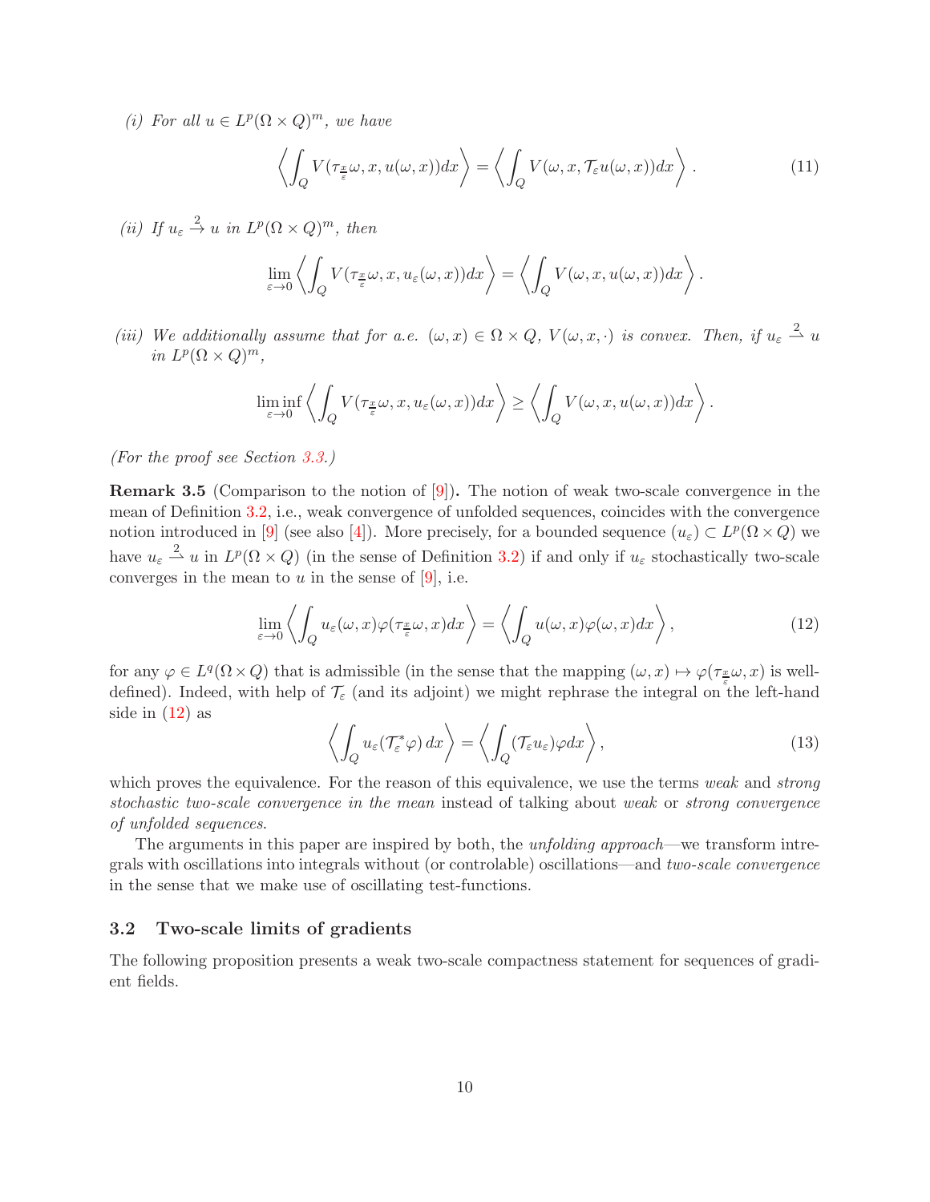*(i) For all $u \in L^p(\Omega \times Q)^m$, we have*

$$\left\langle \int_Q V(\tau_{\frac{x}{\varepsilon}}\omega, x, u(\omega,x))dx \right\rangle = \left\langle \int_Q V(\omega, x, \mathcal{T}_\varepsilon u(\omega,x))dx \right\rangle . \tag{11}$$

*(ii) If $u_\varepsilon \xrightarrow{2} u$ in $L^p(\Omega \times Q)^m$, then*

$$\lim_{\varepsilon\to 0} \left\langle \int_Q V(\tau_{\frac{x}{\varepsilon}}\omega, x, u_\varepsilon(\omega,x))dx \right\rangle = \left\langle \int_Q V(\omega, x, u(\omega,x))dx \right\rangle .$$

*(iii) We additionally assume that for a.e. $(\omega, x) \in \Omega \times Q$, $V(\omega, x, \cdot)$ is convex. Then, if $u_\varepsilon \xrightharpoonup{2} u$ in $L^p(\Omega \times Q)^m$,*

$$\liminf_{\varepsilon\to 0} \left\langle \int_Q V(\tau_{\frac{x}{\varepsilon}}\omega, x, u_\varepsilon(\omega,x))dx \right\rangle \geq \left\langle \int_Q V(\omega, x, u(\omega,x))dx \right\rangle .$$

*(For the proof see Section 3.3.)*

**Remark 3.5** (Comparison to the notion of [9])**.** The notion of weak two-scale convergence in the mean of Definition 3.2, i.e., weak convergence of unfolded sequences, coincides with the convergence notion introduced in [9] (see also [4]). More precisely, for a bounded sequence $(u_\varepsilon) \subset L^p(\Omega \times Q)$ we have $u_\varepsilon \xrightharpoonup{2} u$ in $L^p(\Omega \times Q)$ (in the sense of Definition 3.2) if and only if $u_\varepsilon$ stochastically two-scale converges in the mean to $u$ in the sense of [9], i.e.

$$\lim_{\varepsilon\to 0} \left\langle \int_Q u_\varepsilon(\omega,x)\varphi(\tau_{\frac{x}{\varepsilon}}\omega, x)dx \right\rangle = \left\langle \int_Q u(\omega,x)\varphi(\omega,x)dx \right\rangle , \tag{12}$$

for any $\varphi \in L^q(\Omega \times Q)$ that is admissible (in the sense that the mapping $(\omega, x) \mapsto \varphi(\tau_{\frac{x}{\varepsilon}}\omega, x)$ is well-defined). Indeed, with help of $\mathcal{T}_\varepsilon$ (and its adjoint) we might rephrase the integral on the left-hand side in (12) as

$$\left\langle \int_Q u_\varepsilon(\mathcal{T}_\varepsilon^* \varphi)\, dx \right\rangle = \left\langle \int_Q (\mathcal{T}_\varepsilon u_\varepsilon)\varphi dx \right\rangle , \tag{13}$$

which proves the equivalence. For the reason of this equivalence, we use the terms *weak* and *strong stochastic two-scale convergence in the mean* instead of talking about *weak* or *strong convergence of unfolded sequences*.

The arguments in this paper are inspired by both, the *unfolding approach*—we transform intregrals with oscillations into integrals without (or controlable) oscillations—and *two-scale convergence* in the sense that we make use of oscillating test-functions.

### 3.2 Two-scale limits of gradients

The following proposition presents a weak two-scale compactness statement for sequences of gradient fields.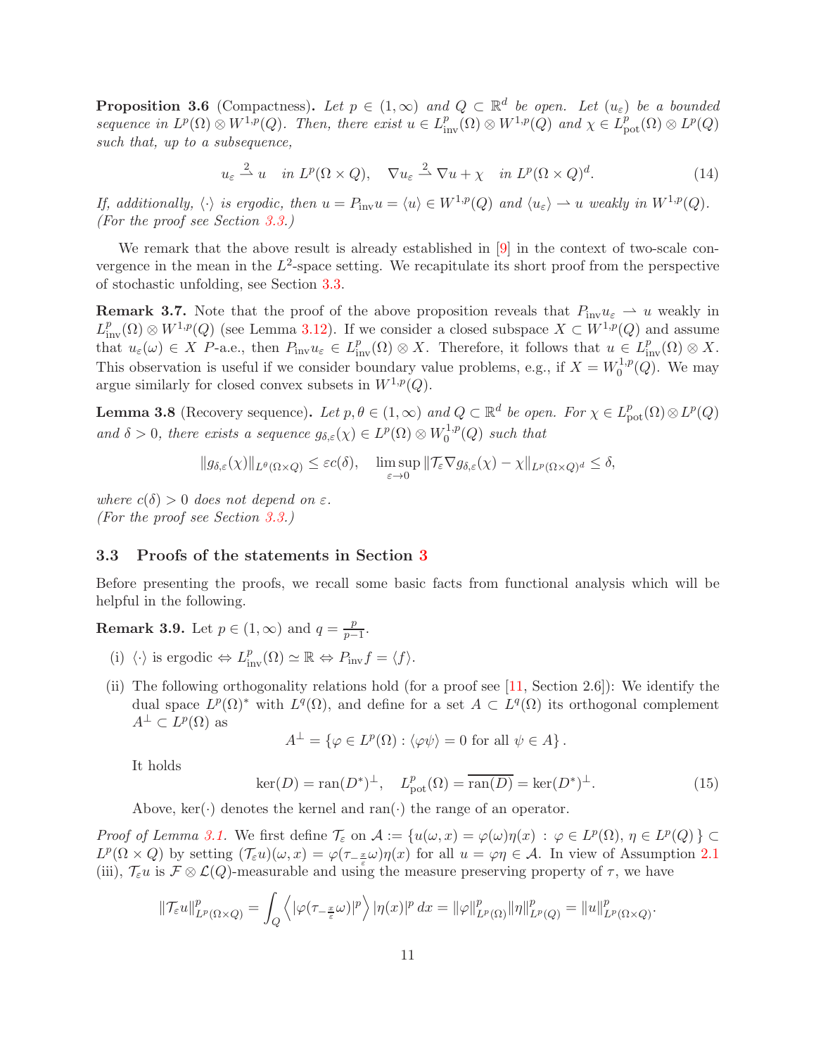**Proposition 3.6** (Compactness)**.** *Let $p \in (1,\infty)$ and $Q \subset \mathbb{R}^d$ be open. Let $(u_\varepsilon)$ be a bounded sequence in $L^p(\Omega)\otimes W^{1,p}(Q)$. Then, there exist $u \in L^p_{\mathrm{inv}}(\Omega)\otimes W^{1,p}(Q)$ and $\chi \in L^p_{\mathrm{pot}}(\Omega)\otimes L^p(Q)$ such that, up to a subsequence,*

$$u_\varepsilon \overset{2}{\rightharpoonup} u \quad \text{in } L^p(\Omega\times Q), \qquad \nabla u_\varepsilon \overset{2}{\rightharpoonup} \nabla u + \chi \quad \text{in } L^p(\Omega\times Q)^d. \tag{14}$$

*If, additionally, $\langle\cdot\rangle$ is ergodic, then $u = P_{\mathrm{inv}}u = \langle u\rangle \in W^{1,p}(Q)$ and $\langle u_\varepsilon\rangle \rightharpoonup u$ weakly in $W^{1,p}(Q)$. (For the proof see Section 3.3.)*

We remark that the above result is already established in [9] in the context of two-scale convergence in the mean in the $L^2$-space setting. We recapitulate its short proof from the perspective of stochastic unfolding, see Section 3.3.

**Remark 3.7.** Note that the proof of the above proposition reveals that $P_{\mathrm{inv}}u_\varepsilon \rightharpoonup u$ weakly in $L^p_{\mathrm{inv}}(\Omega)\otimes W^{1,p}(Q)$ (see Lemma 3.12). If we consider a closed subspace $X \subset W^{1,p}(Q)$ and assume that $u_\varepsilon(\omega) \in X$ $P$-a.e., then $P_{\mathrm{inv}}u_\varepsilon \in L^p_{\mathrm{inv}}(\Omega)\otimes X$. Therefore, it follows that $u \in L^p_{\mathrm{inv}}(\Omega)\otimes X$. This observation is useful if we consider boundary value problems, e.g., if $X = W^{1,p}_0(Q)$. We may argue similarly for closed convex subsets in $W^{1,p}(Q)$.

**Lemma 3.8** (Recovery sequence)**.** *Let $p,\theta \in (1,\infty)$ and $Q \subset \mathbb{R}^d$ be open. For $\chi \in L^p_{\mathrm{pot}}(\Omega)\otimes L^p(Q)$ and $\delta > 0$, there exists a sequence $g_{\delta,\varepsilon}(\chi) \in L^p(\Omega)\otimes W^{1,p}_0(Q)$ such that*

$$\|g_{\delta,\varepsilon}(\chi)\|_{L^\theta(\Omega\times Q)} \le \varepsilon c(\delta), \quad \limsup_{\varepsilon\to 0}\|\mathcal{T}_\varepsilon \nabla g_{\delta,\varepsilon}(\chi) - \chi\|_{L^p(\Omega\times Q)^d} \le \delta,$$

*where $c(\delta) > 0$ does not depend on $\varepsilon$. (For the proof see Section 3.3.)*

### 3.3 Proofs of the statements in Section 3

Before presenting the proofs, we recall some basic facts from functional analysis which will be helpful in the following.

**Remark 3.9.** Let $p \in (1,\infty)$ and $q = \frac{p}{p-1}$.

(i) $\langle\cdot\rangle$ is ergodic $\Leftrightarrow L^p_{\mathrm{inv}}(\Omega) \simeq \mathbb{R} \Leftrightarrow P_{\mathrm{inv}}f = \langle f\rangle$.

(ii) The following orthogonality relations hold (for a proof see [11, Section 2.6]): We identify the dual space $L^p(\Omega)^*$ with $L^q(\Omega)$, and define for a set $A \subset L^q(\Omega)$ its orthogonal complement $A^\perp \subset L^p(\Omega)$ as

$$A^\perp = \{\varphi \in L^p(\Omega) : \langle \varphi\psi\rangle = 0 \text{ for all } \psi \in A\}.$$

It holds

$$\ker(D) = \mathrm{ran}(D^*)^\perp, \quad L^p_{\mathrm{pot}}(\Omega) = \overline{\mathrm{ran}(D)} = \ker(D^*)^\perp. \tag{15}$$

Above, $\ker(\cdot)$ denotes the kernel and $\mathrm{ran}(\cdot)$ the range of an operator.

*Proof of Lemma 3.1.* We first define $\mathcal{T}_\varepsilon$ on $\mathcal{A} := \{u(\omega,x) = \varphi(\omega)\eta(x) : \varphi \in L^p(\Omega),\ \eta \in L^p(Q)\} \subset L^p(\Omega\times Q)$ by setting $(\mathcal{T}_\varepsilon u)(\omega,x) = \varphi(\tau_{-\frac{x}{\varepsilon}}\omega)\eta(x)$ for all $u = \varphi\eta \in \mathcal{A}$. In view of Assumption 2.1 (iii), $\mathcal{T}_\varepsilon u$ is $\mathcal{F}\otimes\mathcal{L}(Q)$-measurable and using the measure preserving property of $\tau$, we have

$$\|\mathcal{T}_\varepsilon u\|^p_{L^p(\Omega\times Q)} = \int_Q \left\langle |\varphi(\tau_{-\frac{x}{\varepsilon}}\omega)|^p \right\rangle |\eta(x)|^p\,dx = \|\varphi\|^p_{L^p(\Omega)}\|\eta\|^p_{L^p(Q)} = \|u\|^p_{L^p(\Omega\times Q)}.$$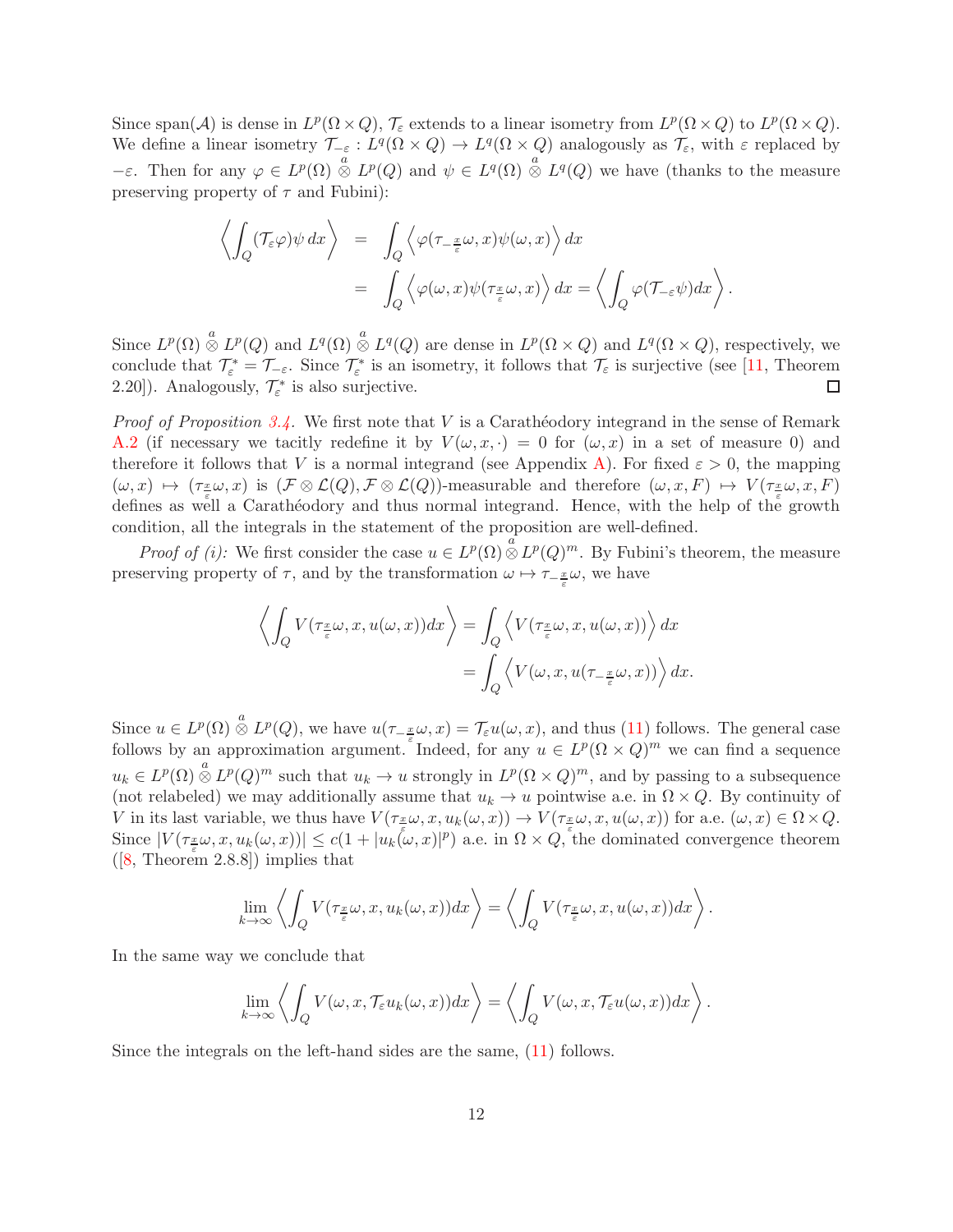Since span($\mathcal{A}$) is dense in $L^p(\Omega\times Q)$, $\mathcal{T}_\varepsilon$ extends to a linear isometry from $L^p(\Omega\times Q)$ to $L^p(\Omega\times Q)$. We define a linear isometry $\mathcal{T}_{-\varepsilon}: L^q(\Omega\times Q)\to L^q(\Omega\times Q)$ analogously as $\mathcal{T}_\varepsilon$, with $\varepsilon$ replaced by $-\varepsilon$. Then for any $\varphi\in L^p(\Omega)\overset{a}{\otimes} L^p(Q)$ and $\psi\in L^q(\Omega)\overset{a}{\otimes} L^q(Q)$ we have (thanks to the measure preserving property of $\tau$ and Fubini):

$$
\begin{aligned}
\left\langle \int_Q (\mathcal{T}_\varepsilon\varphi)\psi\,dx\right\rangle &= \int_Q \left\langle \varphi(\tau_{-\frac{x}{\varepsilon}}\omega,x)\psi(\omega,x)\right\rangle dx\\
&= \int_Q \left\langle \varphi(\omega,x)\psi(\tau_{\frac{x}{\varepsilon}}\omega,x)\right\rangle dx = \left\langle \int_Q \varphi(\mathcal{T}_{-\varepsilon}\psi)dx\right\rangle.
\end{aligned}
$$

Since $L^p(\Omega)\overset{a}{\otimes} L^p(Q)$ and $L^q(\Omega)\overset{a}{\otimes} L^q(Q)$ are dense in $L^p(\Omega\times Q)$ and $L^q(\Omega\times Q)$, respectively, we conclude that $\mathcal{T}_\varepsilon^*=\mathcal{T}_{-\varepsilon}$. Since $\mathcal{T}_\varepsilon^*$ is an isometry, it follows that $\mathcal{T}_\varepsilon$ is surjective (see [11, Theorem 2.20]). Analogously, $\mathcal{T}_\varepsilon^*$ is also surjective. □

*Proof of Proposition 3.4.* We first note that $V$ is a Carathéodory integrand in the sense of Remark A.2 (if necessary we tacitly redefine it by $V(\omega,x,\cdot)=0$ for $(\omega,x)$ in a set of measure 0) and therefore it follows that $V$ is a normal integrand (see Appendix A). For fixed $\varepsilon>0$, the mapping $(\omega,x)\mapsto(\tau_{\frac{x}{\varepsilon}}\omega,x)$ is $(\mathcal{F}\otimes\mathcal{L}(Q),\mathcal{F}\otimes\mathcal{L}(Q))$-measurable and therefore $(\omega,x,F)\mapsto V(\tau_{\frac{x}{\varepsilon}}\omega,x,F)$ defines as well a Carathéodory and thus normal integrand. Hence, with the help of the growth condition, all the integrals in the statement of the proposition are well-defined.

*Proof of (i):* We first consider the case $u\in L^p(\Omega)\overset{a}{\otimes}L^p(Q)^m$. By Fubini's theorem, the measure preserving property of $\tau$, and by the transformation $\omega\mapsto\tau_{-\frac{x}{\varepsilon}}\omega$, we have

$$
\begin{aligned}
\left\langle \int_Q V(\tau_{\frac{x}{\varepsilon}}\omega,x,u(\omega,x))dx\right\rangle &= \int_Q \left\langle V(\tau_{\frac{x}{\varepsilon}}\omega,x,u(\omega,x))\right\rangle dx\\
&= \int_Q \left\langle V(\omega,x,u(\tau_{-\frac{x}{\varepsilon}}\omega,x))\right\rangle dx.
\end{aligned}
$$

Since $u\in L^p(\Omega)\overset{a}{\otimes}L^p(Q)$, we have $u(\tau_{-\frac{x}{\varepsilon}}\omega,x)=\mathcal{T}_\varepsilon u(\omega,x)$, and thus (11) follows. The general case follows by an approximation argument. Indeed, for any $u\in L^p(\Omega\times Q)^m$ we can find a sequence $u_k\in L^p(\Omega)\overset{a}{\otimes}L^p(Q)^m$ such that $u_k\to u$ strongly in $L^p(\Omega\times Q)^m$, and by passing to a subsequence (not relabeled) we may additionally assume that $u_k\to u$ pointwise a.e. in $\Omega\times Q$. By continuity of $V$ in its last variable, we thus have $V(\tau_{\frac{x}{\varepsilon}}\omega,x,u_k(\omega,x))\to V(\tau_{\frac{x}{\varepsilon}}\omega,x,u(\omega,x))$ for a.e. $(\omega,x)\in\Omega\times Q$. Since $|V(\tau_{\frac{x}{\varepsilon}}\omega,x,u_k(\omega,x))|\le c(1+|u_k(\omega,x)|^p)$ a.e. in $\Omega\times Q$, the dominated convergence theorem ([8, Theorem 2.8.8]) implies that

$$
\lim_{k\to\infty}\left\langle \int_Q V(\tau_{\frac{x}{\varepsilon}}\omega,x,u_k(\omega,x))dx\right\rangle = \left\langle \int_Q V(\tau_{\frac{x}{\varepsilon}}\omega,x,u(\omega,x))dx\right\rangle.
$$

In the same way we conclude that

$$
\lim_{k\to\infty}\left\langle \int_Q V(\omega,x,\mathcal{T}_\varepsilon u_k(\omega,x))dx\right\rangle = \left\langle \int_Q V(\omega,x,\mathcal{T}_\varepsilon u(\omega,x))dx\right\rangle.
$$

Since the integrals on the left-hand sides are the same, (11) follows.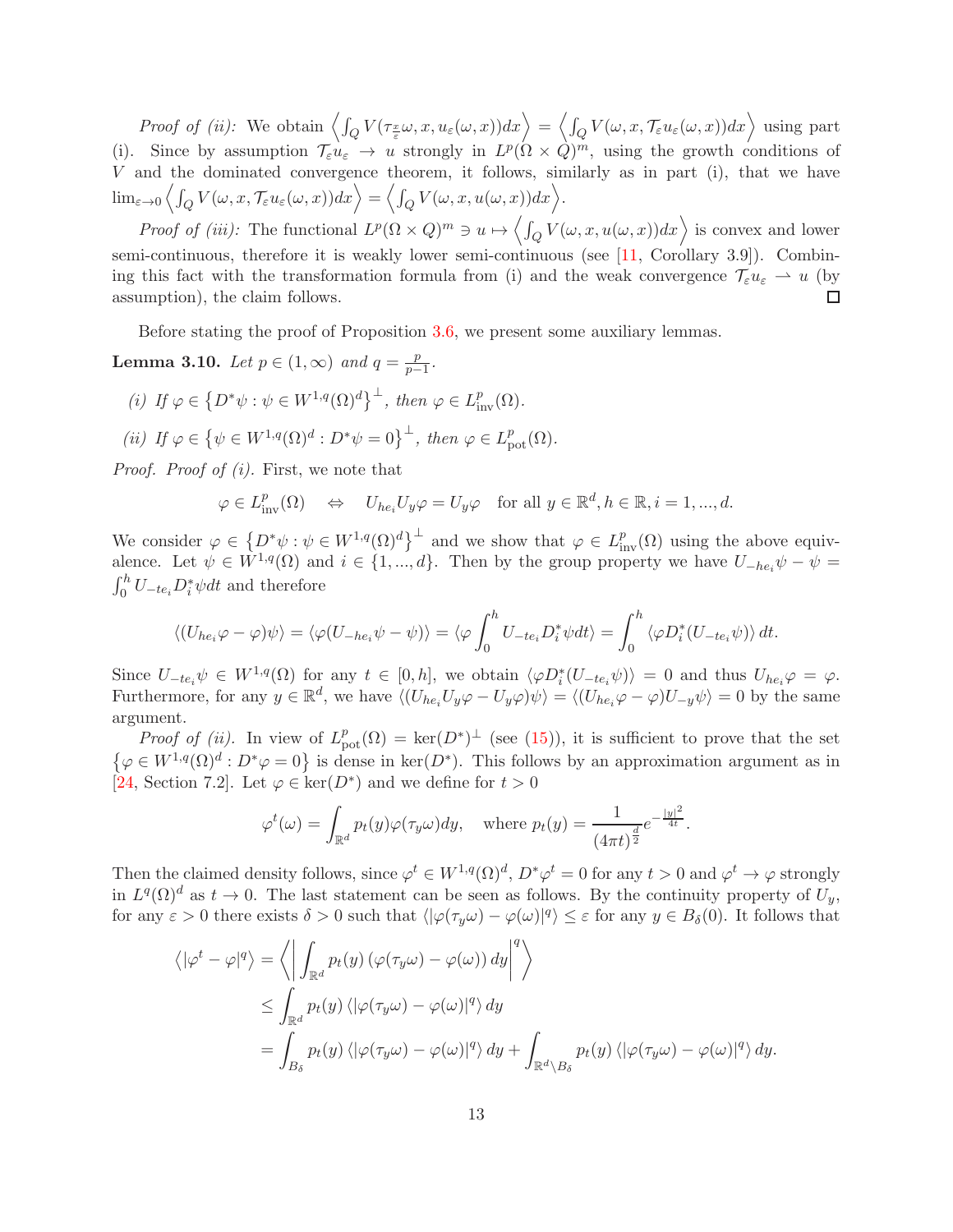*Proof of (ii):* We obtain $\left\langle \int_Q V(\tau_{\frac{x}{\varepsilon}}\omega, x, u_\varepsilon(\omega,x))dx \right\rangle = \left\langle \int_Q V(\omega, x, \mathcal{T}_\varepsilon u_\varepsilon(\omega,x))dx \right\rangle$ using part (i). Since by assumption $\mathcal{T}_\varepsilon u_\varepsilon \to u$ strongly in $L^p(\Omega\times Q)^m$, using the growth conditions of $V$ and the dominated convergence theorem, it follows, similarly as in part (i), that we have $\lim_{\varepsilon\to 0} \left\langle \int_Q V(\omega, x, \mathcal{T}_\varepsilon u_\varepsilon(\omega,x))dx \right\rangle = \left\langle \int_Q V(\omega, x, u(\omega,x))dx \right\rangle$.

*Proof of (iii):* The functional $L^p(\Omega\times Q)^m \ni u \mapsto \left\langle \int_Q V(\omega,x,u(\omega,x))dx \right\rangle$ is convex and lower semi-continuous, therefore it is weakly lower semi-continuous (see [11, Corollary 3.9]). Combining this fact with the transformation formula from (i) and the weak convergence $\mathcal{T}_\varepsilon u_\varepsilon \rightharpoonup u$ (by assumption), the claim follows. □

Before stating the proof of Proposition 3.6, we present some auxiliary lemmas.

**Lemma 3.10.** *Let $p\in(1,\infty)$ and $q=\frac{p}{p-1}$.*

*(i) If $\varphi \in \left\{D^*\psi : \psi \in W^{1,q}(\Omega)^d\right\}^\perp$, then $\varphi \in L^p_{\mathrm{inv}}(\Omega)$.*

*(ii) If $\varphi \in \left\{\psi \in W^{1,q}(\Omega)^d : D^*\psi = 0\right\}^\perp$, then $\varphi \in L^p_{\mathrm{pot}}(\Omega)$.*

*Proof. Proof of (i).* First, we note that

$$\varphi \in L^p_{\mathrm{inv}}(\Omega) \quad \Leftrightarrow \quad U_{he_i}U_y\varphi = U_y\varphi \quad \text{for all } y\in\mathbb{R}^d, h\in\mathbb{R}, i=1,...,d.$$

We consider $\varphi \in \left\{D^*\psi : \psi\in W^{1,q}(\Omega)^d\right\}^\perp$ and we show that $\varphi\in L^p_{\mathrm{inv}}(\Omega)$ using the above equivalence. Let $\psi\in W^{1,q}(\Omega)$ and $i\in\{1,...,d\}$. Then by the group property we have $U_{-he_i}\psi - \psi = \int_0^h U_{-te_i}D_i^*\psi dt$ and therefore

$$\langle (U_{he_i}\varphi - \varphi)\psi\rangle = \langle \varphi(U_{-he_i}\psi - \psi)\rangle = \langle \varphi \int_0^h U_{-te_i}D_i^*\psi dt\rangle = \int_0^h \langle \varphi D_i^*(U_{-te_i}\psi)\rangle\, dt.$$

Since $U_{-te_i}\psi \in W^{1,q}(\Omega)$ for any $t\in[0,h]$, we obtain $\langle\varphi D_i^*(U_{-te_i}\psi)\rangle = 0$ and thus $U_{he_i}\varphi = \varphi$. Furthermore, for any $y\in\mathbb{R}^d$, we have $\langle (U_{he_i}U_y\varphi - U_y\varphi)\psi\rangle = \langle (U_{he_i}\varphi - \varphi)U_{-y}\psi\rangle = 0$ by the same argument.

*Proof of (ii).* In view of $L^p_{\mathrm{pot}}(\Omega) = \ker(D^*)^\perp$ (see (15)), it is sufficient to prove that the set $\left\{\varphi\in W^{1,q}(\Omega)^d : D^*\varphi = 0\right\}$ is dense in $\ker(D^*)$. This follows by an approximation argument as in [24, Section 7.2]. Let $\varphi\in\ker(D^*)$ and we define for $t>0$

$$\varphi^t(\omega) = \int_{\mathbb{R}^d} p_t(y)\varphi(\tau_y\omega)dy, \quad \text{where } p_t(y) = \frac{1}{(4\pi t)^{\frac{d}{2}}}e^{-\frac{|y|^2}{4t}}.$$

Then the claimed density follows, since $\varphi^t\in W^{1,q}(\Omega)^d$, $D^*\varphi^t = 0$ for any $t>0$ and $\varphi^t\to\varphi$ strongly in $L^q(\Omega)^d$ as $t\to 0$. The last statement can be seen as follows. By the continuity property of $U_y$, for any $\varepsilon>0$ there exists $\delta>0$ such that $\langle|\varphi(\tau_y\omega)-\varphi(\omega)|^q\rangle \le \varepsilon$ for any $y\in B_\delta(0)$. It follows that

$$\begin{aligned}
\langle |\varphi^t - \varphi|^q\rangle &= \left\langle \left| \int_{\mathbb{R}^d} p_t(y)\left(\varphi(\tau_y\omega) - \varphi(\omega)\right)dy\right|^q\right\rangle \\
&\le \int_{\mathbb{R}^d} p_t(y)\langle|\varphi(\tau_y\omega)-\varphi(\omega)|^q\rangle\, dy \\
&= \int_{B_\delta} p_t(y)\langle|\varphi(\tau_y\omega)-\varphi(\omega)|^q\rangle\, dy + \int_{\mathbb{R}^d\setminus B_\delta} p_t(y)\langle|\varphi(\tau_y\omega)-\varphi(\omega)|^q\rangle\, dy.
\end{aligned}$$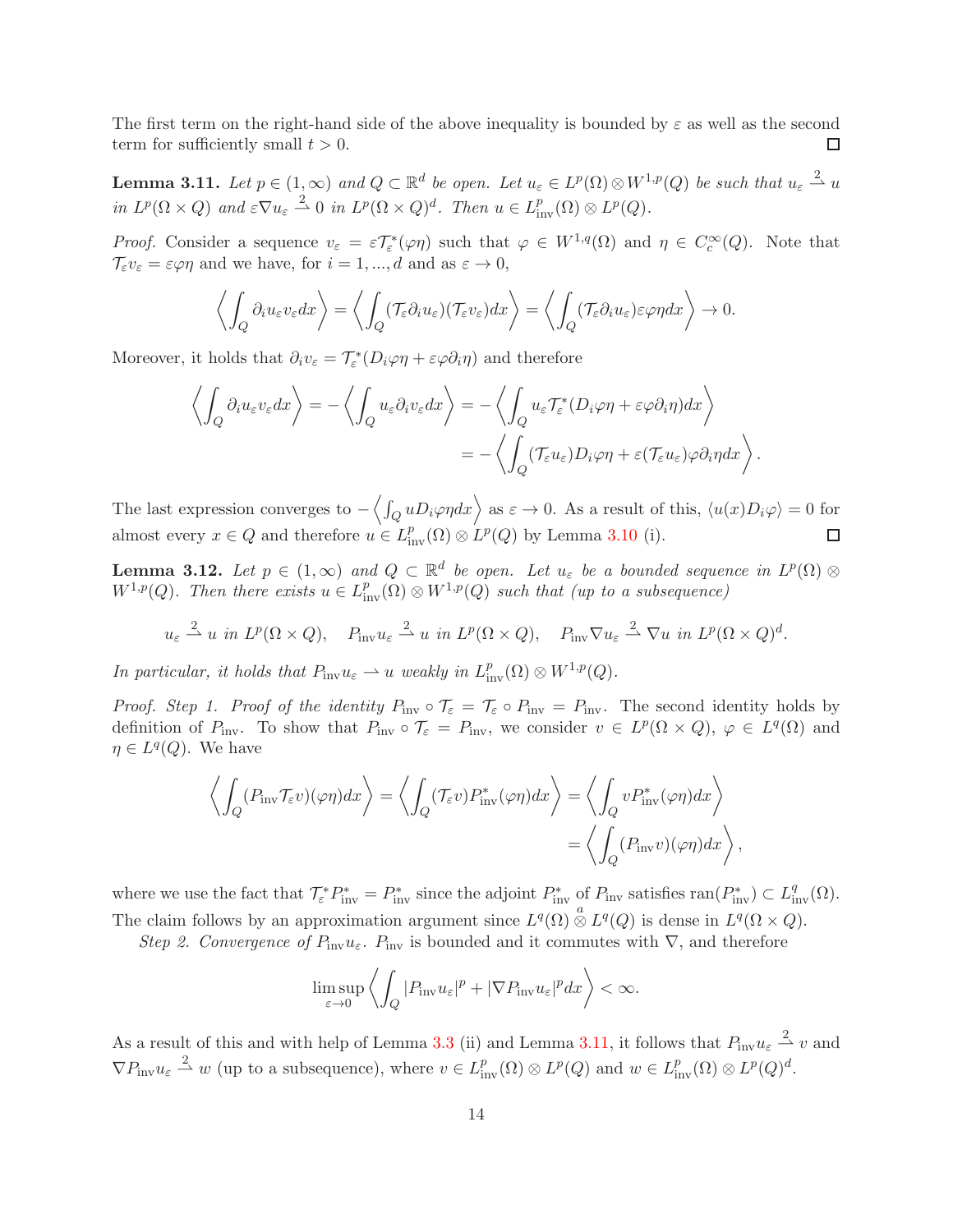The first term on the right-hand side of the above inequality is bounded by $\varepsilon$ as well as the second term for sufficiently small $t > 0$. $\square$

**Lemma 3.11.** *Let $p \in (1, \infty)$ and $Q \subset \mathbb{R}^d$ be open. Let $u_\varepsilon \in L^p(\Omega) \otimes W^{1,p}(Q)$ be such that $u_\varepsilon \overset{2}{\rightharpoonup} u$ in $L^p(\Omega \times Q)$ and $\varepsilon \nabla u_\varepsilon \overset{2}{\rightharpoonup} 0$ in $L^p(\Omega \times Q)^d$. Then $u \in L^p_{\text{inv}}(\Omega) \otimes L^p(Q)$.*

*Proof.* Consider a sequence $v_\varepsilon = \varepsilon \mathcal{T}_\varepsilon^*(\varphi \eta)$ such that $\varphi \in W^{1,q}(\Omega)$ and $\eta \in C_c^\infty(Q)$. Note that $\mathcal{T}_\varepsilon v_\varepsilon = \varepsilon \varphi \eta$ and we have, for $i = 1, ..., d$ and as $\varepsilon \to 0$,

$$\left\langle \int_Q \partial_i u_\varepsilon v_\varepsilon dx \right\rangle = \left\langle \int_Q (\mathcal{T}_\varepsilon \partial_i u_\varepsilon)(\mathcal{T}_\varepsilon v_\varepsilon) dx \right\rangle = \left\langle \int_Q (\mathcal{T}_\varepsilon \partial_i u_\varepsilon) \varepsilon \varphi \eta dx \right\rangle \to 0.$$

Moreover, it holds that $\partial_i v_\varepsilon = \mathcal{T}_\varepsilon^*(D_i \varphi \eta + \varepsilon \varphi \partial_i \eta)$ and therefore

$$\begin{aligned}\left\langle \int_Q \partial_i u_\varepsilon v_\varepsilon dx \right\rangle = -\left\langle \int_Q u_\varepsilon \partial_i v_\varepsilon dx \right\rangle &= -\left\langle \int_Q u_\varepsilon \mathcal{T}_\varepsilon^*(D_i \varphi \eta + \varepsilon \varphi \partial_i \eta) dx \right\rangle \\ &= -\left\langle \int_Q (\mathcal{T}_\varepsilon u_\varepsilon) D_i \varphi \eta + \varepsilon (\mathcal{T}_\varepsilon u_\varepsilon) \varphi \partial_i \eta dx \right\rangle.\end{aligned}$$

The last expression converges to $-\left\langle \int_Q u D_i \varphi \eta dx \right\rangle$ as $\varepsilon \to 0$. As a result of this, $\langle u(x) D_i \varphi \rangle = 0$ for almost every $x \in Q$ and therefore $u \in L^p_{\text{inv}}(\Omega) \otimes L^p(Q)$ by Lemma 3.10 (i). $\square$

**Lemma 3.12.** *Let $p \in (1, \infty)$ and $Q \subset \mathbb{R}^d$ be open. Let $u_\varepsilon$ be a bounded sequence in $L^p(\Omega) \otimes W^{1,p}(Q)$. Then there exists $u \in L^p_{\text{inv}}(\Omega) \otimes W^{1,p}(Q)$ such that (up to a subsequence)*

$$u_\varepsilon \overset{2}{\rightharpoonup} u \text{ in } L^p(\Omega \times Q), \quad P_{\text{inv}} u_\varepsilon \overset{2}{\rightharpoonup} u \text{ in } L^p(\Omega \times Q), \quad P_{\text{inv}} \nabla u_\varepsilon \overset{2}{\rightharpoonup} \nabla u \text{ in } L^p(\Omega \times Q)^d.$$

*In particular, it holds that $P_{\text{inv}} u_\varepsilon \rightharpoonup u$ weakly in $L^p_{\text{inv}}(\Omega) \otimes W^{1,p}(Q)$.*

*Proof. Step 1. Proof of the identity $P_{\text{inv}} \circ \mathcal{T}_\varepsilon = \mathcal{T}_\varepsilon \circ P_{\text{inv}} = P_{\text{inv}}$.* The second identity holds by definition of $P_{\text{inv}}$. To show that $P_{\text{inv}} \circ \mathcal{T}_\varepsilon = P_{\text{inv}}$, we consider $v \in L^p(\Omega \times Q)$, $\varphi \in L^q(\Omega)$ and $\eta \in L^q(Q)$. We have

$$\begin{aligned}\left\langle \int_Q (P_{\text{inv}} \mathcal{T}_\varepsilon v)(\varphi \eta) dx \right\rangle = \left\langle \int_Q (\mathcal{T}_\varepsilon v) P_{\text{inv}}^*(\varphi \eta) dx \right\rangle &= \left\langle \int_Q v P_{\text{inv}}^*(\varphi \eta) dx \right\rangle \\ &= \left\langle \int_Q (P_{\text{inv}} v)(\varphi \eta) dx \right\rangle,\end{aligned}$$

where we use the fact that $\mathcal{T}_\varepsilon^* P_{\text{inv}}^* = P_{\text{inv}}^*$ since the adjoint $P_{\text{inv}}^*$ of $P_{\text{inv}}$ satisfies $\text{ran}(P_{\text{inv}}^*) \subset L^q_{\text{inv}}(\Omega)$. The claim follows by an approximation argument since $L^q(\Omega) \overset{a}{\otimes} L^q(Q)$ is dense in $L^q(\Omega \times Q)$.

*Step 2. Convergence of $P_{\text{inv}} u_\varepsilon$.* $P_{\text{inv}}$ is bounded and it commutes with $\nabla$, and therefore

$$\limsup_{\varepsilon \to 0} \left\langle \int_Q |P_{\text{inv}} u_\varepsilon|^p + |\nabla P_{\text{inv}} u_\varepsilon|^p dx \right\rangle < \infty.$$

As a result of this and with help of Lemma 3.3 (ii) and Lemma 3.11, it follows that $P_{\text{inv}} u_\varepsilon \overset{2}{\rightharpoonup} v$ and $\nabla P_{\text{inv}} u_\varepsilon \overset{2}{\rightharpoonup} w$ (up to a subsequence), where $v \in L^p_{\text{inv}}(\Omega) \otimes L^p(Q)$ and $w \in L^p_{\text{inv}}(\Omega) \otimes L^p(Q)^d$.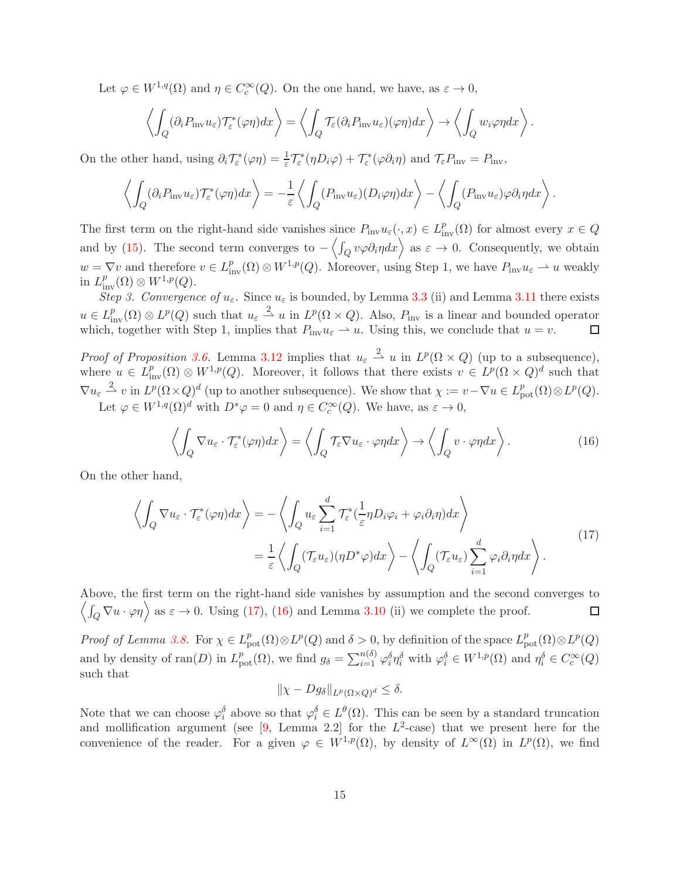Let $\varphi \in W^{1,q}(\Omega)$ and $\eta \in C_c^\infty(Q)$. On the one hand, we have, as $\varepsilon \to 0$,

$$\left\langle \int_Q (\partial_i P_{\text{inv}} u_\varepsilon) \mathcal{T}_\varepsilon^*(\varphi\eta) dx \right\rangle = \left\langle \int_Q \mathcal{T}_\varepsilon(\partial_i P_{\text{inv}} u_\varepsilon)(\varphi\eta) dx \right\rangle \to \left\langle \int_Q w_i \varphi \eta dx \right\rangle.$$

On the other hand, using $\partial_i \mathcal{T}_\varepsilon^*(\varphi\eta) = \frac{1}{\varepsilon}\mathcal{T}_\varepsilon^*(\eta D_i \varphi) + \mathcal{T}_\varepsilon^*(\varphi \partial_i \eta)$ and $\mathcal{T}_\varepsilon P_{\text{inv}} = P_{\text{inv}}$,

$$\left\langle \int_Q (\partial_i P_{\text{inv}} u_\varepsilon) \mathcal{T}_\varepsilon^*(\varphi\eta) dx \right\rangle = -\frac{1}{\varepsilon} \left\langle \int_Q (P_{\text{inv}} u_\varepsilon)(D_i \varphi \eta) dx \right\rangle - \left\langle \int_Q (P_{\text{inv}} u_\varepsilon) \varphi \partial_i \eta dx \right\rangle.$$

The first term on the right-hand side vanishes since $P_{\text{inv}} u_\varepsilon(\cdot, x) \in L^p_{\text{inv}}(\Omega)$ for almost every $x \in Q$ and by (15). The second term converges to $-\left\langle \int_Q v \varphi \partial_i \eta dx \right\rangle$ as $\varepsilon \to 0$. Consequently, we obtain $w = \nabla v$ and therefore $v \in L^p_{\text{inv}}(\Omega) \otimes W^{1,p}(Q)$. Moreover, using Step 1, we have $P_{\text{inv}} u_\varepsilon \rightharpoonup u$ weakly in $L^p_{\text{inv}}(\Omega) \otimes W^{1,p}(Q)$.

*Step 3. Convergence of $u_\varepsilon$.* Since $u_\varepsilon$ is bounded, by Lemma 3.3 (ii) and Lemma 3.11 there exists $u \in L^p_{\text{inv}}(\Omega) \otimes L^p(Q)$ such that $u_\varepsilon \overset{2}{\rightharpoonup} u$ in $L^p(\Omega \times Q)$. Also, $P_{\text{inv}}$ is a linear and bounded operator which, together with Step 1, implies that $P_{\text{inv}} u_\varepsilon \rightharpoonup u$. Using this, we conclude that $u = v$. □

*Proof of Proposition 3.6.* Lemma 3.12 implies that $u_\varepsilon \overset{2}{\rightharpoonup} u$ in $L^p(\Omega \times Q)$ (up to a subsequence), where $u \in L^p_{\text{inv}}(\Omega) \otimes W^{1,p}(Q)$. Moreover, it follows that there exists $v \in L^p(\Omega \times Q)^d$ such that $\nabla u_\varepsilon \overset{2}{\rightharpoonup} v$ in $L^p(\Omega \times Q)^d$ (up to another subsequence). We show that $\chi := v - \nabla u \in L^p_{\text{pot}}(\Omega) \otimes L^p(Q)$.

Let $\varphi \in W^{1,q}(\Omega)^d$ with $D^*\varphi = 0$ and $\eta \in C_c^\infty(Q)$. We have, as $\varepsilon \to 0$,

$$\left\langle \int_Q \nabla u_\varepsilon \cdot \mathcal{T}_\varepsilon^*(\varphi\eta) dx \right\rangle = \left\langle \int_Q \mathcal{T}_\varepsilon \nabla u_\varepsilon \cdot \varphi \eta dx \right\rangle \to \left\langle \int_Q v \cdot \varphi \eta dx \right\rangle. \tag{16}$$

On the other hand,

$$\begin{aligned}
\left\langle \int_Q \nabla u_\varepsilon \cdot \mathcal{T}_\varepsilon^*(\varphi\eta) dx \right\rangle &= -\left\langle \int_Q u_\varepsilon \sum_{i=1}^d \mathcal{T}_\varepsilon^*\left(\frac{1}{\varepsilon}\eta D_i \varphi_i + \varphi_i \partial_i \eta\right) dx \right\rangle \\
&= \frac{1}{\varepsilon}\left\langle \int_Q (\mathcal{T}_\varepsilon u_\varepsilon)(\eta D^* \varphi) dx \right\rangle - \left\langle \int_Q (\mathcal{T}_\varepsilon u_\varepsilon) \sum_{i=1}^d \varphi_i \partial_i \eta dx \right\rangle.
\end{aligned} \tag{17}$$

Above, the first term on the right-hand side vanishes by assumption and the second converges to $\left\langle \int_Q \nabla u \cdot \varphi \eta \right\rangle$ as $\varepsilon \to 0$. Using (17), (16) and Lemma 3.10 (ii) we complete the proof. □

*Proof of Lemma 3.8.* For $\chi \in L^p_{\text{pot}}(\Omega) \otimes L^p(Q)$ and $\delta > 0$, by definition of the space $L^p_{\text{pot}}(\Omega) \otimes L^p(Q)$ and by density of $\text{ran}(D)$ in $L^p_{\text{pot}}(\Omega)$, we find $g_\delta = \sum_{i=1}^{n(\delta)} \varphi_i^\delta \eta_i^\delta$ with $\varphi_i^\delta \in W^{1,p}(\Omega)$ and $\eta_i^\delta \in C_c^\infty(Q)$ such that

$$\|\chi - D g_\delta\|_{L^p(\Omega \times Q)^d} \leq \delta.$$

Note that we can choose $\varphi_i^\delta$ above so that $\varphi_i^\delta \in L^\theta(\Omega)$. This can be seen by a standard truncation and mollification argument (see [9, Lemma 2.2] for the $L^2$-case) that we present here for the convenience of the reader. For a given $\varphi \in W^{1,p}(\Omega)$, by density of $L^\infty(\Omega)$ in $L^p(\Omega)$, we find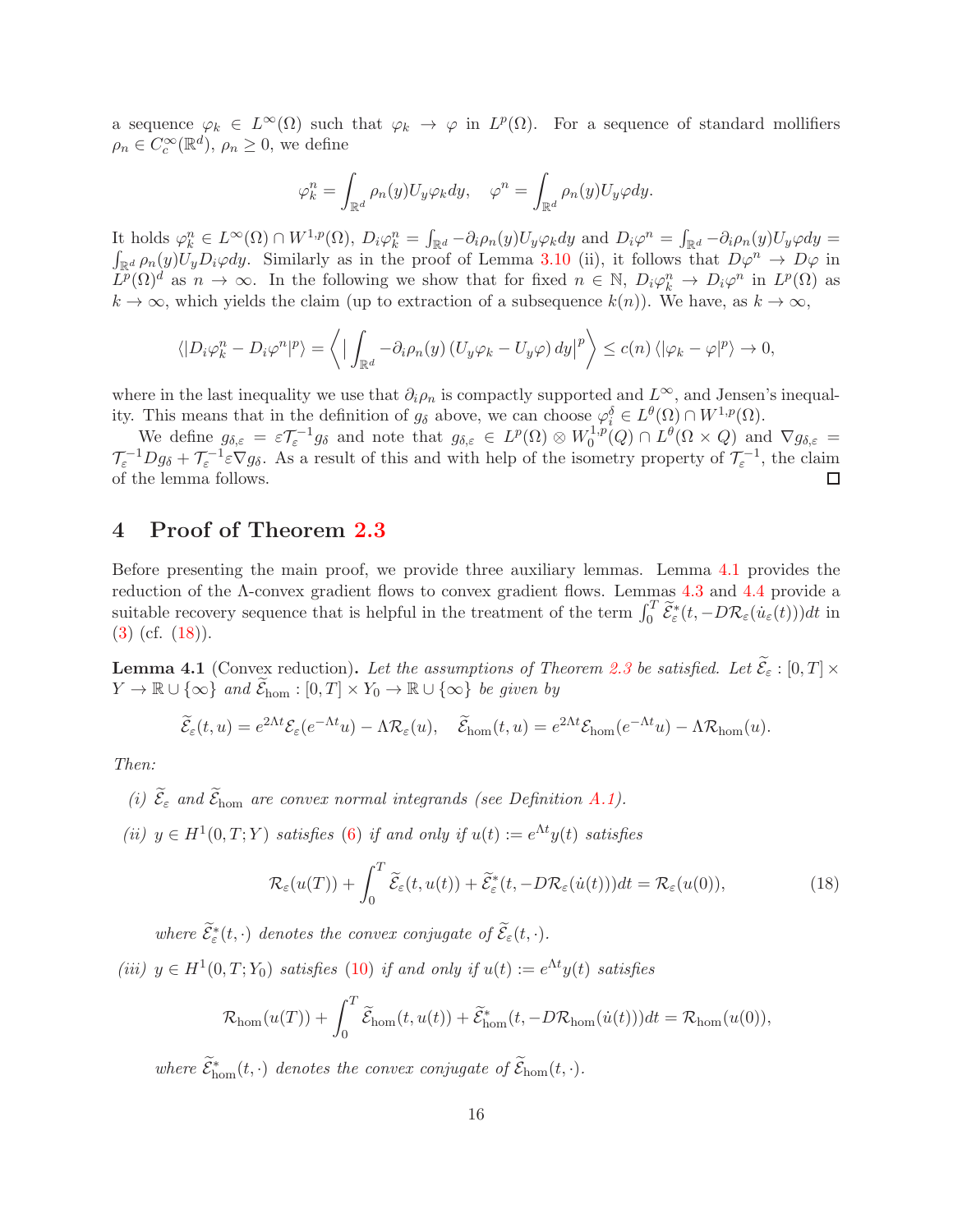a sequence $\varphi_k \in L^\infty(\Omega)$ such that $\varphi_k \to \varphi$ in $L^p(\Omega)$. For a sequence of standard mollifiers $\rho_n \in C_c^\infty(\mathbb{R}^d)$, $\rho_n \geq 0$, we define

$$\varphi_k^n = \int_{\mathbb{R}^d} \rho_n(y) U_y \varphi_k dy, \quad \varphi^n = \int_{\mathbb{R}^d} \rho_n(y) U_y \varphi dy.$$

It holds $\varphi_k^n \in L^\infty(\Omega) \cap W^{1,p}(\Omega)$, $D_i \varphi_k^n = \int_{\mathbb{R}^d} -\partial_i \rho_n(y) U_y \varphi_k dy$ and $D_i \varphi^n = \int_{\mathbb{R}^d} -\partial_i \rho_n(y) U_y \varphi dy = \int_{\mathbb{R}^d} \rho_n(y) U_y D_i \varphi dy$. Similarly as in the proof of Lemma 3.10 (ii), it follows that $D\varphi^n \to D\varphi$ in $L^p(\Omega)^d$ as $n \to \infty$. In the following we show that for fixed $n \in \mathbb{N}$, $D_i \varphi_k^n \to D_i \varphi^n$ in $L^p(\Omega)$ as $k \to \infty$, which yields the claim (up to extraction of a subsequence $k(n)$). We have, as $k \to \infty$,

$$\langle |D_i \varphi_k^n - D_i \varphi^n|^p \rangle = \left\langle \Big| \int_{\mathbb{R}^d} -\partial_i \rho_n(y) \left( U_y \varphi_k - U_y \varphi \right) dy \Big|^p \right\rangle \leq c(n) \left\langle |\varphi_k - \varphi|^p \right\rangle \to 0,$$

where in the last inequality we use that $\partial_i \rho_n$ is compactly supported and $L^\infty$, and Jensen's inequality. This means that in the definition of $g_\delta$ above, we can choose $\varphi_i^\delta \in L^\theta(\Omega) \cap W^{1,p}(\Omega)$.

We define $g_{\delta,\varepsilon} = \varepsilon \mathcal{T}_\varepsilon^{-1} g_\delta$ and note that $g_{\delta,\varepsilon} \in L^p(\Omega) \otimes W_0^{1,p}(Q) \cap L^\theta(\Omega \times Q)$ and $\nabla g_{\delta,\varepsilon} = \mathcal{T}_\varepsilon^{-1} D g_\delta + \mathcal{T}_\varepsilon^{-1} \varepsilon \nabla g_\delta$. As a result of this and with help of the isometry property of $\mathcal{T}_\varepsilon^{-1}$, the claim of the lemma follows. □

## 4 Proof of Theorem 2.3

Before presenting the main proof, we provide three auxiliary lemmas. Lemma 4.1 provides the reduction of the $\Lambda$-convex gradient flows to convex gradient flows. Lemmas 4.3 and 4.4 provide a suitable recovery sequence that is helpful in the treatment of the term $\int_0^T \widetilde{\mathcal{E}}_\varepsilon^*(t, -D\mathcal{R}_\varepsilon(\dot{u}_\varepsilon(t)))dt$ in (3) (cf. (18)).

**Lemma 4.1** (Convex reduction)**.** *Let the assumptions of Theorem 2.3 be satisfied. Let $\widetilde{\mathcal{E}}_\varepsilon : [0,T] \times Y \to \mathbb{R} \cup \{\infty\}$ and $\widetilde{\mathcal{E}}_{\mathrm{hom}} : [0,T] \times Y_0 \to \mathbb{R} \cup \{\infty\}$ be given by*

$$\widetilde{\mathcal{E}}_\varepsilon(t,u) = e^{2\Lambda t} \mathcal{E}_\varepsilon(e^{-\Lambda t} u) - \Lambda \mathcal{R}_\varepsilon(u), \quad \widetilde{\mathcal{E}}_{\mathrm{hom}}(t,u) = e^{2\Lambda t} \mathcal{E}_{\mathrm{hom}}(e^{-\Lambda t} u) - \Lambda \mathcal{R}_{\mathrm{hom}}(u).$$

*Then:*

*(i) $\widetilde{\mathcal{E}}_\varepsilon$ and $\widetilde{\mathcal{E}}_{\mathrm{hom}}$ are convex normal integrands (see Definition A.1).*

*(ii) $y \in H^1(0,T;Y)$ satisfies (6) if and only if $u(t) := e^{\Lambda t} y(t)$ satisfies*

$$\mathcal{R}_\varepsilon(u(T)) + \int_0^T \widetilde{\mathcal{E}}_\varepsilon(t,u(t)) + \widetilde{\mathcal{E}}_\varepsilon^*(t, -D\mathcal{R}_\varepsilon(\dot{u}(t)))dt = \mathcal{R}_\varepsilon(u(0)), \tag{18}$$

*where $\widetilde{\mathcal{E}}_\varepsilon^*(t,\cdot)$ denotes the convex conjugate of $\widetilde{\mathcal{E}}_\varepsilon(t,\cdot)$.*

*(iii) $y \in H^1(0,T;Y_0)$ satisfies (10) if and only if $u(t) := e^{\Lambda t} y(t)$ satisfies*

$$\mathcal{R}_{\mathrm{hom}}(u(T)) + \int_0^T \widetilde{\mathcal{E}}_{\mathrm{hom}}(t,u(t)) + \widetilde{\mathcal{E}}_{\mathrm{hom}}^*(t, -D\mathcal{R}_{\mathrm{hom}}(\dot{u}(t)))dt = \mathcal{R}_{\mathrm{hom}}(u(0)),$$

*where $\widetilde{\mathcal{E}}_{\mathrm{hom}}^*(t,\cdot)$ denotes the convex conjugate of $\widetilde{\mathcal{E}}_{\mathrm{hom}}(t,\cdot)$.*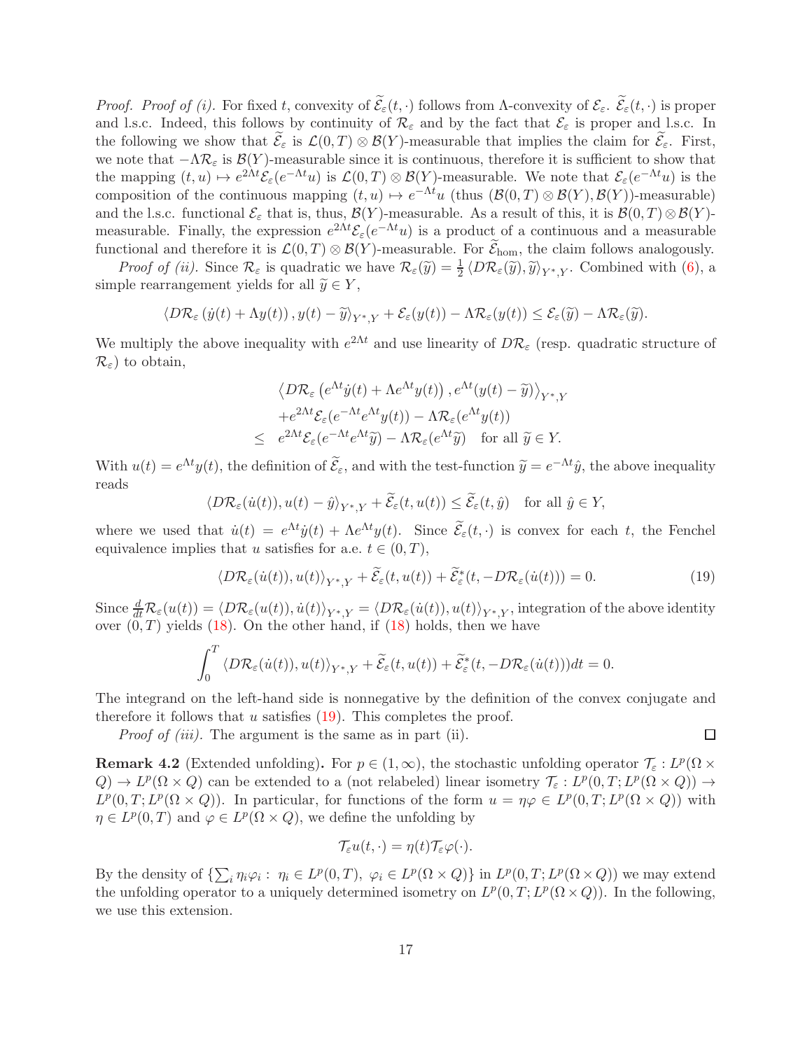*Proof. Proof of (i).* For fixed $t$, convexity of $\widetilde{\mathcal{E}}_\varepsilon(t,\cdot)$ follows from $\Lambda$-convexity of $\mathcal{E}_\varepsilon$. $\widetilde{\mathcal{E}}_\varepsilon(t,\cdot)$ is proper and l.s.c. Indeed, this follows by continuity of $\mathcal{R}_\varepsilon$ and by the fact that $\mathcal{E}_\varepsilon$ is proper and l.s.c. In the following we show that $\widetilde{\mathcal{E}}_\varepsilon$ is $\mathcal{L}(0,T)\otimes\mathcal{B}(Y)$-measurable that implies the claim for $\widetilde{\mathcal{E}}_\varepsilon$. First, we note that $-\Lambda\mathcal{R}_\varepsilon$ is $\mathcal{B}(Y)$-measurable since it is continuous, therefore it is sufficient to show that the mapping $(t,u)\mapsto e^{2\Lambda t}\mathcal{E}_\varepsilon(e^{-\Lambda t}u)$ is $\mathcal{L}(0,T)\otimes\mathcal{B}(Y)$-measurable. We note that $\mathcal{E}_\varepsilon(e^{-\Lambda t}u)$ is the composition of the continuous mapping $(t,u)\mapsto e^{-\Lambda t}u$ (thus $(\mathcal{B}(0,T)\otimes\mathcal{B}(Y),\mathcal{B}(Y))$-measurable) and the l.s.c. functional $\mathcal{E}_\varepsilon$ that is, thus, $\mathcal{B}(Y)$-measurable. As a result of this, it is $\mathcal{B}(0,T)\otimes\mathcal{B}(Y)$-measurable. Finally, the expression $e^{2\Lambda t}\mathcal{E}_\varepsilon(e^{-\Lambda t}u)$ is a product of a continuous and a measurable functional and therefore it is $\mathcal{L}(0,T)\otimes\mathcal{B}(Y)$-measurable. For $\widetilde{\mathcal{E}}_{\text{hom}}$, the claim follows analogously.

*Proof of (ii).* Since $\mathcal{R}_\varepsilon$ is quadratic we have $\mathcal{R}_\varepsilon(\widetilde{y})=\frac{1}{2}\langle D\mathcal{R}_\varepsilon(\widetilde{y}),\widetilde{y}\rangle_{Y^*,Y}$. Combined with (6), a simple rearrangement yields for all $\widetilde{y}\in Y$,

$$\langle D\mathcal{R}_\varepsilon\left(\dot{y}(t)+\Lambda y(t)\right),y(t)-\widetilde{y}\rangle_{Y^*,Y}+\mathcal{E}_\varepsilon(y(t))-\Lambda\mathcal{R}_\varepsilon(y(t))\leq\mathcal{E}_\varepsilon(\widetilde{y})-\Lambda\mathcal{R}_\varepsilon(\widetilde{y}).$$

We multiply the above inequality with $e^{2\Lambda t}$ and use linearity of $D\mathcal{R}_\varepsilon$ (resp. quadratic structure of $\mathcal{R}_\varepsilon$) to obtain,

$$\begin{aligned}&\left\langle D\mathcal{R}_\varepsilon\left(e^{\Lambda t}\dot{y}(t)+\Lambda e^{\Lambda t}y(t)\right),e^{\Lambda t}(y(t)-\widetilde{y})\right\rangle_{Y^*,Y}\\&+e^{2\Lambda t}\mathcal{E}_\varepsilon(e^{-\Lambda t}e^{\Lambda t}y(t))-\Lambda\mathcal{R}_\varepsilon(e^{\Lambda t}y(t))\\\leq\;&e^{2\Lambda t}\mathcal{E}_\varepsilon(e^{-\Lambda t}e^{\Lambda t}\widetilde{y})-\Lambda\mathcal{R}_\varepsilon(e^{\Lambda t}\widetilde{y})\quad\text{for all }\widetilde{y}\in Y.\end{aligned}$$

With $u(t)=e^{\Lambda t}y(t)$, the definition of $\widetilde{\mathcal{E}}_\varepsilon$, and with the test-function $\widetilde{y}=e^{-\Lambda t}\hat{y}$, the above inequality reads

$$\langle D\mathcal{R}_\varepsilon(\dot{u}(t)),u(t)-\hat{y}\rangle_{Y^*,Y}+\widetilde{\mathcal{E}}_\varepsilon(t,u(t))\leq\widetilde{\mathcal{E}}_\varepsilon(t,\hat{y})\quad\text{for all }\hat{y}\in Y,$$

where we used that $\dot{u}(t)=e^{\Lambda t}\dot{y}(t)+\Lambda e^{\Lambda t}y(t)$. Since $\widetilde{\mathcal{E}}_\varepsilon(t,\cdot)$ is convex for each $t$, the Fenchel equivalence implies that $u$ satisfies for a.e. $t\in(0,T)$,

$$\langle D\mathcal{R}_\varepsilon(\dot{u}(t)),u(t)\rangle_{Y^*,Y}+\widetilde{\mathcal{E}}_\varepsilon(t,u(t))+\widetilde{\mathcal{E}}^*_\varepsilon(t,-D\mathcal{R}_\varepsilon(\dot{u}(t)))=0.\tag{19}$$

Since $\frac{d}{dt}\mathcal{R}_\varepsilon(u(t))=\langle D\mathcal{R}_\varepsilon(u(t)),\dot{u}(t)\rangle_{Y^*,Y}=\langle D\mathcal{R}_\varepsilon(\dot{u}(t)),u(t)\rangle_{Y^*,Y}$, integration of the above identity over $(0,T)$ yields (18). On the other hand, if (18) holds, then we have

$$\int_0^T\langle D\mathcal{R}_\varepsilon(\dot{u}(t)),u(t)\rangle_{Y^*,Y}+\widetilde{\mathcal{E}}_\varepsilon(t,u(t))+\widetilde{\mathcal{E}}^*_\varepsilon(t,-D\mathcal{R}_\varepsilon(\dot{u}(t)))dt=0.$$

The integrand on the left-hand side is nonnegative by the definition of the convex conjugate and therefore it follows that $u$ satisfies (19). This completes the proof.

*Proof of (iii).* The argument is the same as in part (ii). $\square$

**Remark 4.2** (Extended unfolding)**.** For $p\in(1,\infty)$, the stochastic unfolding operator $\mathcal{T}_\varepsilon:L^p(\Omega\times Q)\to L^p(\Omega\times Q)$ can be extended to a (not relabeled) linear isometry $\mathcal{T}_\varepsilon:L^p(0,T;L^p(\Omega\times Q))\to L^p(0,T;L^p(\Omega\times Q))$. In particular, for functions of the form $u=\eta\varphi\in L^p(0,T;L^p(\Omega\times Q))$ with $\eta\in L^p(0,T)$ and $\varphi\in L^p(\Omega\times Q)$, we define the unfolding by

$$\mathcal{T}_\varepsilon u(t,\cdot)=\eta(t)\mathcal{T}_\varepsilon\varphi(\cdot).$$

By the density of $\{\sum_i\eta_i\varphi_i:\ \eta_i\in L^p(0,T),\ \varphi_i\in L^p(\Omega\times Q)\}$ in $L^p(0,T;L^p(\Omega\times Q))$ we may extend the unfolding operator to a uniquely determined isometry on $L^p(0,T;L^p(\Omega\times Q))$. In the following, we use this extension.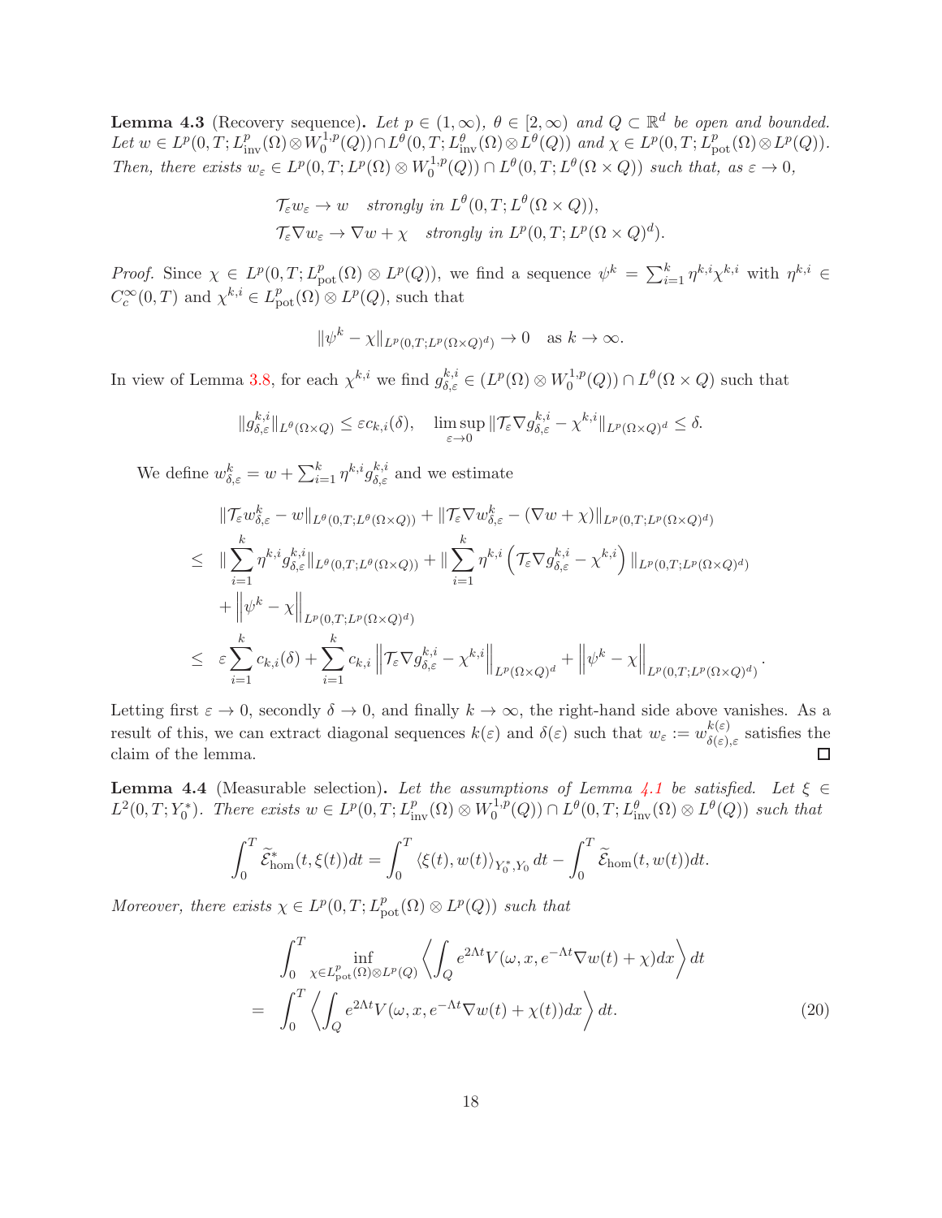**Lemma 4.3** (Recovery sequence)**.** *Let $p \in (1,\infty)$, $\theta \in [2,\infty)$ and $Q \subset \mathbb{R}^d$ be open and bounded. Let $w \in L^p(0,T; L^p_{\mathrm{inv}}(\Omega) \otimes W^{1,p}_0(Q)) \cap L^\theta(0,T; L^\theta_{\mathrm{inv}}(\Omega) \otimes L^\theta(Q))$ and $\chi \in L^p(0,T; L^p_{\mathrm{pot}}(\Omega) \otimes L^p(Q))$. Then, there exists $w_\varepsilon \in L^p(0,T; L^p(\Omega) \otimes W^{1,p}_0(Q)) \cap L^\theta(0,T; L^\theta(\Omega \times Q))$ such that, as $\varepsilon \to 0$,*

$$
\begin{aligned}
&\mathcal{T}_\varepsilon w_\varepsilon \to w \quad \text{strongly in } L^\theta(0,T; L^\theta(\Omega \times Q)),\\
&\mathcal{T}_\varepsilon \nabla w_\varepsilon \to \nabla w + \chi \quad \text{strongly in } L^p(0,T; L^p(\Omega \times Q)^d).
\end{aligned}
$$

*Proof.* Since $\chi \in L^p(0,T; L^p_{\mathrm{pot}}(\Omega) \otimes L^p(Q))$, we find a sequence $\psi^k = \sum_{i=1}^k \eta^{k,i} \chi^{k,i}$ with $\eta^{k,i} \in C^\infty_c(0,T)$ and $\chi^{k,i} \in L^p_{\mathrm{pot}}(\Omega) \otimes L^p(Q)$, such that

$$
\|\psi^k - \chi\|_{L^p(0,T;L^p(\Omega\times Q)^d)} \to 0 \quad \text{as } k \to \infty.
$$

In view of Lemma 3.8, for each $\chi^{k,i}$ we find $g^{k,i}_{\delta,\varepsilon} \in (L^p(\Omega) \otimes W^{1,p}_0(Q)) \cap L^\theta(\Omega \times Q)$ such that

$$
\|g^{k,i}_{\delta,\varepsilon}\|_{L^\theta(\Omega\times Q)} \leq \varepsilon c_{k,i}(\delta), \quad \limsup_{\varepsilon\to 0} \|\mathcal{T}_\varepsilon \nabla g^{k,i}_{\delta,\varepsilon} - \chi^{k,i}\|_{L^p(\Omega\times Q)^d} \leq \delta.
$$

We define $w^k_{\delta,\varepsilon} = w + \sum_{i=1}^k \eta^{k,i} g^{k,i}_{\delta,\varepsilon}$ and we estimate

$$
\begin{aligned}
&\|\mathcal{T}_\varepsilon w^k_{\delta,\varepsilon} - w\|_{L^\theta(0,T;L^\theta(\Omega\times Q))} + \|\mathcal{T}_\varepsilon \nabla w^k_{\delta,\varepsilon} - (\nabla w + \chi)\|_{L^p(0,T;L^p(\Omega\times Q)^d)}\\
\leq\ & \|\sum_{i=1}^k \eta^{k,i} g^{k,i}_{\delta,\varepsilon}\|_{L^\theta(0,T;L^\theta(\Omega\times Q))} + \|\sum_{i=1}^k \eta^{k,i}\left(\mathcal{T}_\varepsilon \nabla g^{k,i}_{\delta,\varepsilon} - \chi^{k,i}\right)\|_{L^p(0,T;L^p(\Omega\times Q)^d)}\\
&+ \left\|\psi^k - \chi\right\|_{L^p(0,T;L^p(\Omega\times Q)^d)}\\
\leq\ & \varepsilon \sum_{i=1}^k c_{k,i}(\delta) + \sum_{i=1}^k c_{k,i} \left\|\mathcal{T}_\varepsilon \nabla g^{k,i}_{\delta,\varepsilon} - \chi^{k,i}\right\|_{L^p(\Omega\times Q)^d} + \left\|\psi^k - \chi\right\|_{L^p(0,T;L^p(\Omega\times Q)^d)}.
\end{aligned}
$$

Letting first $\varepsilon \to 0$, secondly $\delta \to 0$, and finally $k \to \infty$, the right-hand side above vanishes. As a result of this, we can extract diagonal sequences $k(\varepsilon)$ and $\delta(\varepsilon)$ such that $w_\varepsilon := w^{k(\varepsilon)}_{\delta(\varepsilon),\varepsilon}$ satisfies the claim of the lemma. $\square$

**Lemma 4.4** (Measurable selection)**.** *Let the assumptions of Lemma 4.1 be satisfied. Let $\xi \in L^2(0,T; Y_0^*)$. There exists $w \in L^p(0,T; L^p_{\mathrm{inv}}(\Omega) \otimes W^{1,p}_0(Q)) \cap L^\theta(0,T; L^\theta_{\mathrm{inv}}(\Omega) \otimes L^\theta(Q))$ such that*

$$
\int_0^T \widetilde{\mathcal{E}}^*_{\mathrm{hom}}(t, \xi(t))dt = \int_0^T \langle \xi(t), w(t)\rangle_{Y_0^*,Y_0}\, dt - \int_0^T \widetilde{\mathcal{E}}_{\mathrm{hom}}(t, w(t))dt.
$$

*Moreover, there exists $\chi \in L^p(0,T; L^p_{\mathrm{pot}}(\Omega) \otimes L^p(Q))$ such that*

$$
\begin{aligned}
&\int_0^T \inf_{\chi \in L^p_{\mathrm{pot}}(\Omega)\otimes L^p(Q)} \left\langle \int_Q e^{2\Lambda t} V(\omega, x, e^{-\Lambda t}\nabla w(t) + \chi) dx \right\rangle dt\\
=\ & \int_0^T \left\langle \int_Q e^{2\Lambda t} V(\omega, x, e^{-\Lambda t}\nabla w(t) + \chi(t)) dx \right\rangle dt. \qquad (20)
\end{aligned}
$$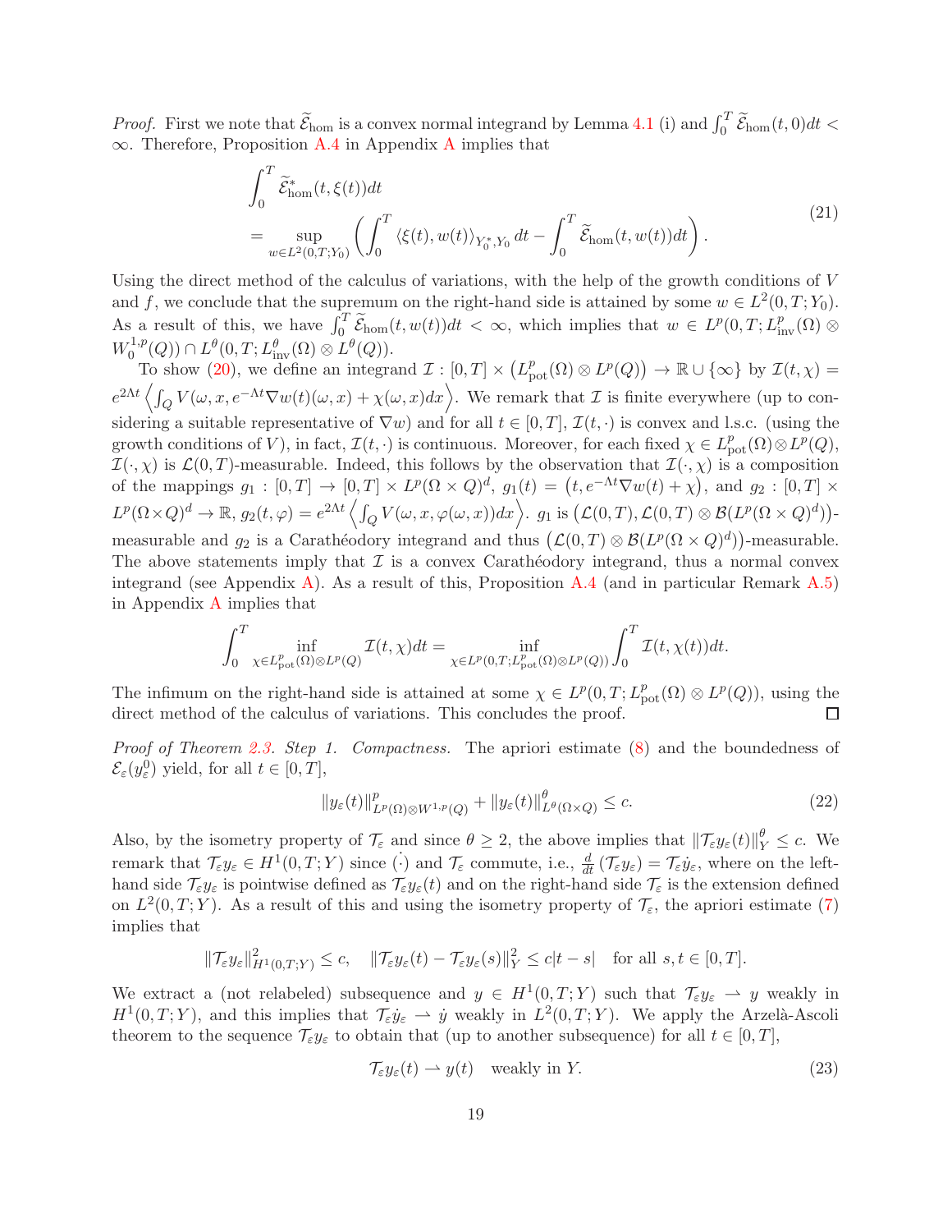*Proof.* First we note that $\widetilde{\mathcal{E}}_{\text{hom}}$ is a convex normal integrand by Lemma 4.1 (i) and $\int_0^T \widetilde{\mathcal{E}}_{\text{hom}}(t,0)dt < \infty$. Therefore, Proposition A.4 in Appendix A implies that

$$\begin{aligned}
&\int_0^T \widetilde{\mathcal{E}}^*_{\text{hom}}(t,\xi(t))dt \\
&= \sup_{w\in L^2(0,T;Y_0)} \left( \int_0^T \langle \xi(t), w(t)\rangle_{Y_0^*,Y_0} dt - \int_0^T \widetilde{\mathcal{E}}_{\text{hom}}(t,w(t))dt \right).
\end{aligned} \tag{21}$$

Using the direct method of the calculus of variations, with the help of the growth conditions of $V$ and $f$, we conclude that the supremum on the right-hand side is attained by some $w \in L^2(0,T;Y_0)$. As a result of this, we have $\int_0^T \widetilde{\mathcal{E}}_{\text{hom}}(t,w(t))dt < \infty$, which implies that $w \in L^p(0,T;L^p_{\text{inv}}(\Omega)\otimes W^{1,p}_0(Q)) \cap L^\theta(0,T;L^\theta_{\text{inv}}(\Omega)\otimes L^\theta(Q))$.

To show (20), we define an integrand $\mathcal{I} : [0,T]\times \left(L^p_{\text{pot}}(\Omega)\otimes L^p(Q)\right) \to \mathbb{R}\cup\{\infty\}$ by $\mathcal{I}(t,\chi) = e^{2\Lambda t}\left\langle \int_Q V(\omega,x,e^{-\Lambda t}\nabla w(t)(\omega,x)+\chi(\omega,x)dx\right\rangle$. We remark that $\mathcal{I}$ is finite everywhere (up to considering a suitable representative of $\nabla w$) and for all $t\in[0,T]$, $\mathcal{I}(t,\cdot)$ is convex and l.s.c. (using the growth conditions of $V$), in fact, $\mathcal{I}(t,\cdot)$ is continuous. Moreover, for each fixed $\chi \in L^p_{\text{pot}}(\Omega)\otimes L^p(Q)$, $\mathcal{I}(\cdot,\chi)$ is $\mathcal{L}(0,T)$-measurable. Indeed, this follows by the observation that $\mathcal{I}(\cdot,\chi)$ is a composition of the mappings $g_1 : [0,T] \to [0,T]\times L^p(\Omega\times Q)^d$, $g_1(t) = \left(t, e^{-\Lambda t}\nabla w(t)+\chi\right)$, and $g_2 : [0,T]\times L^p(\Omega\times Q)^d \to \mathbb{R}$, $g_2(t,\varphi) = e^{2\Lambda t}\left\langle \int_Q V(\omega,x,\varphi(\omega,x))dx\right\rangle$. $g_1$ is $\left(\mathcal{L}(0,T),\mathcal{L}(0,T)\otimes\mathcal{B}(L^p(\Omega\times Q)^d)\right)$-measurable and $g_2$ is a Carathéodory integrand and thus $\left(\mathcal{L}(0,T)\otimes\mathcal{B}(L^p(\Omega\times Q)^d)\right)$-measurable. The above statements imply that $\mathcal{I}$ is a convex Carathéodory integrand, thus a normal convex integrand (see Appendix A). As a result of this, Proposition A.4 (and in particular Remark A.5) in Appendix A implies that

$$\int_0^T \inf_{\chi\in L^p_{\text{pot}}(\Omega)\otimes L^p(Q)} \mathcal{I}(t,\chi)dt = \inf_{\chi\in L^p(0,T;L^p_{\text{pot}}(\Omega)\otimes L^p(Q))} \int_0^T \mathcal{I}(t,\chi(t))dt.$$

The infimum on the right-hand side is attained at some $\chi\in L^p(0,T;L^p_{\text{pot}}(\Omega)\otimes L^p(Q))$, using the direct method of the calculus of variations. This concludes the proof. ◻

*Proof of Theorem 2.3. Step 1. Compactness.* The apriori estimate (8) and the boundedness of $\mathcal{E}_\varepsilon(y^0_\varepsilon)$ yield, for all $t\in[0,T]$,

$$\|y_\varepsilon(t)\|^p_{L^p(\Omega)\otimes W^{1,p}(Q)} + \|y_\varepsilon(t)\|^\theta_{L^\theta(\Omega\times Q)} \le c. \tag{22}$$

Also, by the isometry property of $\mathcal{T}_\varepsilon$ and since $\theta\ge 2$, the above implies that $\|\mathcal{T}_\varepsilon y_\varepsilon(t)\|^\theta_Y \le c$. We remark that $\mathcal{T}_\varepsilon y_\varepsilon \in H^1(0,T;Y)$ since $\dot{(\cdot)}$ and $\mathcal{T}_\varepsilon$ commute, i.e., $\frac{d}{dt}(\mathcal{T}_\varepsilon y_\varepsilon) = \mathcal{T}_\varepsilon \dot{y}_\varepsilon$, where on the left-hand side $\mathcal{T}_\varepsilon y_\varepsilon$ is pointwise defined as $\mathcal{T}_\varepsilon y_\varepsilon(t)$ and on the right-hand side $\mathcal{T}_\varepsilon$ is the extension defined on $L^2(0,T;Y)$. As a result of this and using the isometry property of $\mathcal{T}_\varepsilon$, the apriori estimate (7) implies that

$$\|\mathcal{T}_\varepsilon y_\varepsilon\|^2_{H^1(0,T;Y)} \le c, \quad \|\mathcal{T}_\varepsilon y_\varepsilon(t) - \mathcal{T}_\varepsilon y_\varepsilon(s)\|^2_Y \le c|t-s| \quad \text{for all } s,t\in[0,T].$$

We extract a (not relabeled) subsequence and $y\in H^1(0,T;Y)$ such that $\mathcal{T}_\varepsilon y_\varepsilon \rightharpoonup y$ weakly in $H^1(0,T;Y)$, and this implies that $\mathcal{T}_\varepsilon \dot{y}_\varepsilon \rightharpoonup \dot{y}$ weakly in $L^2(0,T;Y)$. We apply the Arzelà-Ascoli theorem to the sequence $\mathcal{T}_\varepsilon y_\varepsilon$ to obtain that (up to another subsequence) for all $t\in[0,T]$,

$$\mathcal{T}_\varepsilon y_\varepsilon(t) \rightharpoonup y(t) \quad \text{weakly in } Y. \tag{23}$$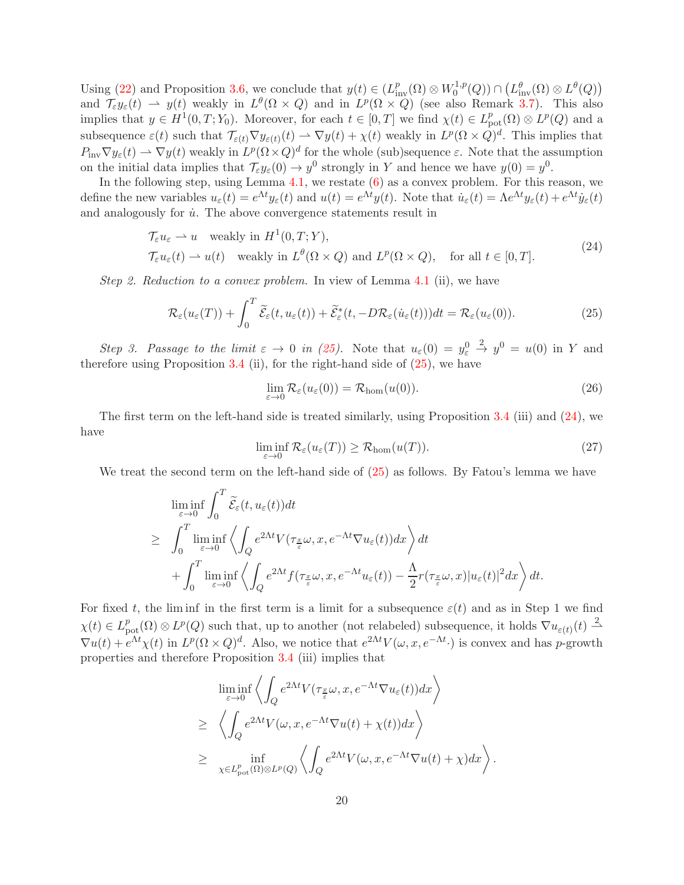Using (22) and Proposition 3.6, we conclude that $y(t) \in (L^p_{\rm inv}(\Omega) \otimes W^{1,p}_0(Q)) \cap (L^\theta_{\rm inv}(\Omega) \otimes L^\theta(Q))$ and $\mathcal{T}_\varepsilon y_\varepsilon(t) \rightharpoonup y(t)$ weakly in $L^\theta(\Omega \times Q)$ and in $L^p(\Omega \times Q)$ (see also Remark 3.7). This also implies that $y \in H^1(0,T;Y_0)$. Moreover, for each $t \in [0,T]$ we find $\chi(t) \in L^p_{\rm pot}(\Omega) \otimes L^p(Q)$ and a subsequence $\varepsilon(t)$ such that $\mathcal{T}_{\varepsilon(t)} \nabla y_{\varepsilon(t)}(t) \rightharpoonup \nabla y(t) + \chi(t)$ weakly in $L^p(\Omega \times Q)^d$. This implies that $P_{\rm inv} \nabla y_\varepsilon(t) \rightharpoonup \nabla y(t)$ weakly in $L^p(\Omega \times Q)^d$ for the whole (sub)sequence $\varepsilon$. Note that the assumption on the initial data implies that $\mathcal{T}_\varepsilon y_\varepsilon(0) \to y^0$ strongly in $Y$ and hence we have $y(0) = y^0$.

In the following step, using Lemma 4.1, we restate (6) as a convex problem. For this reason, we define the new variables $u_\varepsilon(t) = e^{\Lambda t} y_\varepsilon(t)$ and $u(t) = e^{\Lambda t} y(t)$. Note that $\dot{u}_\varepsilon(t) = \Lambda e^{\Lambda t} y_\varepsilon(t) + e^{\Lambda t} \dot{y}_\varepsilon(t)$ and analogously for $\dot{u}$. The above convergence statements result in

$$
\begin{aligned}
&\mathcal{T}_\varepsilon u_\varepsilon \rightharpoonup u \quad \text{weakly in } H^1(0,T;Y), \\
&\mathcal{T}_\varepsilon u_\varepsilon(t) \rightharpoonup u(t) \quad \text{weakly in } L^\theta(\Omega \times Q) \text{ and } L^p(\Omega \times Q), \quad \text{for all } t \in [0,T].
\end{aligned} \tag{24}
$$

*Step 2. Reduction to a convex problem.* In view of Lemma 4.1 (ii), we have

$$
\mathcal{R}_\varepsilon(u_\varepsilon(T)) + \int_0^T \widetilde{\mathcal{E}}_\varepsilon(t, u_\varepsilon(t)) + \widetilde{\mathcal{E}}^*_\varepsilon(t, -D\mathcal{R}_\varepsilon(\dot{u}_\varepsilon(t)))dt = \mathcal{R}_\varepsilon(u_\varepsilon(0)). \tag{25}
$$

*Step 3. Passage to the limit $\varepsilon \to 0$ in (25).* Note that $u_\varepsilon(0) = y^0_\varepsilon \overset{2}{\to} y^0 = u(0)$ in $Y$ and therefore using Proposition 3.4 (ii), for the right-hand side of (25), we have

$$
\lim_{\varepsilon \to 0} \mathcal{R}_\varepsilon(u_\varepsilon(0)) = \mathcal{R}_{\rm hom}(u(0)). \tag{26}
$$

The first term on the left-hand side is treated similarly, using Proposition 3.4 (iii) and (24), we have

$$
\liminf_{\varepsilon \to 0} \mathcal{R}_\varepsilon(u_\varepsilon(T)) \geq \mathcal{R}_{\rm hom}(u(T)). \tag{27}
$$

We treat the second term on the left-hand side of (25) as follows. By Fatou's lemma we have

$$
\begin{aligned}
&\liminf_{\varepsilon \to 0} \int_0^T \widetilde{\mathcal{E}}_\varepsilon(t, u_\varepsilon(t))dt \\
\geq\ & \int_0^T \liminf_{\varepsilon \to 0} \left\langle \int_Q e^{2\Lambda t} V(\tau_{\frac{x}{\varepsilon}}\omega, x, e^{-\Lambda t}\nabla u_\varepsilon(t))dx \right\rangle dt \\
&+ \int_0^T \liminf_{\varepsilon \to 0} \left\langle \int_Q e^{2\Lambda t} f(\tau_{\frac{x}{\varepsilon}}\omega, x, e^{-\Lambda t} u_\varepsilon(t)) - \frac{\Lambda}{2} r(\tau_{\frac{x}{\varepsilon}}\omega, x)|u_\varepsilon(t)|^2 dx \right\rangle dt.
\end{aligned}
$$

For fixed $t$, the lim inf in the first term is a limit for a subsequence $\varepsilon(t)$ and as in Step 1 we find $\chi(t) \in L^p_{\rm pot}(\Omega) \otimes L^p(Q)$ such that, up to another (not relabeled) subsequence, it holds $\nabla u_{\varepsilon(t)}(t) \overset{2}{\rightharpoonup} \nabla u(t) + e^{\Lambda t}\chi(t)$ in $L^p(\Omega \times Q)^d$. Also, we notice that $e^{2\Lambda t} V(\omega, x, e^{-\Lambda t} \cdot)$ is convex and has $p$-growth properties and therefore Proposition 3.4 (iii) implies that

$$
\begin{aligned}
&\liminf_{\varepsilon \to 0} \left\langle \int_Q e^{2\Lambda t} V(\tau_{\frac{x}{\varepsilon}}\omega, x, e^{-\Lambda t}\nabla u_\varepsilon(t))dx \right\rangle \\
\geq\ & \left\langle \int_Q e^{2\Lambda t} V(\omega, x, e^{-\Lambda t}\nabla u(t) + \chi(t))dx \right\rangle \\
\geq\ & \inf_{\chi \in L^p_{\rm pot}(\Omega) \otimes L^p(Q)} \left\langle \int_Q e^{2\Lambda t} V(\omega, x, e^{-\Lambda t}\nabla u(t) + \chi)dx \right\rangle.
\end{aligned}
$$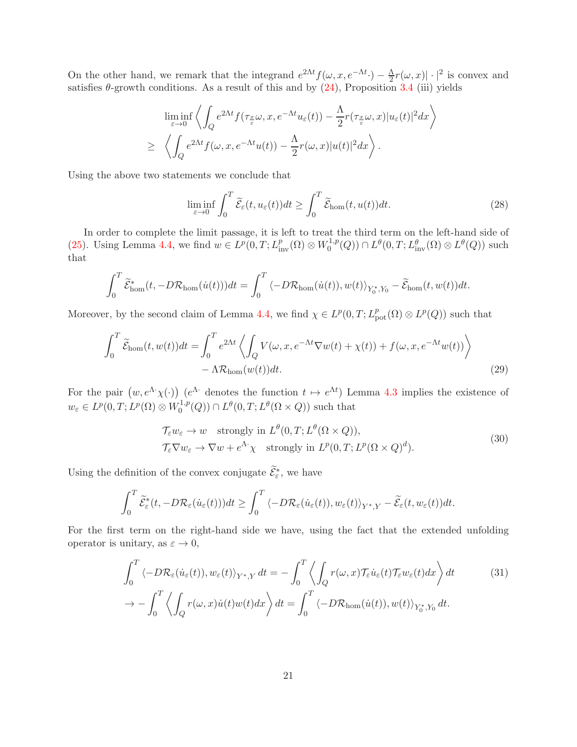On the other hand, we remark that the integrand $e^{2\Lambda t}f(\omega,x,e^{-\Lambda t}\cdot) - \frac{\Lambda}{2}r(\omega,x)|\cdot|^2$ is convex and satisfies $\theta$-growth conditions. As a result of this and by (24), Proposition 3.4 (iii) yields

$$
\begin{aligned}
&\liminf_{\varepsilon\to 0} \left\langle \int_Q e^{2\Lambda t} f(\tau_{\frac{x}{\varepsilon}}\omega, x, e^{-\Lambda t}u_\varepsilon(t)) - \frac{\Lambda}{2} r(\tau_{\frac{x}{\varepsilon}}\omega, x)|u_\varepsilon(t)|^2 dx \right\rangle \\
\geq\ & \left\langle \int_Q e^{2\Lambda t} f(\omega, x, e^{-\Lambda t}u(t)) - \frac{\Lambda}{2} r(\omega,x)|u(t)|^2 dx \right\rangle .
\end{aligned}
$$

Using the above two statements we conclude that

$$
\liminf_{\varepsilon\to 0} \int_0^T \widetilde{\mathcal{E}}_\varepsilon(t,u_\varepsilon(t))dt \geq \int_0^T \widetilde{\mathcal{E}}_{\mathrm{hom}}(t,u(t))dt. \tag{28}
$$

In order to complete the limit passage, it is left to treat the third term on the left-hand side of (25). Using Lemma 4.4, we find $w \in L^p(0,T;L^p_{\mathrm{inv}}(\Omega)\otimes W^{1,p}_0(Q)) \cap L^\theta(0,T;L^\theta_{\mathrm{inv}}(\Omega)\otimes L^\theta(Q))$ such that

$$
\int_0^T \widetilde{\mathcal{E}}^*_{\mathrm{hom}}(t,-D\mathcal{R}_{\mathrm{hom}}(\dot{u}(t)))dt = \int_0^T \langle -D\mathcal{R}_{\mathrm{hom}}(\dot{u}(t)), w(t)\rangle_{Y_0^*,Y_0} - \widetilde{\mathcal{E}}_{\mathrm{hom}}(t,w(t))dt.
$$

Moreover, by the second claim of Lemma 4.4, we find $\chi \in L^p(0,T;L^p_{\mathrm{pot}}(\Omega)\otimes L^p(Q))$ such that

$$
\begin{aligned}
\int_0^T \widetilde{\mathcal{E}}_{\mathrm{hom}}(t,w(t))dt = \int_0^T e^{2\Lambda t} &\left\langle \int_Q V(\omega,x,e^{-\Lambda t}\nabla w(t) + \chi(t)) + f(\omega,x,e^{-\Lambda t}w(t)) \right\rangle \\
&- \Lambda \mathcal{R}_{\mathrm{hom}}(w(t))dt.
\end{aligned} \tag{29}
$$

For the pair $\left(w, e^{\Lambda\cdot}\chi(\cdot)\right)$ ($e^{\Lambda\cdot}$ denotes the function $t\mapsto e^{\Lambda t}$) Lemma 4.3 implies the existence of $w_\varepsilon \in L^p(0,T;L^p(\Omega)\otimes W^{1,p}_0(Q)) \cap L^\theta(0,T;L^\theta(\Omega\times Q))$ such that

$$
\begin{aligned}
&\mathcal{T}_\varepsilon w_\varepsilon \to w \quad \text{strongly in } L^\theta(0,T;L^\theta(\Omega\times Q)),\\
&\mathcal{T}_\varepsilon \nabla w_\varepsilon \to \nabla w + e^{\Lambda\cdot}\chi \quad \text{strongly in } L^p(0,T;L^p(\Omega\times Q)^d).
\end{aligned} \tag{30}
$$

Using the definition of the convex conjugate $\widetilde{\mathcal{E}}^*_\varepsilon$, we have

$$
\int_0^T \widetilde{\mathcal{E}}^*_\varepsilon(t,-D\mathcal{R}_\varepsilon(\dot{u}_\varepsilon(t)))dt \geq \int_0^T \langle -D\mathcal{R}_\varepsilon(\dot{u}_\varepsilon(t)), w_\varepsilon(t)\rangle_{Y^*,Y} - \widetilde{\mathcal{E}}_\varepsilon(t,w_\varepsilon(t))dt.
$$

For the first term on the right-hand side we have, using the fact that the extended unfolding operator is unitary, as $\varepsilon\to 0$,

$$
\begin{aligned}
&\int_0^T \langle -D\mathcal{R}_\varepsilon(\dot{u}_\varepsilon(t)), w_\varepsilon(t)\rangle_{Y^*,Y}\, dt = -\int_0^T \left\langle \int_Q r(\omega,x)\mathcal{T}_\varepsilon \dot{u}_\varepsilon(t)\mathcal{T}_\varepsilon w_\varepsilon(t) dx \right\rangle dt \\
&\to -\int_0^T \left\langle \int_Q r(\omega,x)\dot{u}(t)w(t)dx \right\rangle dt = \int_0^T \langle -D\mathcal{R}_{\mathrm{hom}}(\dot{u}(t)), w(t)\rangle_{Y_0^*,Y_0}\, dt.
\end{aligned} \tag{31}
$$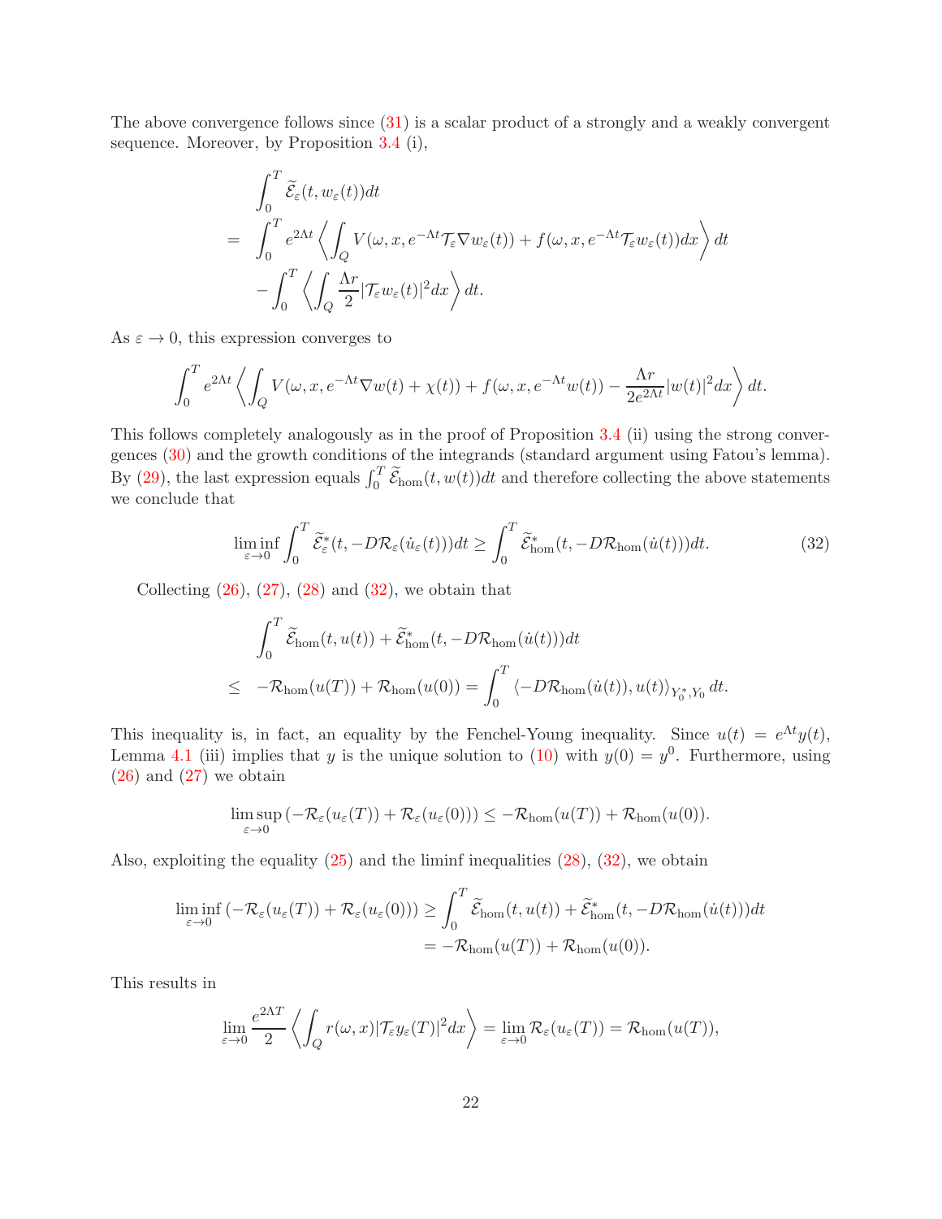The above convergence follows since (31) is a scalar product of a strongly and a weakly convergent sequence. Moreover, by Proposition 3.4 (i),

$$
\begin{aligned}
&\int_0^T \widetilde{\mathcal{E}}_\varepsilon(t, w_\varepsilon(t))dt \\
= \ &\int_0^T e^{2\Lambda t}\left\langle \int_Q V(\omega, x, e^{-\Lambda t}\mathcal{T}_\varepsilon \nabla w_\varepsilon(t)) + f(\omega, x, e^{-\Lambda t}\mathcal{T}_\varepsilon w_\varepsilon(t))dx \right\rangle dt \\
&- \int_0^T \left\langle \int_Q \frac{\Lambda r}{2}|\mathcal{T}_\varepsilon w_\varepsilon(t)|^2 dx \right\rangle dt.
\end{aligned}
$$

As $\varepsilon \to 0$, this expression converges to

$$
\int_0^T e^{2\Lambda t}\left\langle \int_Q V(\omega, x, e^{-\Lambda t}\nabla w(t) + \chi(t)) + f(\omega, x, e^{-\Lambda t}w(t)) - \frac{\Lambda r}{2e^{2\Lambda t}}|w(t)|^2 dx \right\rangle dt.
$$

This follows completely analogously as in the proof of Proposition 3.4 (ii) using the strong convergences (30) and the growth conditions of the integrands (standard argument using Fatou's lemma). By (29), the last expression equals $\int_0^T \widetilde{\mathcal{E}}_{\text{hom}}(t, w(t))dt$ and therefore collecting the above statements we conclude that

$$
\liminf_{\varepsilon\to 0} \int_0^T \widetilde{\mathcal{E}}^*_\varepsilon(t, -D\mathcal{R}_\varepsilon(\dot{u}_\varepsilon(t)))dt \geq \int_0^T \widetilde{\mathcal{E}}^*_{\text{hom}}(t, -D\mathcal{R}_{\text{hom}}(\dot{u}(t)))dt. \tag{32}
$$

Collecting (26), (27), (28) and (32), we obtain that

$$
\begin{aligned}
&\int_0^T \widetilde{\mathcal{E}}_{\text{hom}}(t, u(t)) + \widetilde{\mathcal{E}}^*_{\text{hom}}(t, -D\mathcal{R}_{\text{hom}}(\dot{u}(t)))dt \\
\leq \ &-\mathcal{R}_{\text{hom}}(u(T)) + \mathcal{R}_{\text{hom}}(u(0)) = \int_0^T \langle -D\mathcal{R}_{\text{hom}}(\dot{u}(t)), u(t)\rangle_{Y_0^*, Y_0} dt.
\end{aligned}
$$

This inequality is, in fact, an equality by the Fenchel-Young inequality. Since $u(t) = e^{\Lambda t}y(t)$, Lemma 4.1 (iii) implies that $y$ is the unique solution to (10) with $y(0) = y^0$. Furthermore, using (26) and (27) we obtain

$$
\limsup_{\varepsilon\to 0} \left(-\mathcal{R}_\varepsilon(u_\varepsilon(T)) + \mathcal{R}_\varepsilon(u_\varepsilon(0))\right) \leq -\mathcal{R}_{\text{hom}}(u(T)) + \mathcal{R}_{\text{hom}}(u(0)).
$$

Also, exploiting the equality (25) and the liminf inequalities (28), (32), we obtain

$$
\begin{aligned}
\liminf_{\varepsilon\to 0} \left(-\mathcal{R}_\varepsilon(u_\varepsilon(T)) + \mathcal{R}_\varepsilon(u_\varepsilon(0))\right) &\geq \int_0^T \widetilde{\mathcal{E}}_{\text{hom}}(t, u(t)) + \widetilde{\mathcal{E}}^*_{\text{hom}}(t, -D\mathcal{R}_{\text{hom}}(\dot{u}(t)))dt \\
&= -\mathcal{R}_{\text{hom}}(u(T)) + \mathcal{R}_{\text{hom}}(u(0)).
\end{aligned}
$$

This results in

$$
\lim_{\varepsilon\to 0} \frac{e^{2\Lambda T}}{2}\left\langle \int_Q r(\omega, x)|\mathcal{T}_\varepsilon y_\varepsilon(T)|^2 dx \right\rangle = \lim_{\varepsilon\to 0} \mathcal{R}_\varepsilon(u_\varepsilon(T)) = \mathcal{R}_{\text{hom}}(u(T)),
$$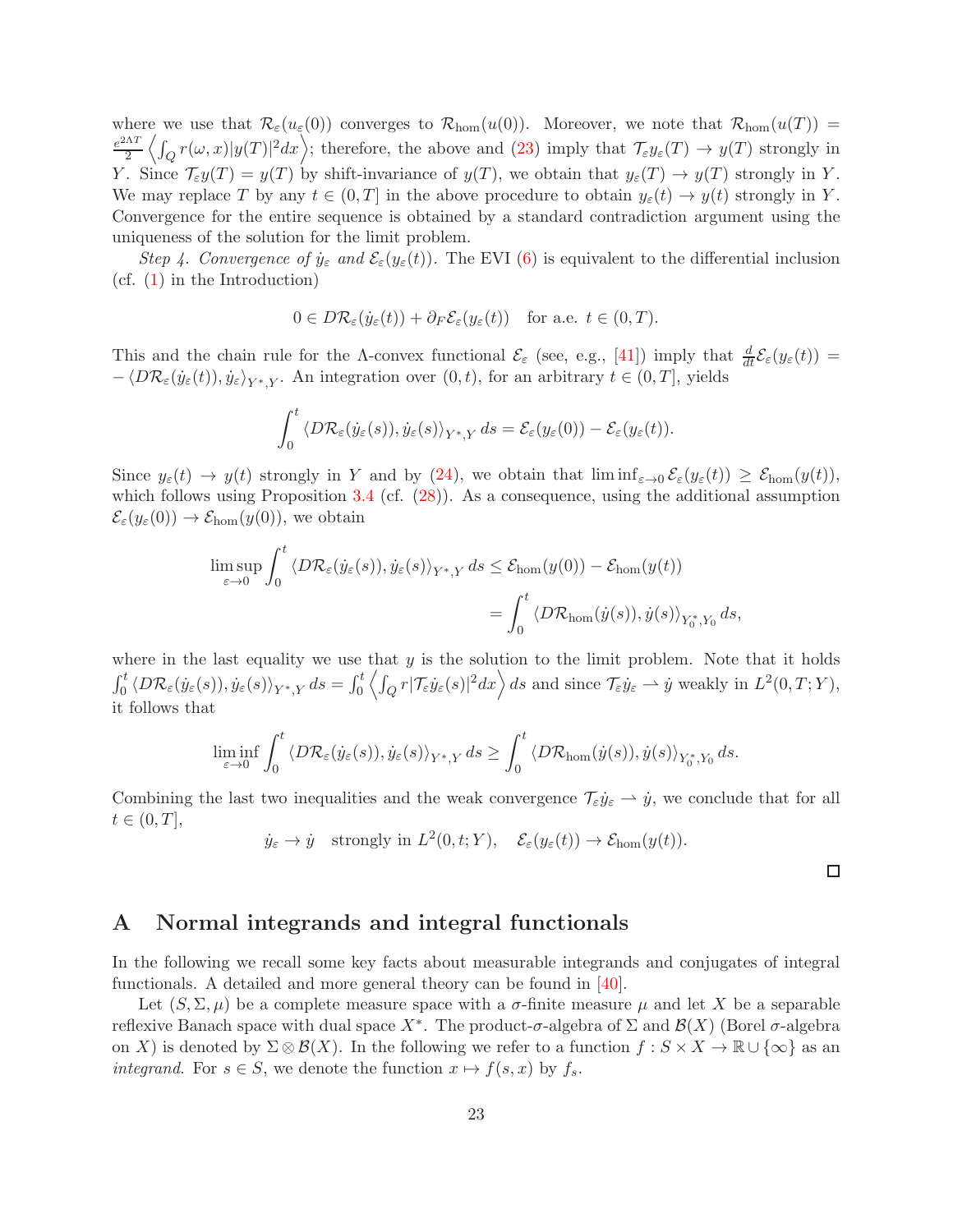where we use that $\mathcal{R}_\varepsilon(u_\varepsilon(0))$ converges to $\mathcal{R}_{\mathrm{hom}}(u(0))$. Moreover, we note that $\mathcal{R}_{\mathrm{hom}}(u(T)) = \frac{e^{2\Lambda T}}{2}\left\langle \int_Q r(\omega,x)|y(T)|^2 dx\right\rangle$; therefore, the above and (23) imply that $\mathcal{T}_\varepsilon y_\varepsilon(T) \to y(T)$ strongly in $Y$. Since $\mathcal{T}_\varepsilon y(T) = y(T)$ by shift-invariance of $y(T)$, we obtain that $y_\varepsilon(T) \to y(T)$ strongly in $Y$. We may replace $T$ by any $t \in (0,T]$ in the above procedure to obtain $y_\varepsilon(t) \to y(t)$ strongly in $Y$. Convergence for the entire sequence is obtained by a standard contradiction argument using the uniqueness of the solution for the limit problem.

*Step 4. Convergence of $\dot{y}_\varepsilon$ and $\mathcal{E}_\varepsilon(y_\varepsilon(t))$.* The EVI (6) is equivalent to the differential inclusion (cf. (1) in the Introduction)

$$0 \in D\mathcal{R}_\varepsilon(\dot{y}_\varepsilon(t)) + \partial_F \mathcal{E}_\varepsilon(y_\varepsilon(t)) \quad \text{for a.e. } t \in (0,T).$$

This and the chain rule for the $\Lambda$-convex functional $\mathcal{E}_\varepsilon$ (see, e.g., [41]) imply that $\frac{d}{dt}\mathcal{E}_\varepsilon(y_\varepsilon(t)) = -\langle D\mathcal{R}_\varepsilon(\dot{y}_\varepsilon(t)), \dot{y}_\varepsilon\rangle_{Y^*,Y}$. An integration over $(0,t)$, for an arbitrary $t \in (0,T]$, yields

$$\int_0^t \langle D\mathcal{R}_\varepsilon(\dot{y}_\varepsilon(s)), \dot{y}_\varepsilon(s)\rangle_{Y^*,Y}\, ds = \mathcal{E}_\varepsilon(y_\varepsilon(0)) - \mathcal{E}_\varepsilon(y_\varepsilon(t)).$$

Since $y_\varepsilon(t) \to y(t)$ strongly in $Y$ and by (24), we obtain that $\liminf_{\varepsilon\to 0}\mathcal{E}_\varepsilon(y_\varepsilon(t)) \geq \mathcal{E}_{\mathrm{hom}}(y(t))$, which follows using Proposition 3.4 (cf. (28)). As a consequence, using the additional assumption $\mathcal{E}_\varepsilon(y_\varepsilon(0)) \to \mathcal{E}_{\mathrm{hom}}(y(0))$, we obtain

$$\begin{aligned}\limsup_{\varepsilon\to 0}\int_0^t \langle D\mathcal{R}_\varepsilon(\dot{y}_\varepsilon(s)), \dot{y}_\varepsilon(s)\rangle_{Y^*,Y}\, ds &\leq \mathcal{E}_{\mathrm{hom}}(y(0)) - \mathcal{E}_{\mathrm{hom}}(y(t)) \\ &= \int_0^t \langle D\mathcal{R}_{\mathrm{hom}}(\dot{y}(s)), \dot{y}(s)\rangle_{Y_0^*,Y_0}\, ds,\end{aligned}$$

where in the last equality we use that $y$ is the solution to the limit problem. Note that it holds $\int_0^t \langle D\mathcal{R}_\varepsilon(\dot{y}_\varepsilon(s)), \dot{y}_\varepsilon(s)\rangle_{Y^*,Y}\, ds = \int_0^t \left\langle \int_Q r|\mathcal{T}_\varepsilon \dot{y}_\varepsilon(s)|^2 dx\right\rangle ds$ and since $\mathcal{T}_\varepsilon \dot{y}_\varepsilon \rightharpoonup \dot{y}$ weakly in $L^2(0,T;Y)$, it follows that

$$\liminf_{\varepsilon\to 0}\int_0^t \langle D\mathcal{R}_\varepsilon(\dot{y}_\varepsilon(s)), \dot{y}_\varepsilon(s)\rangle_{Y^*,Y}\, ds \geq \int_0^t \langle D\mathcal{R}_{\mathrm{hom}}(\dot{y}(s)), \dot{y}(s)\rangle_{Y_0^*,Y_0}\, ds.$$

Combining the last two inequalities and the weak convergence $\mathcal{T}_\varepsilon \dot{y}_\varepsilon \rightharpoonup \dot{y}$, we conclude that for all $t \in (0,T]$,

$$\dot{y}_\varepsilon \to \dot{y} \quad \text{strongly in } L^2(0,t;Y), \quad \mathcal{E}_\varepsilon(y_\varepsilon(t)) \to \mathcal{E}_{\mathrm{hom}}(y(t)).$$

□

# A Normal integrands and integral functionals

In the following we recall some key facts about measurable integrands and conjugates of integral functionals. A detailed and more general theory can be found in [40].

Let $(S,\Sigma,\mu)$ be a complete measure space with a $\sigma$-finite measure $\mu$ and let $X$ be a separable reflexive Banach space with dual space $X^*$. The product-$\sigma$-algebra of $\Sigma$ and $\mathcal{B}(X)$ (Borel $\sigma$-algebra on $X$) is denoted by $\Sigma \otimes \mathcal{B}(X)$. In the following we refer to a function $f : S \times X \to \mathbb{R}\cup\{\infty\}$ as an *integrand*. For $s \in S$, we denote the function $x \mapsto f(s,x)$ by $f_s$.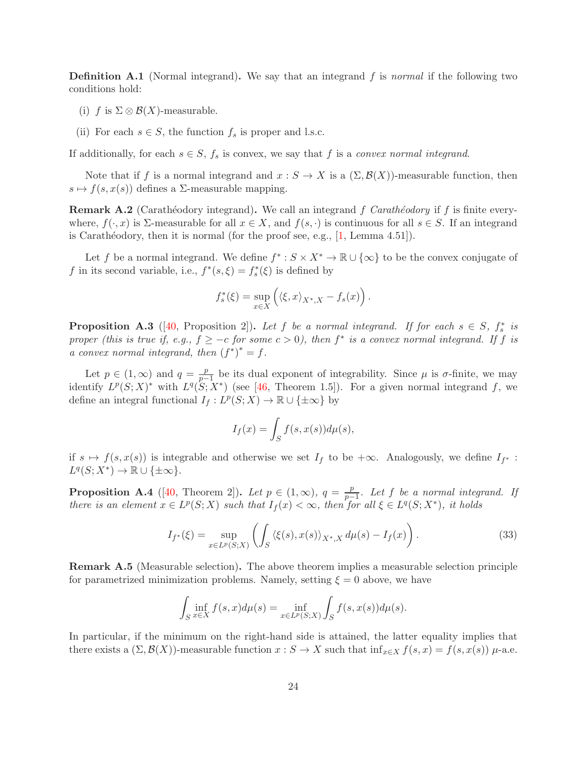**Definition A.1** (Normal integrand)**.** We say that an integrand $f$ is *normal* if the following two conditions hold:

(i) $f$ is $\Sigma \otimes \mathcal{B}(X)$-measurable.

(ii) For each $s \in S$, the function $f_s$ is proper and l.s.c.

If additionally, for each $s \in S$, $f_s$ is convex, we say that $f$ is a *convex normal integrand*.

Note that if $f$ is a normal integrand and $x : S \to X$ is a $(\Sigma, \mathcal{B}(X))$-measurable function, then $s \mapsto f(s, x(s))$ defines a $\Sigma$-measurable mapping.

**Remark A.2** (Carathéodory integrand)**.** We call an integrand $f$ *Carathéodory* if $f$ is finite everywhere, $f(\cdot, x)$ is $\Sigma$-measurable for all $x \in X$, and $f(s, \cdot)$ is continuous for all $s \in S$. If an integrand is Carathéodory, then it is normal (for the proof see, e.g., [1, Lemma 4.51]).

Let $f$ be a normal integrand. We define $f^* : S \times X^* \to \mathbb{R} \cup \{\infty\}$ to be the convex conjugate of $f$ in its second variable, i.e., $f^*(s, \xi) = f_s^*(\xi)$ is defined by

$$f_s^*(\xi) = \sup_{x \in X} \left( \langle \xi, x \rangle_{X^*, X} - f_s(x) \right).$$

**Proposition A.3** ([40, Proposition 2])**.** *Let $f$ be a normal integrand. If for each $s \in S$, $f_s^*$ is proper (this is true if, e.g., $f \geq -c$ for some $c > 0$), then $f^*$ is a convex normal integrand. If $f$ is a convex normal integrand, then $(f^*)^* = f$.*

Let $p \in (1, \infty)$ and $q = \frac{p}{p-1}$ be its dual exponent of integrability. Since $\mu$ is $\sigma$-finite, we may identify $L^p(S; X)^*$ with $L^q(S; X^*)$ (see [46, Theorem 1.5]). For a given normal integrand $f$, we define an integral functional $I_f : L^p(S; X) \to \mathbb{R} \cup \{\pm\infty\}$ by

$$I_f(x) = \int_S f(s, x(s)) d\mu(s),$$

if $s \mapsto f(s, x(s))$ is integrable and otherwise we set $I_f$ to be $+\infty$. Analogously, we define $I_{f^*} : L^q(S; X^*) \to \mathbb{R} \cup \{\pm\infty\}$.

**Proposition A.4** ([40, Theorem 2])**.** *Let $p \in (1, \infty)$, $q = \frac{p}{p-1}$. Let $f$ be a normal integrand. If there is an element $x \in L^p(S; X)$ such that $I_f(x) < \infty$, then for all $\xi \in L^q(S; X^*)$, it holds*

$$I_{f^*}(\xi) = \sup_{x \in L^p(S;X)} \left( \int_S \langle \xi(s), x(s) \rangle_{X^*, X} \, d\mu(s) - I_f(x) \right). \tag{33}$$

**Remark A.5** (Measurable selection)**.** The above theorem implies a measurable selection principle for parametrized minimization problems. Namely, setting $\xi = 0$ above, we have

$$\int_S \inf_{x \in X} f(s, x) d\mu(s) = \inf_{x \in L^p(S;X)} \int_S f(s, x(s)) d\mu(s).$$

In particular, if the minimum on the right-hand side is attained, the latter equality implies that there exists a $(\Sigma, \mathcal{B}(X))$-measurable function $x : S \to X$ such that $\inf_{x \in X} f(s, x) = f(s, x(s))$ $\mu$-a.e.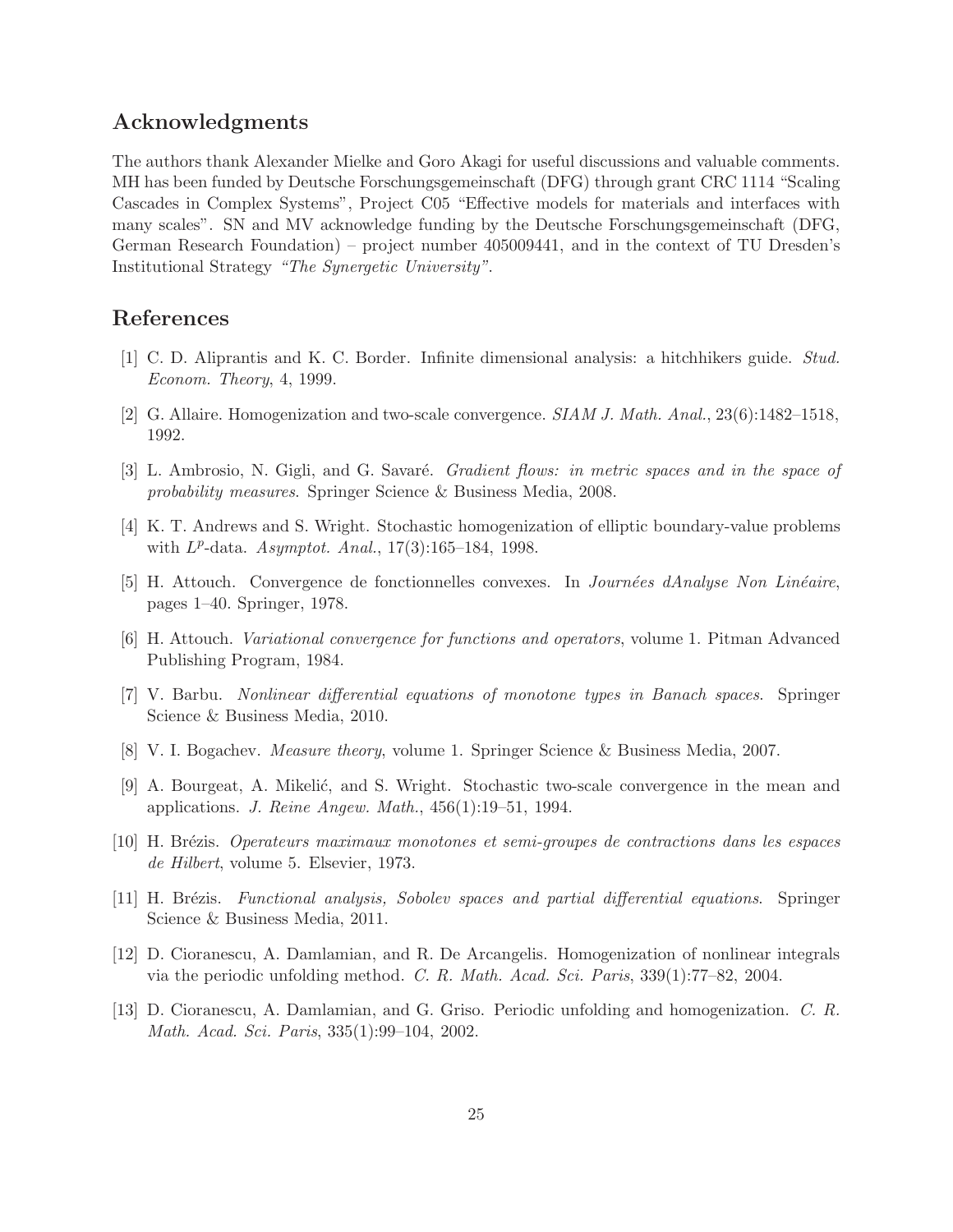## Acknowledgments

The authors thank Alexander Mielke and Goro Akagi for useful discussions and valuable comments. MH has been funded by Deutsche Forschungsgemeinschaft (DFG) through grant CRC 1114 "Scaling Cascades in Complex Systems", Project C05 "Effective models for materials and interfaces with many scales". SN and MV acknowledge funding by the Deutsche Forschungsgemeinschaft (DFG, German Research Foundation) – project number 405009441, and in the context of TU Dresden's Institutional Strategy *"The Synergetic University"*.

## References

[1] C. D. Aliprantis and K. C. Border. Infinite dimensional analysis: a hitchhikers guide. *Stud. Econom. Theory*, 4, 1999.

[2] G. Allaire. Homogenization and two-scale convergence. *SIAM J. Math. Anal.*, 23(6):1482–1518, 1992.

[3] L. Ambrosio, N. Gigli, and G. Savaré. *Gradient flows: in metric spaces and in the space of probability measures*. Springer Science & Business Media, 2008.

[4] K. T. Andrews and S. Wright. Stochastic homogenization of elliptic boundary-value problems with $L^p$-data. *Asymptot. Anal.*, 17(3):165–184, 1998.

[5] H. Attouch. Convergence de fonctionnelles convexes. In *Journées dAnalyse Non Linéaire*, pages 1–40. Springer, 1978.

[6] H. Attouch. *Variational convergence for functions and operators*, volume 1. Pitman Advanced Publishing Program, 1984.

[7] V. Barbu. *Nonlinear differential equations of monotone types in Banach spaces*. Springer Science & Business Media, 2010.

[8] V. I. Bogachev. *Measure theory*, volume 1. Springer Science & Business Media, 2007.

[9] A. Bourgeat, A. Mikelić, and S. Wright. Stochastic two-scale convergence in the mean and applications. *J. Reine Angew. Math.*, 456(1):19–51, 1994.

[10] H. Brézis. *Operateurs maximaux monotones et semi-groupes de contractions dans les espaces de Hilbert*, volume 5. Elsevier, 1973.

[11] H. Brézis. *Functional analysis, Sobolev spaces and partial differential equations*. Springer Science & Business Media, 2011.

[12] D. Cioranescu, A. Damlamian, and R. De Arcangelis. Homogenization of nonlinear integrals via the periodic unfolding method. *C. R. Math. Acad. Sci. Paris*, 339(1):77–82, 2004.

[13] D. Cioranescu, A. Damlamian, and G. Griso. Periodic unfolding and homogenization. *C. R. Math. Acad. Sci. Paris*, 335(1):99–104, 2002.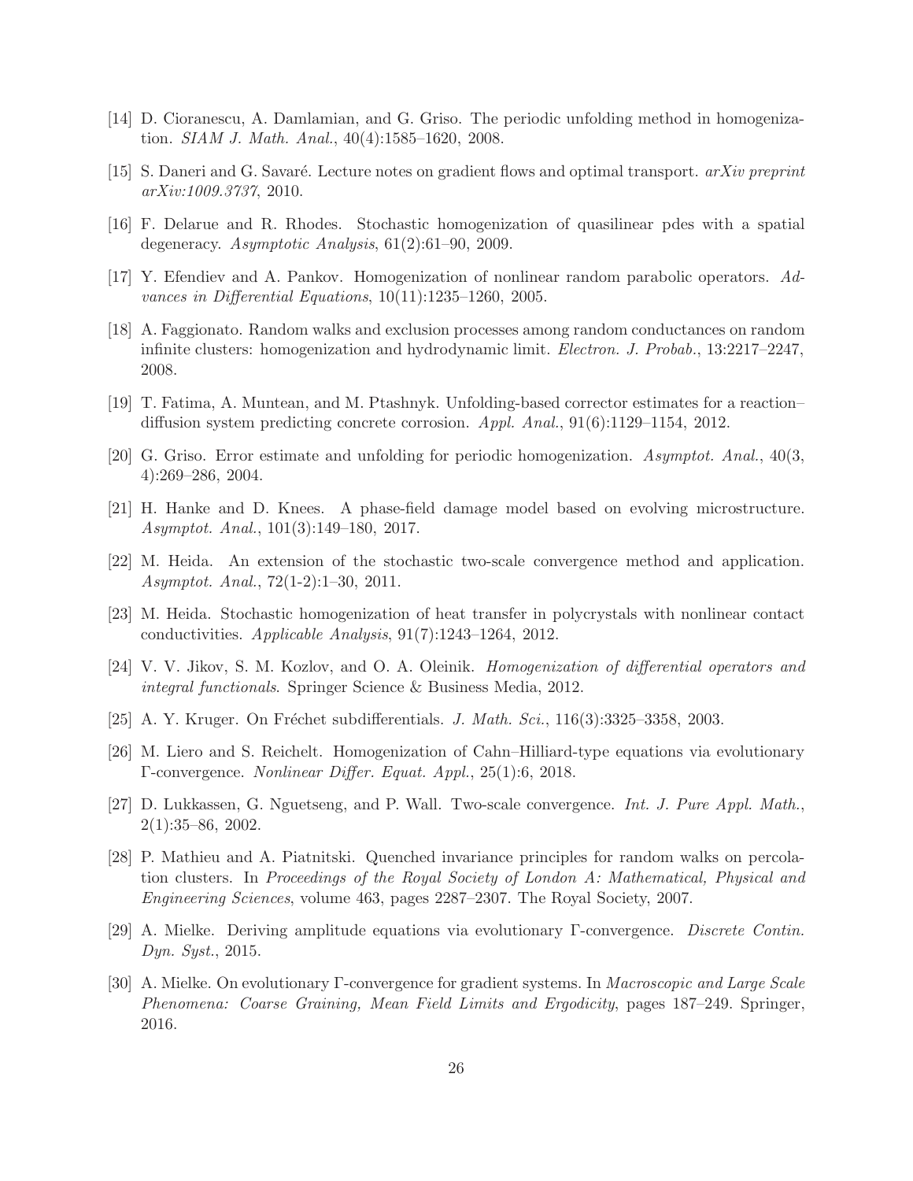[14] D. Cioranescu, A. Damlamian, and G. Griso. The periodic unfolding method in homogenization. *SIAM J. Math. Anal.*, 40(4):1585–1620, 2008.

[15] S. Daneri and G. Savaré. Lecture notes on gradient flows and optimal transport. *arXiv preprint arXiv:1009.3737*, 2010.

[16] F. Delarue and R. Rhodes. Stochastic homogenization of quasilinear pdes with a spatial degeneracy. *Asymptotic Analysis*, 61(2):61–90, 2009.

[17] Y. Efendiev and A. Pankov. Homogenization of nonlinear random parabolic operators. *Advances in Differential Equations*, 10(11):1235–1260, 2005.

[18] A. Faggionato. Random walks and exclusion processes among random conductances on random infinite clusters: homogenization and hydrodynamic limit. *Electron. J. Probab.*, 13:2217–2247, 2008.

[19] T. Fatima, A. Muntean, and M. Ptashnyk. Unfolding-based corrector estimates for a reaction–diffusion system predicting concrete corrosion. *Appl. Anal.*, 91(6):1129–1154, 2012.

[20] G. Griso. Error estimate and unfolding for periodic homogenization. *Asymptot. Anal.*, 40(3, 4):269–286, 2004.

[21] H. Hanke and D. Knees. A phase-field damage model based on evolving microstructure. *Asymptot. Anal.*, 101(3):149–180, 2017.

[22] M. Heida. An extension of the stochastic two-scale convergence method and application. *Asymptot. Anal.*, 72(1-2):1–30, 2011.

[23] M. Heida. Stochastic homogenization of heat transfer in polycrystals with nonlinear contact conductivities. *Applicable Analysis*, 91(7):1243–1264, 2012.

[24] V. V. Jikov, S. M. Kozlov, and O. A. Oleinik. *Homogenization of differential operators and integral functionals*. Springer Science & Business Media, 2012.

[25] A. Y. Kruger. On Fréchet subdifferentials. *J. Math. Sci.*, 116(3):3325–3358, 2003.

[26] M. Liero and S. Reichelt. Homogenization of Cahn–Hilliard-type equations via evolutionary Γ-convergence. *Nonlinear Differ. Equat. Appl.*, 25(1):6, 2018.

[27] D. Lukkassen, G. Nguetseng, and P. Wall. Two-scale convergence. *Int. J. Pure Appl. Math.*, 2(1):35–86, 2002.

[28] P. Mathieu and A. Piatnitski. Quenched invariance principles for random walks on percolation clusters. In *Proceedings of the Royal Society of London A: Mathematical, Physical and Engineering Sciences*, volume 463, pages 2287–2307. The Royal Society, 2007.

[29] A. Mielke. Deriving amplitude equations via evolutionary Γ-convergence. *Discrete Contin. Dyn. Syst.*, 2015.

[30] A. Mielke. On evolutionary Γ-convergence for gradient systems. In *Macroscopic and Large Scale Phenomena: Coarse Graining, Mean Field Limits and Ergodicity*, pages 187–249. Springer, 2016.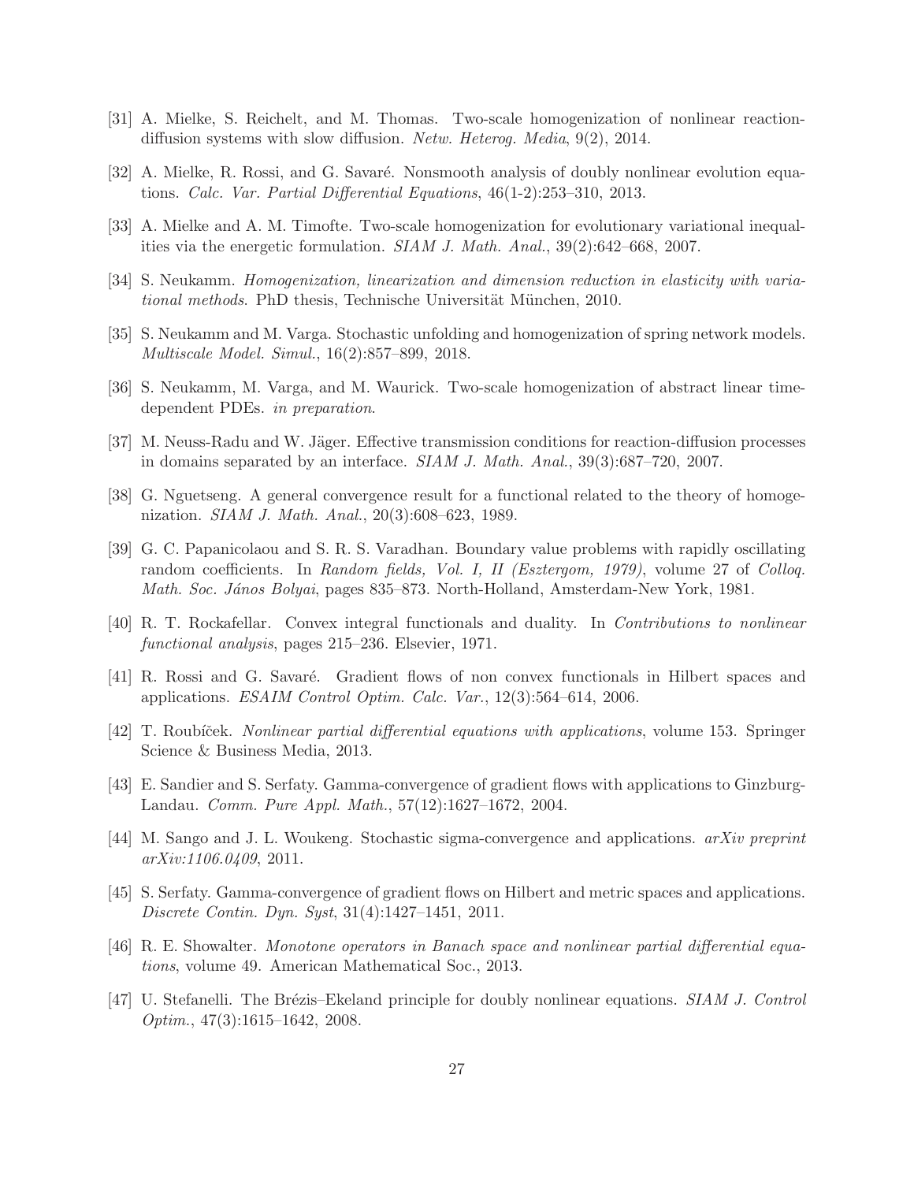[31] A. Mielke, S. Reichelt, and M. Thomas. Two-scale homogenization of nonlinear reaction-diffusion systems with slow diffusion. *Netw. Heterog. Media*, 9(2), 2014.

[32] A. Mielke, R. Rossi, and G. Savaré. Nonsmooth analysis of doubly nonlinear evolution equations. *Calc. Var. Partial Differential Equations*, 46(1-2):253–310, 2013.

[33] A. Mielke and A. M. Timofte. Two-scale homogenization for evolutionary variational inequalities via the energetic formulation. *SIAM J. Math. Anal.*, 39(2):642–668, 2007.

[34] S. Neukamm. *Homogenization, linearization and dimension reduction in elasticity with variational methods*. PhD thesis, Technische Universität München, 2010.

[35] S. Neukamm and M. Varga. Stochastic unfolding and homogenization of spring network models. *Multiscale Model. Simul.*, 16(2):857–899, 2018.

[36] S. Neukamm, M. Varga, and M. Waurick. Two-scale homogenization of abstract linear time-dependent PDEs. *in preparation*.

[37] M. Neuss-Radu and W. Jäger. Effective transmission conditions for reaction-diffusion processes in domains separated by an interface. *SIAM J. Math. Anal.*, 39(3):687–720, 2007.

[38] G. Nguetseng. A general convergence result for a functional related to the theory of homogenization. *SIAM J. Math. Anal.*, 20(3):608–623, 1989.

[39] G. C. Papanicolaou and S. R. S. Varadhan. Boundary value problems with rapidly oscillating random coefficients. In *Random fields, Vol. I, II (Esztergom, 1979)*, volume 27 of *Colloq. Math. Soc. János Bolyai*, pages 835–873. North-Holland, Amsterdam-New York, 1981.

[40] R. T. Rockafellar. Convex integral functionals and duality. In *Contributions to nonlinear functional analysis*, pages 215–236. Elsevier, 1971.

[41] R. Rossi and G. Savaré. Gradient flows of non convex functionals in Hilbert spaces and applications. *ESAIM Control Optim. Calc. Var.*, 12(3):564–614, 2006.

[42] T. Roubíček. *Nonlinear partial differential equations with applications*, volume 153. Springer Science & Business Media, 2013.

[43] E. Sandier and S. Serfaty. Gamma-convergence of gradient flows with applications to Ginzburg-Landau. *Comm. Pure Appl. Math.*, 57(12):1627–1672, 2004.

[44] M. Sango and J. L. Woukeng. Stochastic sigma-convergence and applications. *arXiv preprint arXiv:1106.0409*, 2011.

[45] S. Serfaty. Gamma-convergence of gradient flows on Hilbert and metric spaces and applications. *Discrete Contin. Dyn. Syst*, 31(4):1427–1451, 2011.

[46] R. E. Showalter. *Monotone operators in Banach space and nonlinear partial differential equations*, volume 49. American Mathematical Soc., 2013.

[47] U. Stefanelli. The Brézis–Ekeland principle for doubly nonlinear equations. *SIAM J. Control Optim.*, 47(3):1615–1642, 2008.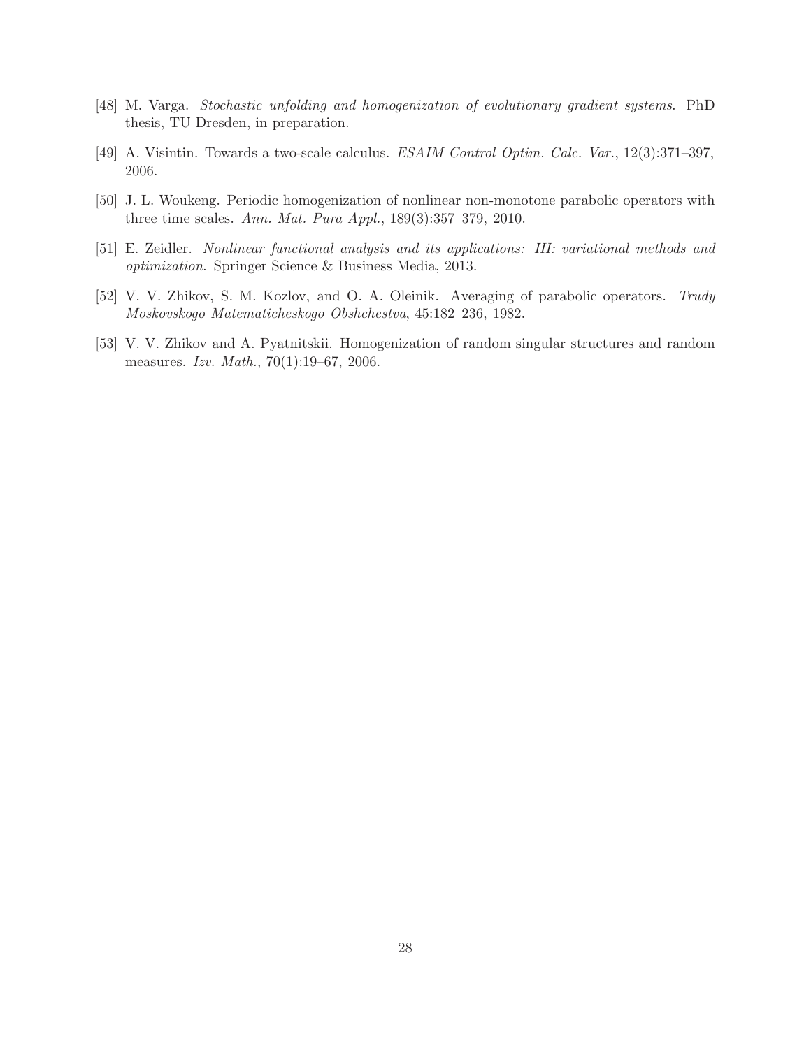[48] M. Varga. *Stochastic unfolding and homogenization of evolutionary gradient systems*. PhD thesis, TU Dresden, in preparation.

[49] A. Visintin. Towards a two-scale calculus. *ESAIM Control Optim. Calc. Var.*, 12(3):371–397, 2006.

[50] J. L. Woukeng. Periodic homogenization of nonlinear non-monotone parabolic operators with three time scales. *Ann. Mat. Pura Appl.*, 189(3):357–379, 2010.

[51] E. Zeidler. *Nonlinear functional analysis and its applications: III: variational methods and optimization*. Springer Science & Business Media, 2013.

[52] V. V. Zhikov, S. M. Kozlov, and O. A. Oleinik. Averaging of parabolic operators. *Trudy Moskovskogo Matematicheskogo Obshchestva*, 45:182–236, 1982.

[53] V. V. Zhikov and A. Pyatnitskii. Homogenization of random singular structures and random measures. *Izv. Math.*, 70(1):19–67, 2006.